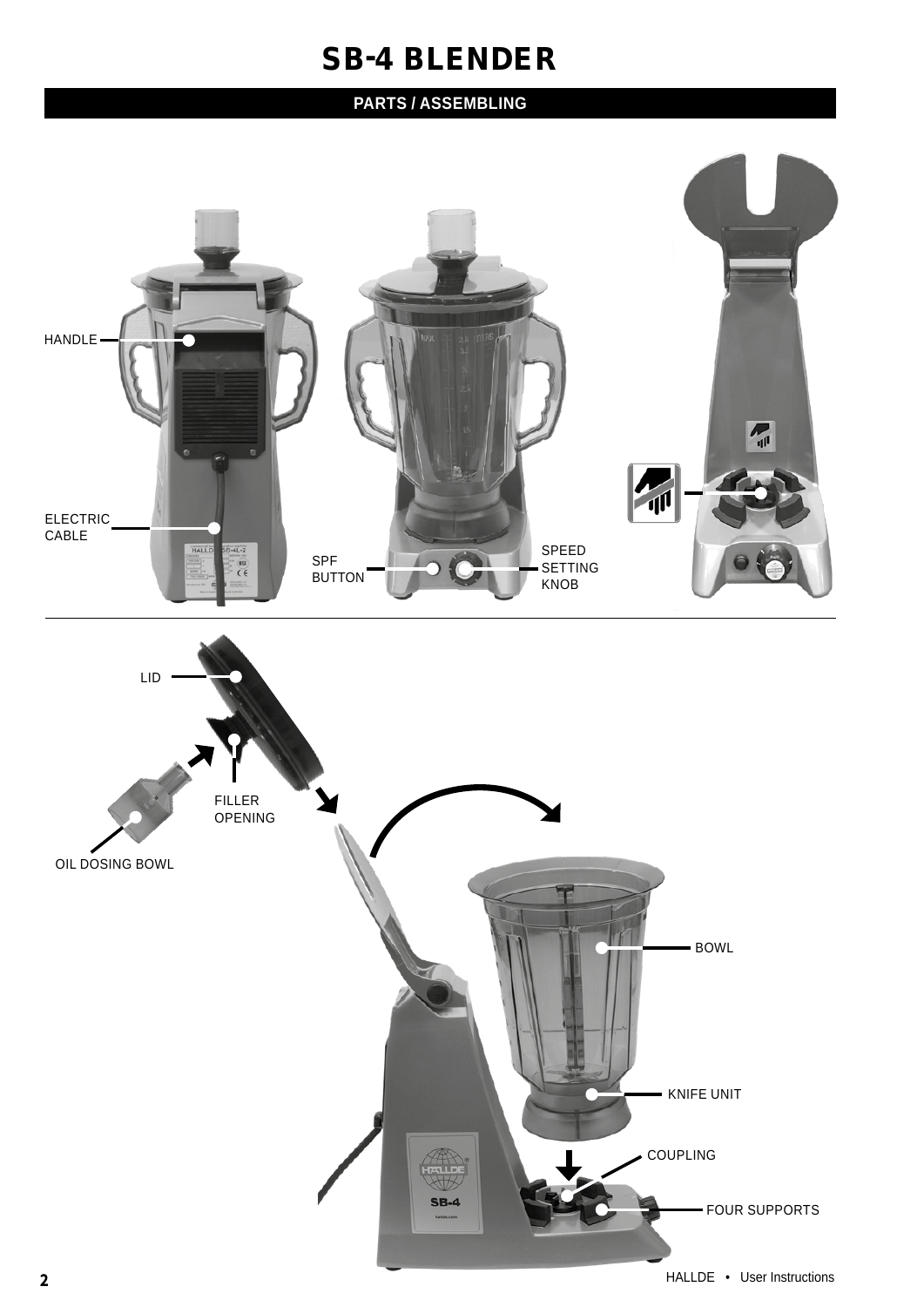# SB-4 BLENDER

## PARTS / ASSEMBLING

HANDLE

ELECTRIC CABLE

SPF BUTTON

SPEED SETTING KNOB

LID

FILLER OPENING

OIL DOSING BOWL

BOWL

KNIFE UNIT

COUPLING

FOUR SUPPORTS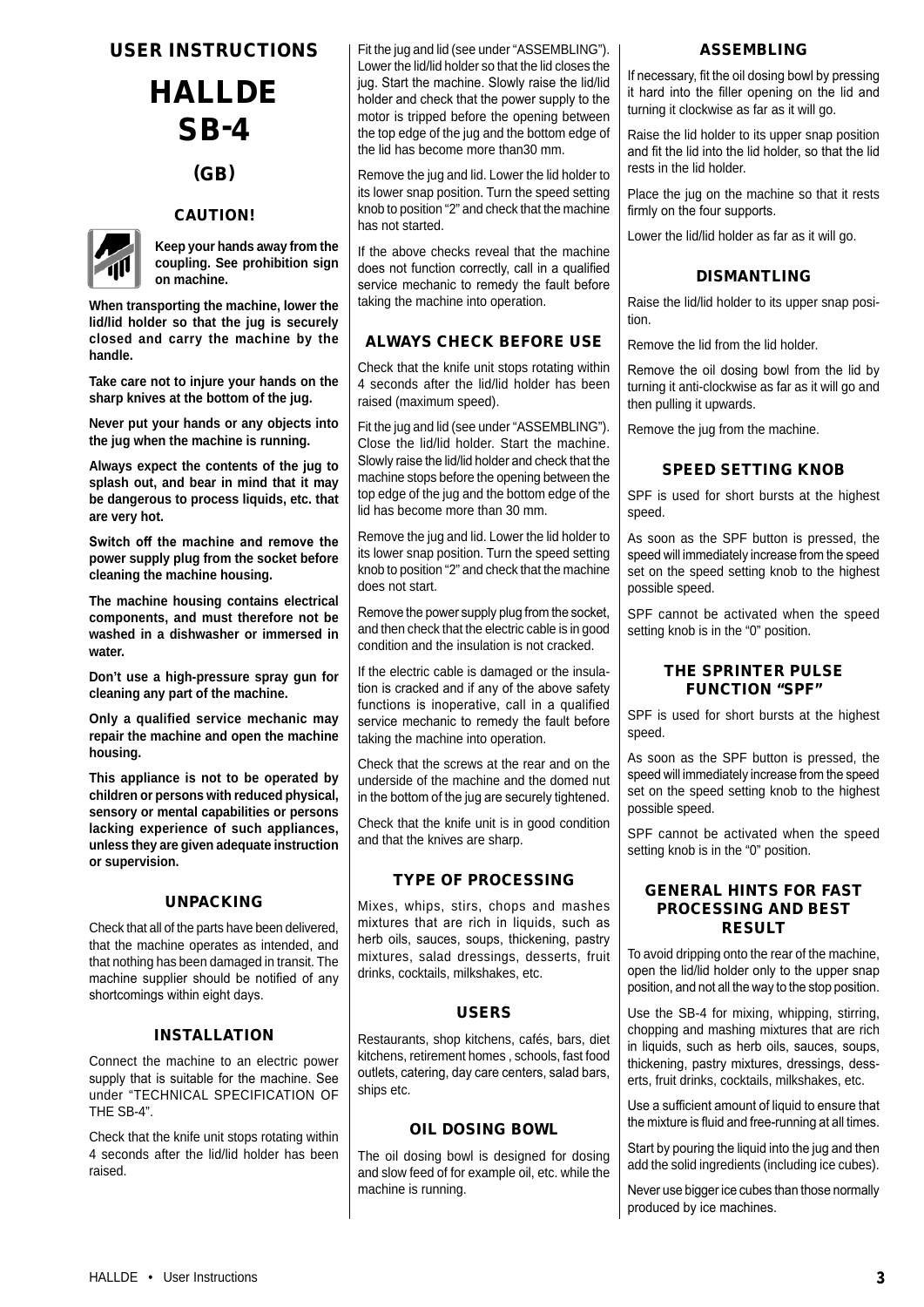# USER INSTRUCTIONS

# HALLDE SB-4

## (GB)

### CAUTION!

**Keep your hands away from the coupling. See prohibition sign on machine.**

**When transporting the machine, lower the lid/lid holder so that the jug is securely closed and carry the machine by the handle.**

**Take care not to injure your hands on the sharp knives at the bottom of the jug.**

**Never put your hands or any objects into the jug when the machine is running.**

**Always expect the contents of the jug to splash out, and bear in mind that it may be dangerous to process liquids, etc. that are very hot.**

**Switch off the machine and remove the power supply plug from the socket before cleaning the machine housing.**

**The machine housing contains electrical components, and must therefore not be washed in a dishwasher or immersed in water.**

**Don't use a high-pressure spray gun for cleaning any part of the machine.**

**Only a qualified service mechanic may repair the machine and open the machine housing.**

**This appliance is not to be operated by children or persons with reduced physical, sensory or mental capabilities or persons lacking experience of such appliances, unless they are given adequate instruction or supervision.**

### UNPACKING

Check that all of the parts have been delivered, that the machine operates as intended, and that nothing has been damaged in transit. The machine supplier should be notified of any shortcomings within eight days.

### INSTALLATION

Connect the machine to an electric power supply that is suitable for the machine. See under "TECHNICAL SPECIFICATION OF THE SB-4".

Check that the knife unit stops rotating within 4 seconds after the lid/lid holder has been raised.

Fit the jug and lid (see under "ASSEMBLING"). Lower the lid/lid holder so that the lid closes the jug. Start the machine. Slowly raise the lid/lid holder and check that the power supply to the motor is tripped before the opening between the top edge of the jug and the bottom edge of the lid has become more than30 mm.

Remove the jug and lid. Lower the lid holder to its lower snap position. Turn the speed setting knob to position "2" and check that the machine has not started.

If the above checks reveal that the machine does not function correctly, call in a qualified service mechanic to remedy the fault before taking the machine into operation.

### ALWAYS CHECK BEFORE USE

Check that the knife unit stops rotating within 4 seconds after the lid/lid holder has been raised (maximum speed).

Fit the jug and lid (see under "ASSEMBLING"). Close the lid/lid holder. Start the machine. Slowly raise the lid/lid holder and check that the machine stops before the opening between the top edge of the jug and the bottom edge of the lid has become more than 30 mm.

Remove the jug and lid. Lower the lid holder to its lower snap position. Turn the speed setting knob to position "2" and check that the machine does not start.

Remove the power supply plug from the socket, and then check that the electric cable is in good condition and the insulation is not cracked.

If the electric cable is damaged or the insulation is cracked and if any of the above safety functions is inoperative, call in a qualified service mechanic to remedy the fault before taking the machine into operation.

Check that the screws at the rear and on the underside of the machine and the domed nut in the bottom of the jug are securely tightened.

Check that the knife unit is in good condition and that the knives are sharp.

### TYPE OF PROCESSING

Mixes, whips, stirs, chops and mashes mixtures that are rich in liquids, such as herb oils, sauces, soups, thickening, pastry mixtures, salad dressings, desserts, fruit drinks, cocktails, milkshakes, etc.

### USERS

Restaurants, shop kitchens, cafés, bars, diet kitchens, retirement homes , schools, fast food outlets, catering, day care centers, salad bars, ships etc.

### OIL DOSING BOWL

The oil dosing bowl is designed for dosing and slow feed of for example oil, etc. while the machine is running.

### ASSEMBLING

If necessary, fit the oil dosing bowl by pressing it hard into the filler opening on the lid and turning it clockwise as far as it will go.

Raise the lid holder to its upper snap position and fit the lid into the lid holder, so that the lid rests in the lid holder.

Place the jug on the machine so that it rests firmly on the four supports.

Lower the lid/lid holder as far as it will go.

### DISMANTLING

Raise the lid/lid holder to its upper snap position.

Remove the lid from the lid holder.

Remove the oil dosing bowl from the lid by turning it anti-clockwise as far as it will go and then pulling it upwards.

Remove the jug from the machine.

### SPEED SETTING KNOB

SPF is used for short bursts at the highest speed.

As soon as the SPF button is pressed, the speed will immediately increase from the speed set on the speed setting knob to the highest possible speed.

SPF cannot be activated when the speed setting knob is in the "0" position.

### THE SPRINTER PULSE FUNCTION "SPF"

SPF is used for short bursts at the highest speed.

As soon as the SPF button is pressed, the speed will immediately increase from the speed set on the speed setting knob to the highest possible speed.

SPF cannot be activated when the speed setting knob is in the "0" position.

### GENERAL HINTS FOR FAST PROCESSING AND BEST RESULT

To avoid dripping onto the rear of the machine, open the lid/lid holder only to the upper snap position, and not all the way to the stop position.

Use the SB-4 for mixing, whipping, stirring, chopping and mashing mixtures that are rich in liquids, such as herb oils, sauces, soups, thickening, pastry mixtures, dressings, desserts, fruit drinks, cocktails, milkshakes, etc.

Use a sufficient amount of liquid to ensure that the mixture is fluid and free-running at all times.

Start by pouring the liquid into the jug and then add the solid ingredients (including ice cubes).

Never use bigger ice cubes than those normally produced by ice machines.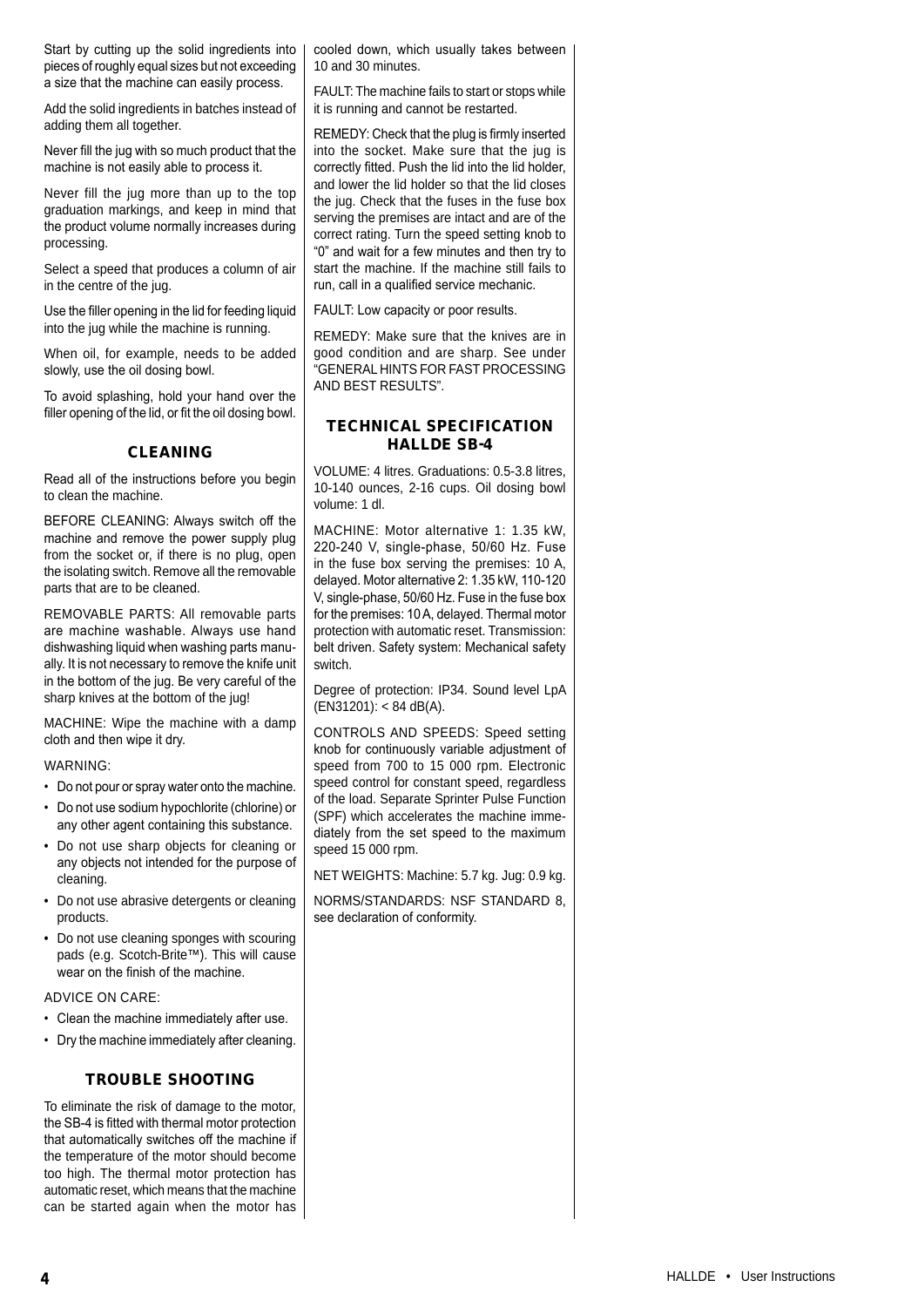Start by cutting up the solid ingredients into pieces of roughly equal sizes but not exceeding a size that the machine can easily process.

Add the solid ingredients in batches instead of adding them all together.

Never fill the jug with so much product that the machine is not easily able to process it.

Never fill the jug more than up to the top graduation markings, and keep in mind that the product volume normally increases during processing.

Select a speed that produces a column of air in the centre of the jug.

Use the filler opening in the lid for feeding liquid into the jug while the machine is running.

When oil, for example, needs to be added slowly, use the oil dosing bowl.

To avoid splashing, hold your hand over the filler opening of the lid, or fit the oil dosing bowl.

## CLEANING

Read all of the instructions before you begin to clean the machine.

BEFORE CLEANING: Always switch off the machine and remove the power supply plug from the socket or, if there is no plug, open the isolating switch. Remove all the removable parts that are to be cleaned.

REMOVABLE PARTS: All removable parts are machine washable. Always use hand dishwashing liquid when washing parts manually. It is not necessary to remove the knife unit in the bottom of the jug. Be very careful of the sharp knives at the bottom of the jug!

MACHINE: Wipe the machine with a damp cloth and then wipe it dry.

WARNING:

- Do not pour or spray water onto the machine.
- Do not use sodium hypochlorite (chlorine) or any other agent containing this substance.
- Do not use sharp objects for cleaning or any objects not intended for the purpose of cleaning.
- Do not use abrasive detergents or cleaning products.
- Do not use cleaning sponges with scouring pads (e.g. Scotch-Brite™). This will cause wear on the finish of the machine.

ADVICE ON CARE:

- Clean the machine immediately after use.
- Dry the machine immediately after cleaning.

## TROUBLE SHOOTING

To eliminate the risk of damage to the motor, the SB-4 is fitted with thermal motor protection that automatically switches off the machine if the temperature of the motor should become too high. The thermal motor protection has automatic reset, which means that the machine can be started again when the motor has cooled down, which usually takes between 10 and 30 minutes.

FAULT: The machine fails to start or stops while it is running and cannot be restarted.

REMEDY: Check that the plug is firmly inserted into the socket. Make sure that the jug is correctly fitted. Push the lid into the lid holder, and lower the lid holder so that the lid closes the jug. Check that the fuses in the fuse box serving the premises are intact and are of the correct rating. Turn the speed setting knob to "0" and wait for a few minutes and then try to start the machine. If the machine still fails to run, call in a qualified service mechanic.

FAULT: Low capacity or poor results.

REMEDY: Make sure that the knives are in good condition and are sharp. See under "GENERAL HINTS FOR FAST PROCESSING AND BEST RESULTS".

## TECHNICAL SPECIFICATION HALLDE SB-4

VOLUME: 4 litres. Graduations: 0.5-3.8 litres, 10-140 ounces, 2-16 cups. Oil dosing bowl volume: 1 dl.

MACHINE: Motor alternative 1: 1.35 kW, 220-240 V, single-phase, 50/60 Hz. Fuse in the fuse box serving the premises: 10 A, delayed. Motor alternative 2: 1.35 kW, 110-120 V, single-phase, 50/60 Hz. Fuse in the fuse box for the premises: 10 A, delayed. Thermal motor protection with automatic reset. Transmission: belt driven. Safety system: Mechanical safety switch.

Degree of protection: IP34. Sound level LpA (EN31201): < 84 dB(A).

CONTROLS AND SPEEDS: Speed setting knob for continuously variable adjustment of speed from 700 to 15 000 rpm. Electronic speed control for constant speed, regardless of the load. Separate Sprinter Pulse Function (SPF) which accelerates the machine immediately from the set speed to the maximum speed 15 000 rpm.

NET WEIGHTS: Machine: 5.7 kg. Jug: 0.9 kg.

NORMS/STANDARDS: NSF STANDARD 8, see declaration of conformity.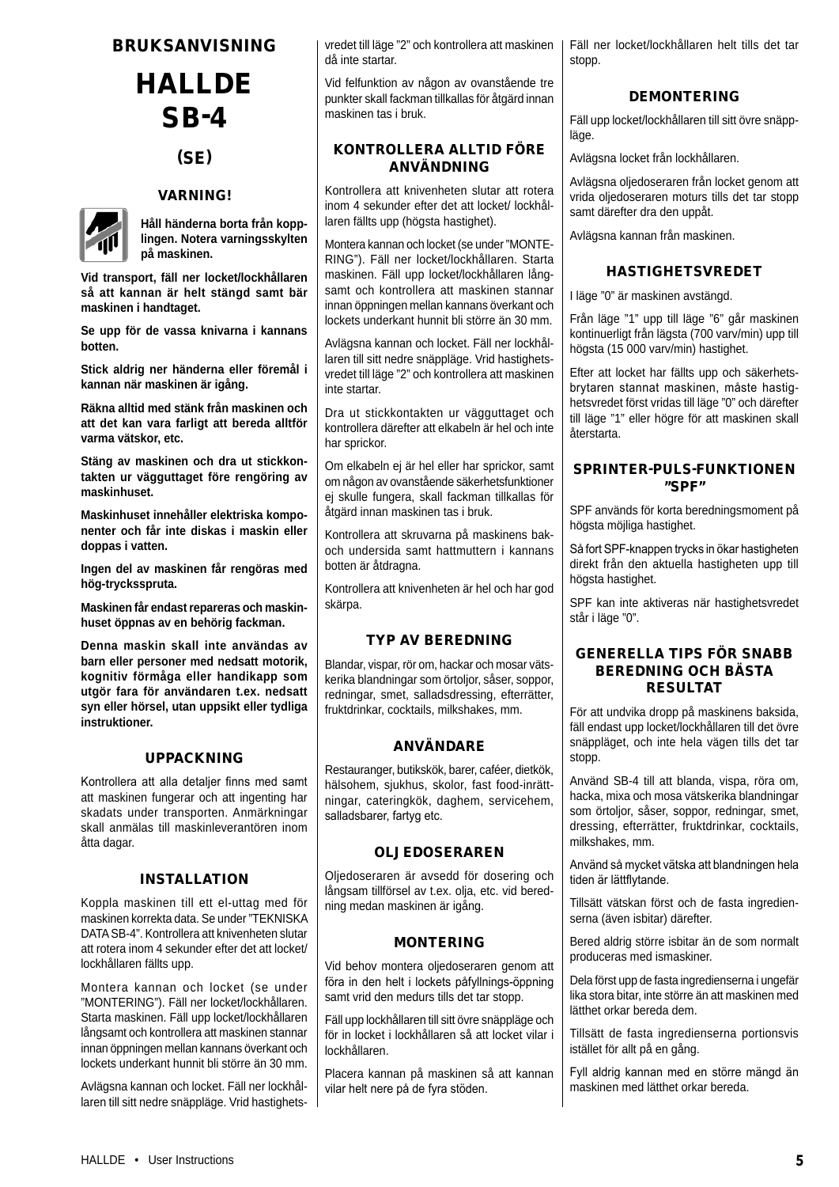# BRUKSANVISNING

# HALLDE SB-4

## (SE)

### VARNING!

**Håll händerna borta från kopplingen. Notera varningsskylten på maskinen.**

**Vid transport, fäll ner locket/lockhållaren så att kannan är helt stängd samt bär maskinen i handtaget.**

**Se upp för de vassa knivarna i kannans botten.**

**Stick aldrig ner händerna eller föremål i kannan när maskinen är igång.**

**Räkna alltid med stänk från maskinen och att det kan vara farligt att bereda alltför varma vätskor, etc.**

**Stäng av maskinen och dra ut stickkontakten ur vägguttaget före rengöring av maskinhuset.**

**Maskinhuset innehåller elektriska komponenter och får inte diskas i maskin eller doppas i vatten.**

**Ingen del av maskinen får rengöras med hög-tryckspruta.**

**Maskinen får endast repareras och maskinhuset öppnas av en behörig fackman.**

**Denna maskin skall inte användas av barn eller personer med nedsatt motorik, kognitiv förmåga eller handikapp som utgör fara för användaren t.ex. nedsatt syn eller hörsel, utan uppsikt eller tydliga instruktioner.**

### UPPACKNING

Kontrollera att alla detaljer finns med samt att maskinen fungerar och att ingenting har skadats under transporten. Anmärkningar skall anmälas till maskinleverantören inom åtta dagar.

### INSTALLATION

Koppla maskinen till ett el-uttag med för maskinen korrekta data. Se under ”TEKNISKA DATA SB-4”. Kontrollera att knivenheten slutar att rotera inom 4 sekunder efter det att locket/lockhållaren fällts upp.

Montera kannan och locket (se under ”MONTERING”). Fäll ner locket/lockhållaren. Starta maskinen. Fäll upp locket/lockhållaren långsamt och kontrollera att maskinen stannar innan öppningen mellan kannans överkant och lockets underkant hunnit bli större än 30 mm.

Avlägsna kannan och locket. Fäll ner lockhållaren till sitt nedre snäppläge. Vrid hastighetsvredet till läge ”2” och kontrollera att maskinen då inte startar.

Vid felfunktion av någon av ovanstående tre punkter skall fackman tillkallas för åtgärd innan maskinen tas i bruk.

### KONTROLLERA ALLTID FÖRE ANVÄNDNING

Kontrollera att knivenheten slutar att rotera inom 4 sekunder efter det att locket/ lockhållaren fällts upp (högsta hastighet).

Montera kannan och locket (se under ”MONTERING”). Fäll ner locket/lockhållaren. Starta maskinen. Fäll upp locket/lockhållaren långsamt och kontrollera att maskinen stannar innan öppningen mellan kannans överkant och lockets underkant hunnit bli större än 30 mm.

Avlägsna kannan och locket. Fäll ner lockhållaren till sitt nedre snäppläge. Vrid hastighetsvredet till läge ”2” och kontrollera att maskinen inte startar.

Dra ut stickkontakten ur vägguttaget och kontrollera därefter att elkabeln är hel och inte har sprickor.

Om elkabeln ej är hel eller har sprickor, samt om någon av ovanstående säkerhetsfunktioner ej skulle fungera, skall fackman tillkallas för åtgärd innan maskinen tas i bruk.

Kontrollera att skruvarna på maskinens bak- och undersida samt hattmuttern i kannans botten är åtdragna.

Kontrollera att knivenheten är hel och har god skärpa.

### TYP AV BEREDNING

Blandar, vispar, rör om, hackar och mosar vätskerika blandningar som örtoljor, såser, soppor, redningar, smet, salladsdressing, efterrätter, fruktdrinkar, cocktails, milkshakes, mm.

### ANVÄNDARE

Restauranger, butikskök, barer, caféer, dietkök, hälsohem, sjukhus, skolor, fast food-inrättningar, cateringkök, daghem, servicehem, salladsbarer, fartyg etc.

### OLJEDOSERAREN

Oljedoseraren är avsedd för dosering och långsam tillförsel av t.ex. olja, etc. vid beredning medan maskinen är igång.

### MONTERING

Vid behov montera oljedoseraren genom att föra in den helt i lockets påfyllnings-öppning samt vrid den medurs tills det tar stopp.

Fäll upp lockhållaren till sitt övre snäppläge och för in locket i lockhållaren så att locket vilar i lockhållaren.

Placera kannan på maskinen så att kannan vilar helt nere på de fyra stöden.

Fäll ner locket/lockhållaren helt tills det tar stopp.

### DEMONTERING

Fäll upp locket/lockhållaren till sitt övre snäppläge.

Avlägsna locket från lockhållaren.

Avlägsna oljedoseraren från locket genom att vrida oljedoseraren moturs tills det tar stopp samt därefter dra den uppåt.

Avlägsna kannan från maskinen.

### HASTIGHETSVREDET

I läge ”0” är maskinen avstängd.

Från läge ”1” upp till läge ”6” går maskinen kontinuerligt från lägsta (700 varv/min) upp till högsta (15 000 varv/min) hastighet.

Efter att locket har fällts upp och säkerhetsbrytaren stannat maskinen, måste hastighetsvredet först vridas till läge ”0” och därefter till läge ”1” eller högre för att maskinen skall återstarta.

### SPRINTER-PULS-FUNKTIONEN ”SPF”

SPF används för korta beredningsmoment på högsta möjliga hastighet.

Så fort SPF-knappen trycks in ökar hastigheten direkt från den aktuella hastigheten upp till högsta hastighet.

SPF kan inte aktiveras när hastighetsvredet står i läge ”0”.

### GENERELLA TIPS FÖR SNABB BEREDNING OCH BÄSTA RESULTAT

För att undvika dropp på maskinens baksida, fäll endast upp locket/lockhållaren till det övre snäppläget, och inte hela vägen tills det tar stopp.

Använd SB-4 till att blanda, vispa, röra om, hacka, mixa och mosa vätskerika blandningar som örtoljor, såser, soppor, redningar, smet, dressing, efterrätter, fruktdrinkar, cocktails, milkshakes, mm.

Använd så mycket vätska att blandningen hela tiden är lättflytande.

Tillsätt vätskan först och de fasta ingredienserna (även isbitar) därefter.

Bered aldrig större isbitar än de som normalt produceras med ismaskiner.

Dela först upp de fasta ingredienserna i ungefär lika stora bitar, inte större än att maskinen med lätthet orkar bereda dem.

Tillsätt de fasta ingredienserna portionsvis istället för allt på en gång.

Fyll aldrig kannan med en större mängd än maskinen med lätthet orkar bereda.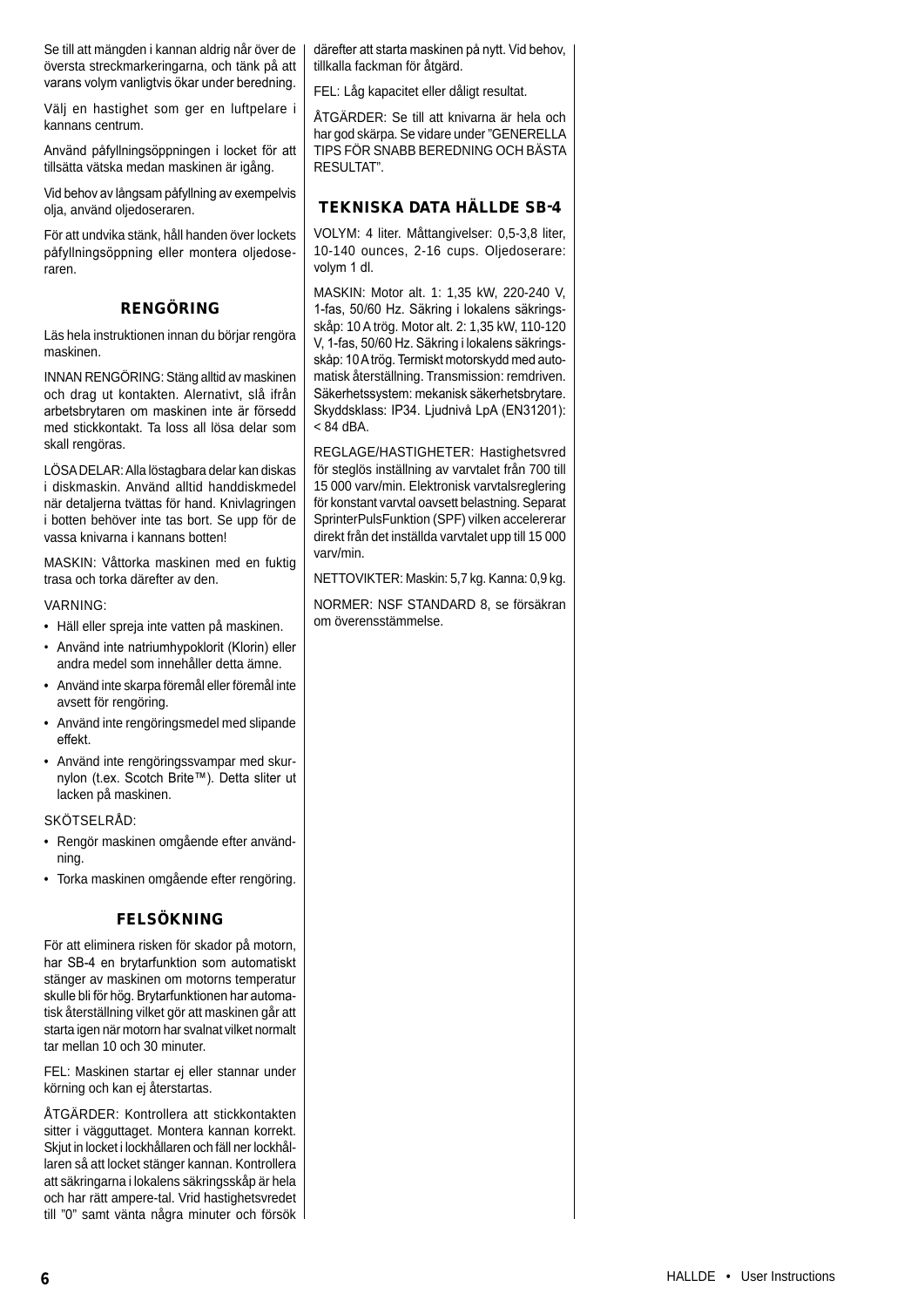Se till att mängden i kannan aldrig når över de översta streckmarkeringarna, och tänk på att varans volym vanligtvis ökar under beredning.

Välj en hastighet som ger en luftpelare i kannans centrum.

Använd påfyllningsöppningen i locket för att tillsätta vätska medan maskinen är igång.

Vid behov av långsam påfyllning av exempelvis olja, använd oljedoseraren.

För att undvika stänk, håll handen över lockets påfyllningsöppning eller montera oljedoseraren.

## RENGÖRING

Läs hela instruktionen innan du börjar rengöra maskinen.

INNAN RENGÖRING: Stäng alltid av maskinen och drag ut kontakten. Alernativt, slå ifrån arbetsbrytaren om maskinen inte är försedd med stickkontakt. Ta loss all lösa delar som skall rengöras.

LÖSA DELAR: Alla löstagbara delar kan diskas i diskmaskin. Använd alltid handdiskmedel när detaljerna tvättas för hand. Knivlagringen i botten behöver inte tas bort. Se upp för de vassa knivarna i kannans botten!

MASKIN: Våttorka maskinen med en fuktig trasa och torka därefter av den.

VARNING:

- Häll eller spreja inte vatten på maskinen.
- Använd inte natriumhypoklorit (Klorin) eller andra medel som innehåller detta ämne.
- Använd inte skarpa föremål eller föremål inte avsett för rengöring.
- Använd inte rengöringsmedel med slipande effekt.
- Använd inte rengöringssvampar med skurnylon (t.ex. Scotch Brite™). Detta sliter ut lacken på maskinen.

SKÖTSELRÅD:

- Rengör maskinen omgående efter användning.
- Torka maskinen omgående efter rengöring.

## FELSÖKNING

För att eliminera risken för skador på motorn, har SB-4 en brytarfunktion som automatiskt stänger av maskinen om motorns temperatur skulle bli för hög. Brytarfunktionen har automatisk återställning vilket gör att maskinen går att starta igen när motorn har svalnat vilket normalt tar mellan 10 och 30 minuter.

FEL: Maskinen startar ej eller stannar under körning och kan ej återstartas.

ÅTGÄRDER: Kontrollera att stickkontakten sitter i vägguttaget. Montera kannan korrekt. Skjut in locket i lockhållaren och fäll ner lockhållaren så att locket stänger kannan. Kontrollera att säkringarna i lokalens säkringsskåp är hela och har rätt ampere-tal. Vrid hastighetsvredet till "0" samt vänta några minuter och försök därefter att starta maskinen på nytt. Vid behov, tillkalla fackman för åtgärd.

FEL: Låg kapacitet eller dåligt resultat.

ÅTGÄRDER: Se till att knivarna är hela och har god skärpa. Se vidare under "GENERELLA TIPS FÖR SNABB BEREDNING OCH BÄSTA RESULTAT".

## TEKNISKA DATA HÄLLDE SB-4

VOLYM: 4 liter. Måttangivelser: 0,5-3,8 liter, 10-140 ounces, 2-16 cups. Oljedoserare: volym 1 dl.

MASKIN: Motor alt. 1: 1,35 kW, 220-240 V, 1-fas, 50/60 Hz. Säkring i lokalens säkringsskåp: 10 A trög. Motor alt. 2: 1,35 kW, 110-120 V, 1-fas, 50/60 Hz. Säkring i lokalens säkringsskåp: 10 A trög. Termiskt motorskydd med automatisk återställning. Transmission: remdriven. Säkerhetssystem: mekanisk säkerhetsbrytare. Skyddsklass: IP34. Ljudnivå LpA (EN31201): < 84 dBA.

REGLAGE/HASTIGHETER: Hastighetsvred för steglös inställning av varvtalet från 700 till 15 000 varv/min. Elektronisk varvtalsreglering för konstant varvtal oavsett belastning. Separat SprinterPulsFunktion (SPF) vilken accelererar direkt från det inställda varvtalet upp till 15 000 varv/min.

NETTOVIKTER: Maskin: 5,7 kg. Kanna: 0,9 kg.

NORMER: NSF STANDARD 8, se försäkran om överensstämmelse.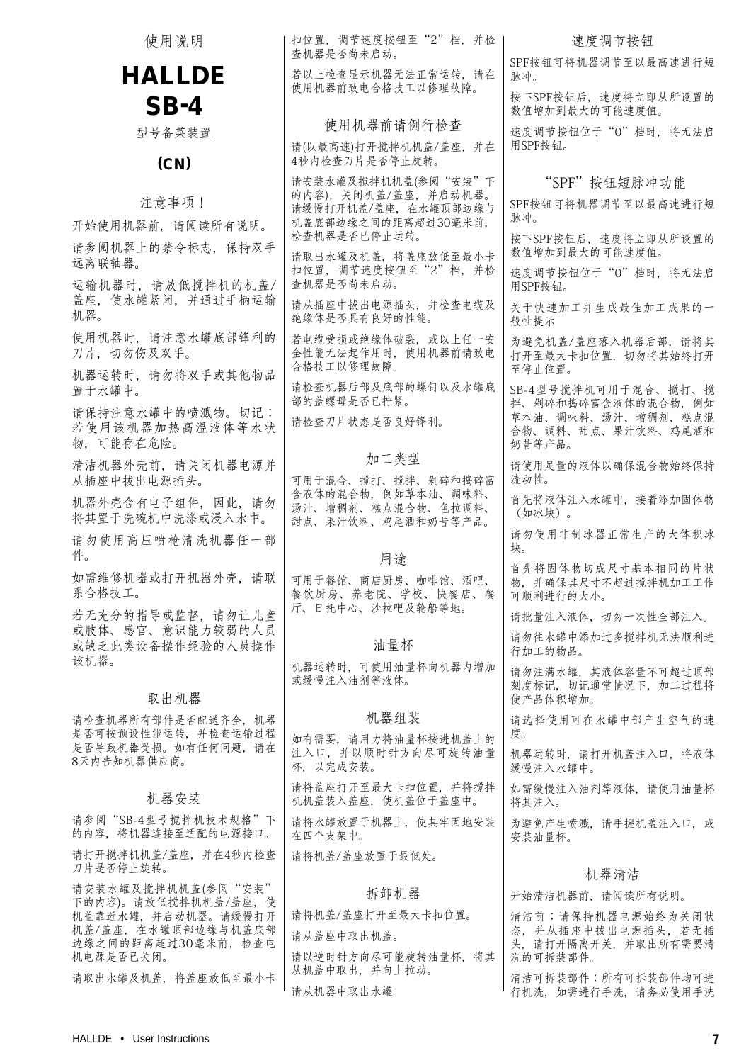使用说明

# HALLDE SB-4

型号备菜装置

**(CN)**

## 注意事项！

开始使用机器前，请阅读所有说明。

请参阅机器上的禁令标志，保持双手远离联轴器。

运输机器时，请放低搅拌机的机盖/盖座，使水罐紧闭，并通过手柄运输机器。

使用机器时，请注意水罐底部锋利的刀片，切勿伤及双手。

机器运转时，请勿将双手或其他物品置于水罐中。

请保持注意水罐中的喷溅物。切记：若使用该机器加热高温液体等水状物，可能存在危险。

清洁机器外壳前，请关闭机器电源并从插座中拔出电源插头。

机器外壳含有电子组件，因此，请勿将其置于洗碗机中洗涤或浸入水中。

请勿使用高压喷枪清洗机器任一部件。

如需维修机器或打开机器外壳，请联系合格技工。

若无充分的指导或监督，请勿让儿童或肢体、感官、意识能力较弱的人员或缺乏此类设备操作经验的人员操作该机器。

## 取出机器

请检查机器所有部件是否配送齐全，机器是否可按预设性能运转，并检查运输过程是否导致机器受损。如有任何问题，请在8天内告知机器供应商。

## 机器安装

请参阅“SB-4型号搅拌机技术规格”下的内容，将机器连接至适配的电源接口。

请打开搅拌机机盖/盖座，并在4秒内检查刀片是否停止旋转。

请安装水罐及搅拌机机盖(参阅“安装”下的内容)。请放低搅拌机机盖/盖座，使机盖靠近水罐，并启动机器。请缓慢打开机盖/盖座，在水罐顶部边缘与机盖底部边缘之间的距离超过30毫米前，检查电机电源是否已关闭。

请取出水罐及机盖，将盖座放低至最小卡扣位置，调节速度按钮至“2”档，并检查机器是否尚未启动。

若以上检查显示机器无法正常运转，请在使用机器前致电合格技工以修理故障。

## 使用机器前请例行检查

请(以最高速)打开搅拌机机盖/盖座，并在4秒内检查刀片是否停止旋转。

请安装水罐及搅拌机机盖(参阅“安装”下的内容)，关闭机盖/盖座，并启动机器。请缓慢打开机盖/盖座，在水罐顶部边缘与机盖底部边缘之间的距离超过30毫米前，检查机器是否已停止运转。

请取出水罐及机盖，将盖座放低至最小卡扣位置，调节速度按钮至“2”档，并检查机器是否尚未启动。

请从插座中拔出电源插头，并检查电缆及绝缘体是否具有良好的性能。

若电缆受损或绝缘体破裂，或以上任一安全性能无法起作用时，使用机器前请致电合格技工以修理故障。

请检查机器后部及底部的螺钉以及水罐底部的盖螺母是否已拧紧。

请检查刀片状态是否良好锋利。

## 加工类型

可用于混合、搅打、搅拌、剁碎和捣碎富含液体的混合物，例如草本油、调味料、汤汁、增稠剂、糕点混合物、色拉调料、甜点、果汁饮料、鸡尾酒和奶昔等产品。

## 用途

可用于餐馆、商店厨房、咖啡馆、酒吧、餐饮厨房、养老院、学校、快餐店、餐厅、日托中心、沙拉吧及轮船等地。

## 油量杯

机器运转时，可使用油量杯向机器内增加或缓慢注入油剂等液体。

## 机器组装

如有需要，请用力将油量杯按进机盖上的注入口，并以顺时针方向尽可旋转油量杯，以完成安装。

请将盖座打开至最大卡扣位置，并将搅拌机机盖装入盖座，使机盖位于盖座中。

请将水罐放置于机器上，使其牢固地安装在四个支架中。

请将机盖/盖座放置于最低处。

## 拆卸机器

请将机盖/盖座打开至最大卡扣位置。

请从盖座中取出机盖。

请以逆时针方向尽可能旋转油量杯，将其从机盖中取出，并向上拉动。

请从机器中取出水罐。

## 速度调节按钮

SPF按钮可将机器调节至以最高速进行短脉冲。

按下SPF按钮后，速度将立即从所设置的数值增加到最大的可能速度值。

速度调节按钮位于“0”档时，将无法启用SPF按钮。

## “SPF”按钮短脉冲功能

SPF按钮可将机器调节至以最高速进行短脉冲。

按下SPF按钮后，速度将立即从所设置的数值增加到最大的可能速度值。

速度调节按钮位于“0”档时，将无法启用SPF按钮。

关于快速加工并生成最佳加工成果的一般性提示

为避免机盖/盖座落入机器后部，请将其打开至最大卡扣位置，切勿将其始终打开至停止位置。

SB-4型号搅拌机可用于混合、搅打、搅拌、剁碎和捣碎富含液体的混合物，例如草本油、调味料、汤汁、增稠剂、糕点混合物、调料、甜点、果汁饮料、鸡尾酒和奶昔等产品。

请使用足量的液体以确保混合物始终保持流动性。

首先将液体注入水罐中，接着添加固体物（如冰块）。

请勿使用非制冰器正常生产的大体积冰块。

首先将固体物切成尺寸基本相同的片状物，并确保其尺寸不超过搅拌机加工工作可顺利进行的大小。

请批量注入液体，切勿一次性全部注入。

请勿往水罐中添加过多搅拌机无法顺利进行加工的物品。

请勿注满水罐，其液体容量不可超过顶部刻度标记，切记通常情况下，加工过程将使产品体积增加。

请选择使用可在水罐中部产生空气的速度。

机器运转时，请打开机盖注入口，将液体缓慢注入水罐中。

如需缓慢注入油剂等液体，请使用油量杯将其注入。

为避免产生喷溅，请手握机盖注入口，或安装油量杯。

## 机器清洁

开始清洁机器前，请阅读所有说明。

清洁前：请保持机器电源始终为关闭状态，并从插座中拔出电源插头，若无插头，请打开隔离开关，并取出所有需要清洗的可拆装部件。

清洁可拆装部件：所有可拆装部件均可进行机洗，如需进行手洗，请务必使用手洗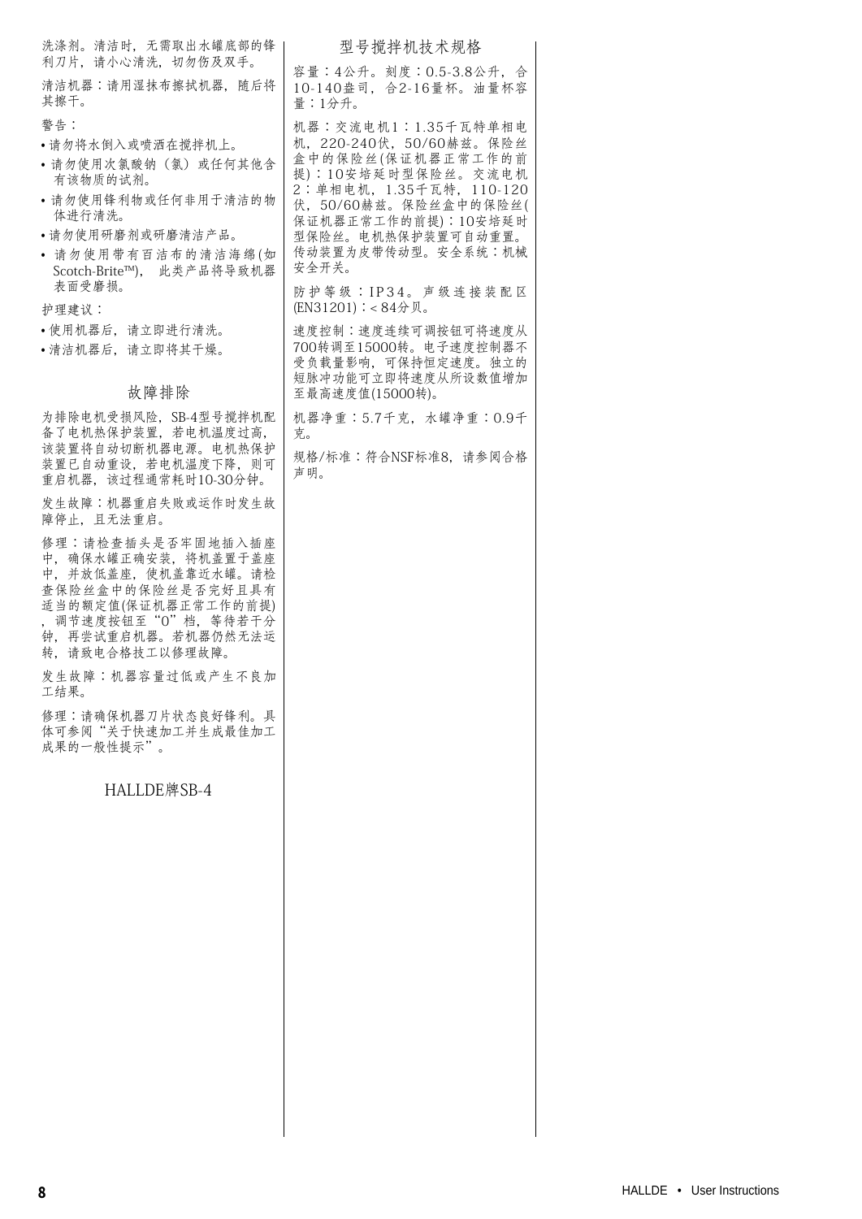洗涤剂。清洁时，无需取出水罐底部的锋利刀片，请小心清洗，切勿伤及双手。

清洁机器：请用湿抹布擦拭机器，随后将其擦干。

警告：

- 请勿将水倒入或喷洒在搅拌机上。
- 请勿使用次氯酸钠（氯）或任何其他含有该物质的试剂。
- 请勿使用锋利物或任何非用于清洁的物体进行清洗。
- 请勿使用研磨剂或研磨清洁产品。
- 请勿使用带有百洁布的清洁海绵(如Scotch-Brite™)，此类产品将导致机器表面受磨损。

护理建议：

- 使用机器后，请立即进行清洗。
- 清洁机器后，请立即将其干燥。

## 故障排除

为排除电机受损风险，SB-4型号搅拌机配备了电机热保护装置，若电机温度过高，该装置将自动切断机器电源。电机热保护装置已自动重设，若电机温度下降，则可重启机器，该过程通常耗时10-30分钟。

发生故障：机器重启失败或运作时发生故障停止，且无法重启。

修理：请检查插头是否牢固地插入插座中，确保水罐正确安装，将机盖置于盖座中，并放低盖座，使机盖靠近水罐。请检查保险丝盒中的保险丝是否完好且具有适当的额定值(保证机器正常工作的前提)，调节速度按钮至“0”档，等待若干分钟，再尝试重启机器。若机器仍然无法运转，请致电合格技工以修理故障。

发生故障：机器容量过低或产生不良加工结果。

修理：请确保机器刀片状态良好锋利。具体可参阅“关于快速加工并生成最佳加工成果的一般性提示”。

## HALLDE牌SB-4

## 型号搅拌机技术规格

容量：4公升。刻度：0.5-3.8公升，合10-140盎司，合2-16量杯。油量杯容量：1分升。

机器：交流电机1：1.35千瓦特单相电机，220-240伏，50/60赫兹。保险丝盒中的保险丝(保证机器正常工作的前提)：10安培延时型保险丝。交流电机2：单相电机，1.35千瓦特，110-120伏，50/60赫兹。保险丝盒中的保险丝(保证机器正常工作的前提)：10安培延时型保险丝。电机热保护装置可自动重置。传动装置为皮带传动型。安全系统：机械安全开关。

防护等级：IP34。声级连接装配区(EN31201)：< 84分贝。

速度控制：速度连续可调按钮可将速度从700转调至15000转。电子速度控制器不受负载量影响，可保持恒定速度。独立的短脉冲功能可立即将速度从所设数值增加至最高速度值(15000转)。

机器净重：5.7千克，水罐净重：0.9千克。

规格/标准：符合NSF标准8，请参阅合格声明。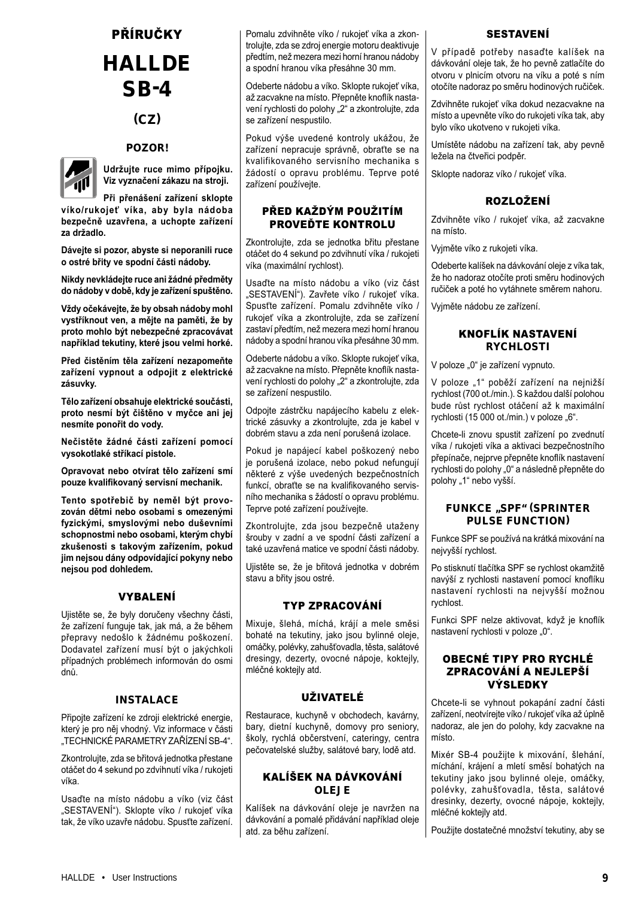# PŘÍRUČKY

# HALLDE SB-4

## (CZ)

### POZOR!

**Udržujte ruce mimo přípojku. Viz vyznačení zákazu na stroji.**

**Při přenášení zařízení sklopte víko/rukojeť víka, aby byla nádoba bezpečně uzavřena, a uchopte zařízení za držadlo.**

**Dávejte si pozor, abyste si neporanili ruce o ostré břity ve spodní části nádoby.**

**Nikdy nevkládejte ruce ani žádné předměty do nádoby v době, kdy je zařízení spuštěno.**

**Vždy očekávejte, že by obsah nádoby mohl vystříknout ven, a mějte na paměti, že by proto mohlo být nebezpečné zpracovávat například tekutiny, které jsou velmi horké.**

**Před čištěním těla zařízení nezapomeňte zařízení vypnout a odpojit z elektrické zásuvky.**

**Tělo zařízení obsahuje elektrické součásti, proto nesmí být čištěno v myčce ani jej nesmíte ponořit do vody.**

**Nečistěte žádné části zařízení pomocí vysokotlaké stříkací pistole.**

**Opravovat nebo otírat tělo zařízení smí pouze kvalifikovaný servisní mechanik.**

**Tento spotřebič by neměl být provozován dětmi nebo osobami s omezenými fyzickými, smyslovými nebo duševními schopnostmi nebo osobami, kterým chybí zkušenosti s takovým zařízením, pokud jim nejsou dány odpovídající pokyny nebo nejsou pod dohledem.**

### VYBALENÍ

Ujistěte se, že byly doručeny všechny části, že zařízení funguje tak, jak má, a že během přepravy nedošlo k žádnému poškození. Dodavatel zařízení musí být o jakýchkoli případných problémech informován do osmi dnů.

### INSTALACE

Připojte zařízení ke zdroji elektrické energie, který je pro něj vhodný. Viz informace v části „TECHNICKÉ PARAMETRY ZAŘÍZENÍ SB-4“.

Zkontrolujte, zda se břitová jednotka přestane otáčet do 4 sekund po zdvihnutí víka / rukojeti víka.

Usaďte na místo nádobu a víko (viz část „SESTAVENÍ“). Sklopte víko / rukojeť víka tak, že víko uzavře nádobu. Spusťte zařízení. Pomalu zdvihněte víko / rukojeť víka a zkontrolujte, zda se zdroj energie motoru deaktivuje předtím, než mezera mezi horní hranou nádoby a spodní hranou víka přesáhne 30 mm.

Odeberte nádobu a víko. Sklopte rukojeť víka, až zacvakne na místo. Přepněte knoflík nastavení rychlosti do polohy „2“ a zkontrolujte, zda se zařízení nespustilo.

Pokud výše uvedené kontroly ukážou, že zařízení nepracuje správně, obraťte se na kvalifikovaného servisního mechanika s žádostí o opravu problému. Teprve poté zařízení používejte.

### PŘED KAŽDÝM POUŽITÍM PROVEĎTE KONTROLU

Zkontrolujte, zda se jednotka břitu přestane otáčet do 4 sekund po zdvihnutí víka / rukojeti víka (maximální rychlost).

Usaďte na místo nádobu a víko (viz část „SESTAVENÍ“). Zavřete víko / rukojeť víka. Spusťte zařízení. Pomalu zdvihněte víko / rukojeť víka a zkontrolujte, zda se zařízení zastaví předtím, než mezera mezi horní hranou nádoby a spodní hranou víka přesáhne 30 mm.

Odeberte nádobu a víko. Sklopte rukojeť víka, až zacvakne na místo. Přepněte knoflík nastavení rychlosti do polohy „2“ a zkontrolujte, zda se zařízení nespustilo.

Odpojte zástrčku napájecího kabelu z elektrické zásuvky a zkontrolujte, zda je kabel v dobrém stavu a zda není porušená izolace.

Pokud je napájecí kabel poškozený nebo je porušená izolace, nebo pokud nefungují některé z výše uvedených bezpečnostních funkcí, obraťte se na kvalifikovaného servisního mechanika s žádostí o opravu problému. Teprve poté zařízení používejte.

Zkontrolujte, zda jsou bezpečně utaženy šrouby v zadní a ve spodní části zařízení a také uzavřená matice ve spodní části nádoby.

Ujistěte se, že je břitová jednotka v dobrém stavu a břity jsou ostré.

### TYP ZPRACOVÁNÍ

Mixuje, šlehá, míchá, krájí a mele směsi bohaté na tekutiny, jako jsou bylinné oleje, omáčky, polévky, zahušťovadla, těsta, salátové dresingy, dezerty, ovocné nápoje, koktejly, mléčné koktejly atd.

### UŽIVATELÉ

Restaurace, kuchyně v obchodech, kavárny, bary, dietní kuchyně, domovy pro seniory, školy, rychlá občerstvení, cateringy, centra pečovatelské služby, salátové bary, lodě atd.

### KALÍŠEK NA DÁVKOVÁNÍ OLEJE

Kalíšek na dávkování oleje je navržen na dávkování a pomalé přidávání například oleje atd. za běhu zařízení.

### SESTAVENÍ

V případě potřeby nasaďte kalíšek na dávkování oleje tak, že ho pevně zatlačíte do otvoru v plnicím otvoru na víku a poté s ním otočíte nadoraz po směru hodinových ručiček.

Zdvihněte rukojeť víka dokud nezacvakne na místo a upevněte víko do rukojeti víka tak, aby bylo víko ukotveno v rukojeti víka.

Umístěte nádobu na zařízení tak, aby pevně ležela na čtveřici podpěr.

Sklopte nadoraz víko / rukojeť víka.

### ROZLOŽENÍ

Zdvihněte víko / rukojeť víka, až zacvakne na místo.

Vyjměte víko z rukojeti víka.

Odeberte kalíšek na dávkování oleje z víka tak, že ho nadoraz otočíte proti směru hodinových ručiček a poté ho vytáhnete směrem nahoru.

Vyjměte nádobu ze zařízení.

### KNOFLÍK NASTAVENÍ RYCHLOSTI

V poloze „0“ je zařízení vypnuto.

V poloze „1“ poběží zařízení na nejnižší rychlost (700 ot./min.). S každou další polohou bude růst rychlost otáčení až k maximální rychlosti (15 000 ot./min.) v poloze „6“.

Chcete-li znovu spustit zařízení po zvednutí víka / rukojeti víka a aktivaci bezpečnostního přepínače, nejprve přepněte knoflík nastavení rychlosti do polohy „0“ a následně přepněte do polohy „1“ nebo vyšší.

### FUNKCE „SPF“ (SPRINTER PULSE FUNCTION)

Funkce SPF se používá na krátká mixování na nejvyšší rychlost.

Po stisknutí tlačítka SPF se rychlost okamžitě navýší z rychlosti nastavení pomocí knoflíku nastavení rychlosti na nejvyšší možnou rychlost.

Funkci SPF nelze aktivovat, když je knoflík nastavení rychlosti v poloze „0“.

### OBECNÉ TIPY PRO RYCHLÉ ZPRACOVÁNÍ A NEJLEPŠÍ VÝSLEDKY

Chcete-li se vyhnout pokapání zadní části zařízení, neotvírejte víko / rukojeť víka až úplně nadoraz, ale jen do polohy, kdy zacvakne na místo.

Mixér SB-4 použijte k mixování, šlehání, míchání, krájení a mletí směsí bohatých na tekutiny jako jsou bylinné oleje, omáčky, polévky, zahušťovadla, těsta, salátové dresinky, dezerty, ovocné nápoje, koktejly, mléčné koktejly atd.

Použijte dostatečné množství tekutiny, aby se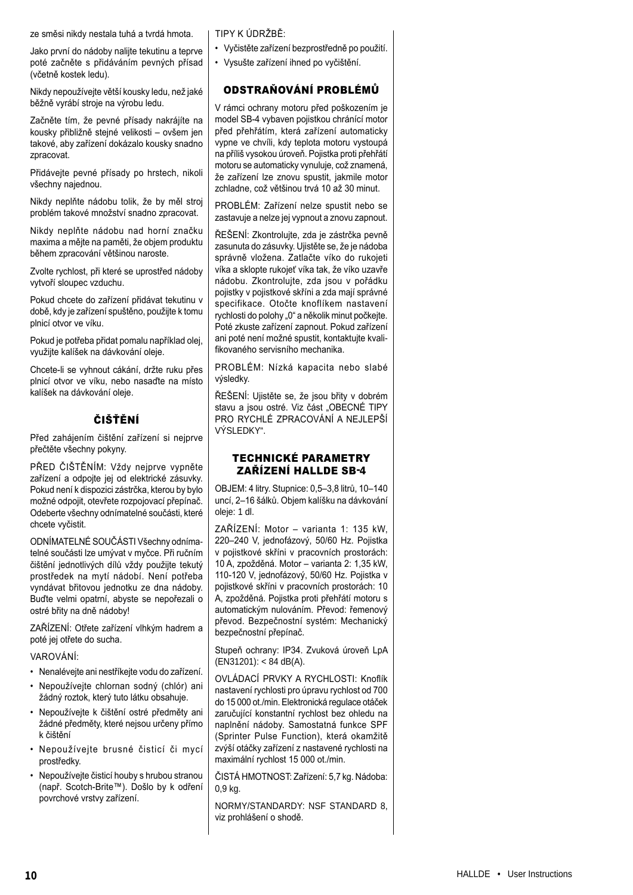ze směsi nikdy nestala tuhá a tvrdá hmota.

Jako první do nádoby nalijte tekutinu a teprve poté začněte s přidáváním pevných přísad (včetně kostek ledu).

Nikdy nepoužívejte větší kousky ledu, než jaké běžně vyrábí stroje na výrobu ledu.

Začněte tím, že pevné přísady nakrájíte na kousky přibližně stejné velikosti – ovšem jen takové, aby zařízení dokázalo kousky snadno zpracovat.

Přidávejte pevné přísady po hrstech, nikoli všechny najednou.

Nikdy neplňte nádobu tolik, že by měl stroj problém takové množství snadno zpracovat.

Nikdy neplňte nádobu nad horní značku maxima a mějte na paměti, že objem produktu během zpracování většinou naroste.

Zvolte rychlost, při které se uprostřed nádoby vytvoří sloupec vzduchu.

Pokud chcete do zařízení přidávat tekutinu v době, kdy je zařízení spuštěno, použijte k tomu plnicí otvor ve víku.

Pokud je potřeba přidat pomalu například olej, využijte kalíšek na dávkování oleje.

Chcete-li se vyhnout cákání, držte ruku přes plnicí otvor ve víku, nebo nasaďte na místo kalíšek na dávkování oleje.

## ČIŠTĚNÍ

Před zahájením čištění zařízení si nejprve přečtěte všechny pokyny.

PŘED ČIŠTĚNÍM: Vždy nejprve vypněte zařízení a odpojte jej od elektrické zásuvky. Pokud není k dispozici zástrčka, kterou by bylo možné odpojit, otevřete rozpojovací přepínač. Odeberte všechny odnímatelné součásti, které chcete vyčistit.

ODNÍMATELNÉ SOUČÁSTI Všechny odnímatelné součásti lze umývat v myčce. Při ručním čištění jednotlivých dílů vždy použijte tekutý prostředek na mytí nádobí. Není potřeba vyndávat břitovou jednotku ze dna nádoby. Buďte velmi opatrní, abyste se nepořezali o ostré břity na dně nádoby!

ZAŘÍZENÍ: Otřete zařízení vlhkým hadrem a poté jej otřete do sucha.

VAROVÁNÍ:

- Nenalévejte ani nestříkejte vodu do zařízení.
- Nepoužívejte chlornan sodný (chlór) ani žádný roztok, který tuto látku obsahuje.
- Nepoužívejte k čištění ostré předměty ani žádné předměty, které nejsou určeny přímo k čištění
- Nepoužívejte brusné čisticí či mycí prostředky.
- Nepoužívejte čisticí houby s hrubou stranou (např. Scotch-Brite™). Došlo by k odření povrchové vrstvy zařízení.

TIPY K ÚDRŽBĚ:

- Vyčistěte zařízení bezprostředně po použití.
- Vysušte zařízení ihned po vyčištění.

## ODSTRAŇOVÁNÍ PROBLÉMŮ

V rámci ochrany motoru před poškozením je model SB-4 vybaven pojistkou chránící motor před přehřátím, která zařízení automaticky vypne ve chvíli, kdy teplota motoru vystoupá na příliš vysokou úroveň. Pojistka proti přehřátí motoru se automaticky vynuluje, což znamená, že zařízení lze znovu spustit, jakmile motor zchladne, což většinou trvá 10 až 30 minut.

PROBLÉM: Zařízení nelze spustit nebo se zastavuje a nelze jej vypnout a znovu zapnout.

ŘEŠENÍ: Zkontrolujte, zda je zástrčka pevně zasunuta do zásuvky. Ujistěte se, že je nádoba správně vložena. Zatlačte víko do rukojeti víka a sklopte rukojeť víka tak, že víko uzavře nádobu. Zkontrolujte, zda jsou v pořádku pojistky v pojistkové skříni a zda mají správné specifikace. Otočte knoflíkem nastavení rychlosti do polohy „0" a několik minut počkejte. Poté zkuste zařízení zapnout. Pokud zařízení ani poté není možné spustit, kontaktujte kvalifikovaného servisního mechanika.

PROBLÉM: Nízká kapacita nebo slabé výsledky.

ŘEŠENÍ: Ujistěte se, že jsou břity v dobrém stavu a jsou ostré. Viz část „OBECNÉ TIPY PRO RYCHLÉ ZPRACOVÁNÍ A NEJLEPŠÍ VÝSLEDKY".

## TECHNICKÉ PARAMETRY ZAŘÍZENÍ HALLDE SB-4

OBJEM: 4 litry. Stupnice: 0,5–3,8 litrů, 10–140 uncí, 2–16 šálků. Objem kalíšku na dávkování oleje: 1 dl.

ZAŘÍZENÍ: Motor – varianta 1: 135 kW, 220–240 V, jednofázový, 50/60 Hz. Pojistka v pojistkové skříni v pracovních prostorách: 10 A, zpožděná. Motor – varianta 2: 1,35 kW, 110-120 V, jednofázový, 50/60 Hz. Pojistka v pojistkové skříni v pracovních prostorách: 10 A, zpožděná. Pojistka proti přehřátí motoru s automatickým nulováním. Převod: řemenový převod. Bezpečnostní systém: Mechanický bezpečnostní přepínač.

Stupeň ochrany: IP34. Zvuková úroveň LpA (EN31201): < 84 dB(A).

OVLÁDACÍ PRVKY A RYCHLOSTI: Knoflík nastavení rychlosti pro úpravu rychlost od 700 do 15 000 ot./min. Elektronická regulace otáček zaručující konstantní rychlost bez ohledu na naplnění nádoby. Samostatná funkce SPF (Sprinter Pulse Function), která okamžitě zvýší otáčky zařízení z nastavené rychlosti na maximální rychlost 15 000 ot./min.

ČISTÁ HMOTNOST: Zařízení: 5,7 kg. Nádoba: 0,9 kg.

NORMY/STANDARDY: NSF STANDARD 8, viz prohlášení o shodě.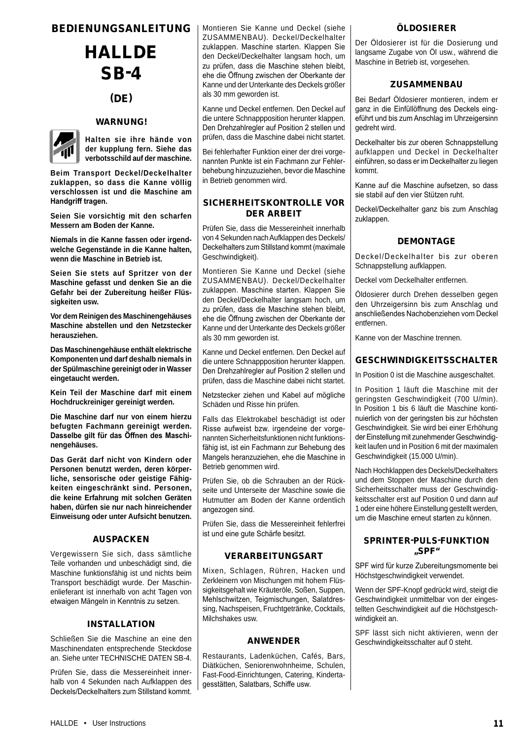# BEDIENUNGSANLEITUNG

# HALLDE SB-4

## (DE)

### WARNUNG!

**Halten sie ihre hände von der kupplung fern. Siehe das verbotsschild auf der maschine.**

**Beim Transport Deckel/Deckelhalter zuklappen, so dass die Kanne völlig verschlossen ist und die Maschine am Handgriff tragen.**

**Seien Sie vorsichtig mit den scharfen Messern am Boden der Kanne.**

**Niemals in die Kanne fassen oder irgendwelche Gegenstände in die Kanne halten, wenn die Maschine in Betrieb ist.**

**Seien Sie stets auf Spritzer von der Maschine gefasst und denken Sie an die Gefahr bei der Zubereitung heißer Flüssigkeiten usw.**

**Vor dem Reinigen des Maschinengehäuses Maschine abstellen und den Netzstecker herausziehen.**

**Das Maschinengehäuse enthält elektrische Komponenten und darf deshalb niemals in der Spülmaschine gereinigt oder in Wasser eingetaucht werden.**

**Kein Teil der Maschine darf mit einem Hochdruckreiniger gereinigt werden.**

**Die Maschine darf nur von einem hierzu befugten Fachmann gereinigt werden. Dasselbe gilt für das Öffnen des Maschinengehäuses.**

**Das Gerät darf nicht von Kindern oder Personen benutzt werden, deren körperliche, sensorische oder geistige Fähigkeiten eingeschränkt sind. Personen, die keine Erfahrung mit solchen Geräten haben, dürfen sie nur nach hinreichender Einweisung oder unter Aufsicht benutzen.**

### AUSPACKEN

Vergewissern Sie sich, dass sämtliche Teile vorhanden und unbeschädigt sind, die Maschine funktionsfähig ist und nichts beim Transport beschädigt wurde. Der Maschinenlieferant ist innerhalb von acht Tagen von etwaigen Mängeln in Kenntnis zu setzen.

### INSTALLATION

Schließen Sie die Maschine an eine den Maschinendaten entsprechende Steckdose an. Siehe unter TECHNISCHE DATEN SB-4.

Prüfen Sie, dass die Messereinheit innerhalb von 4 Sekunden nach Aufklappen des Deckels/Deckelhalters zum Stillstand kommt.

Montieren Sie Kanne und Deckel (siehe ZUSAMMENBAU). Deckel/Deckelhalter zuklappen. Maschine starten. Klappen Sie den Deckel/Deckelhalter langsam hoch, um zu prüfen, dass die Maschine stehen bleibt, ehe die Öffnung zwischen der Oberkante der Kanne und der Unterkante des Deckels größer als 30 mm geworden ist.

Kanne und Deckel entfernen. Den Deckel auf die untere Schnappposition herunter klappen. Den Drehzahlregler auf Position 2 stellen und prüfen, dass die Maschine dabei nicht startet.

Bei fehlerhafter Funktion einer der drei vorgenannten Punkte ist ein Fachmann zur Fehlerbehebung hinzuzuziehen, bevor die Maschine in Betrieb genommen wird.

### SICHERHEITSKONTROLLE VOR DER ARBEIT

Prüfen Sie, dass die Messereinheit innerhalb von 4 Sekunden nach Aufklappen des Deckels/Deckelhalters zum Stillstand kommt (maximale Geschwindigkeit).

Montieren Sie Kanne und Deckel (siehe ZUSAMMENBAU). Deckel/Deckelhalter zuklappen. Maschine starten. Klappen Sie den Deckel/Deckelhalter langsam hoch, um zu prüfen, dass die Maschine stehen bleibt, ehe die Öffnung zwischen der Oberkante der Kanne und der Unterkante des Deckels größer als 30 mm geworden ist.

Kanne und Deckel entfernen. Den Deckel auf die untere Schnappposition herunter klappen. Den Drehzahlregler auf Position 2 stellen und prüfen, dass die Maschine dabei nicht startet.

Netzstecker ziehen und Kabel auf mögliche Schäden und Risse hin prüfen.

Falls das Elektrokabel beschädigt ist oder Risse aufweist bzw. irgendeine der vorgenannten Sicherheitsfunktionen nicht funktionsfähig ist, ist ein Fachmann zur Behebung des Mangels heranzuziehen, ehe die Maschine in Betrieb genommen wird.

Prüfen Sie, ob die Schrauben an der Rückseite und Unterseite der Maschine sowie die Hutmutter am Boden der Kanne ordentlich angezogen sind.

Prüfen Sie, dass die Messereinheit fehlerfrei ist und eine gute Schärfe besitzt.

### VERARBEITUNGSART

Mixen, Schlagen, Rühren, Hacken und Zerkleinern von Mischungen mit hohem Flüssigkeitsgehalt wie Kräuteröle, Soßen, Suppen, Mehlschwitzen, Teigmischungen, Salatdressing, Nachspeisen, Fruchtgetränke, Cocktails, Milchshakes usw.

### ANWENDER

Restaurants, Ladenküchen, Cafés, Bars, Diätküchen, Seniorenwohnheime, Schulen, Fast-Food-Einrichtungen, Catering, Kindertagesstätten, Salatbars, Schiffe usw.

### ÖLDOSIERER

Der Öldosierer ist für die Dosierung und langsame Zugabe von Öl usw., während die Maschine in Betrieb ist, vorgesehen.

### ZUSAMMENBAU

Bei Bedarf Öldosierer montieren, indem er ganz in die Einfüllöffnung des Deckels eingeführt und bis zum Anschlag im Uhrzeigersinn gedreht wird.

Deckelhalter bis zur oberen Schnappstellung aufklappen und Deckel in Deckelhalter einführen, so dass er im Deckelhalter zu liegen kommt.

Kanne auf die Maschine aufsetzen, so dass sie stabil auf den vier Stützen ruht.

Deckel/Deckelhalter ganz bis zum Anschlag zuklappen.

### DEMONTAGE

Deckel/Deckelhalter bis zur oberen Schnappstellung aufklappen.

Deckel vom Deckelhalter entfernen.

Öldosierer durch Drehen desselben gegen den Uhrzeigersinn bis zum Anschlag und anschließendes Nachobenziehen vom Deckel entfernen.

Kanne von der Maschine trennen.

### GESCHWINDIGKEITSSCHALTER

In Position 0 ist die Maschine ausgeschaltet.

In Position 1 läuft die Maschine mit der geringsten Geschwindigkeit (700 U/min). In Position 1 bis 6 läuft die Maschine kontinuierlich von der geringsten bis zur höchsten Geschwindigkeit. Sie wird bei einer Erhöhung der Einstellung mit zunehmender Geschwindigkeit laufen und in Position 6 mit der maximalen Geschwindigkeit (15.000 U/min).

Nach Hochklappen des Deckels/Deckelhalters und dem Stoppen der Maschine durch den Sicherheitsschalter muss der Geschwindigkeitsschalter erst auf Position 0 und dann auf 1 oder eine höhere Einstellung gestellt werden, um die Maschine erneut starten zu können.

### SPRINTER-PULS-FUNKTION „SPF“

SPF wird für kurze Zubereitungsmomente bei Höchstgeschwindigkeit verwendet.

Wenn der SPF-Knopf gedrückt wird, steigt die Geschwindigkeit unmittelbar von der eingestellten Geschwindigkeit auf die Höchstgeschwindigkeit an.

SPF lässt sich nicht aktivieren, wenn der Geschwindigkeitsschalter auf 0 steht.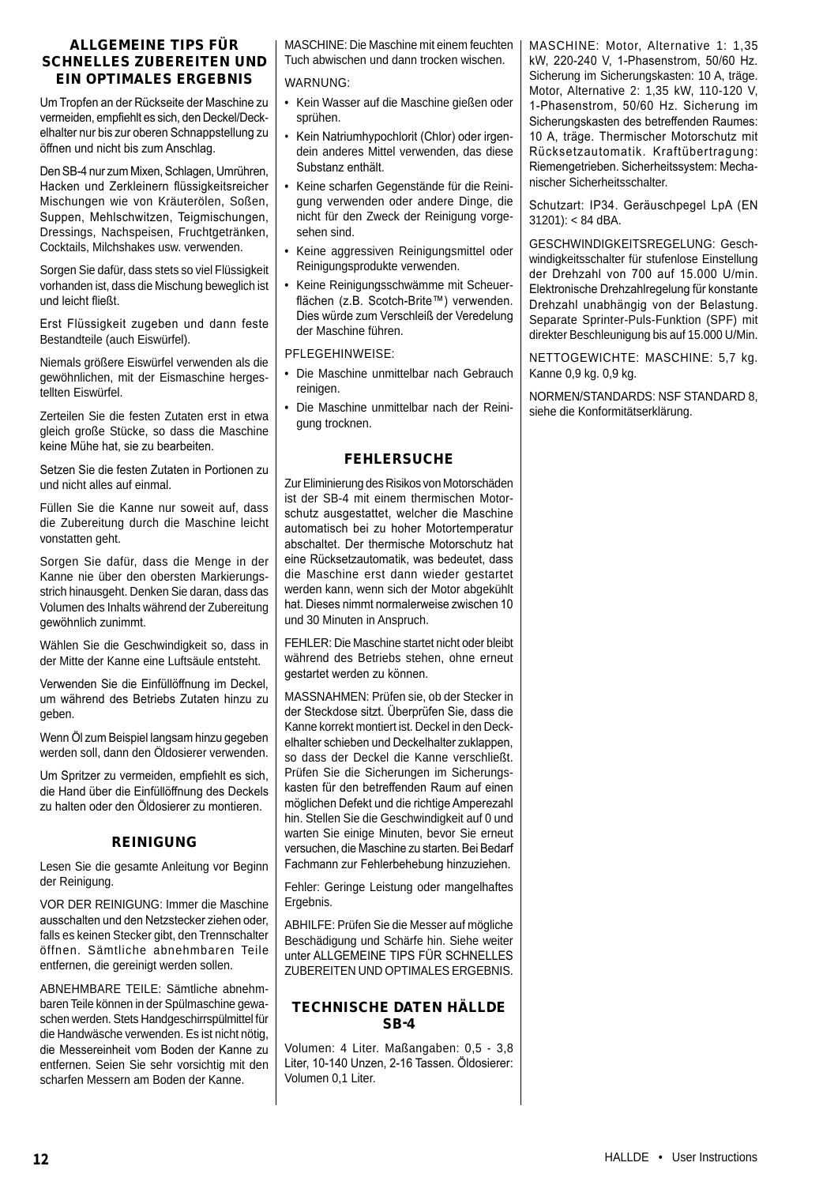## ALLGEMEINE TIPS FÜR SCHNELLES ZUBEREITEN UND EIN OPTIMALES ERGEBNIS

Um Tropfen an der Rückseite der Maschine zu vermeiden, empfiehlt es sich, den Deckel/Deckelhalter nur bis zur oberen Schnappstellung zu öffnen und nicht bis zum Anschlag.

Den SB-4 nur zum Mixen, Schlagen, Umrühren, Hacken und Zerkleinern flüssigkeitsreicher Mischungen wie von Kräuterölen, Soßen, Suppen, Mehlschwitzen, Teigmischungen, Dressings, Nachspeisen, Fruchtgetränken, Cocktails, Milchshakes usw. verwenden.

Sorgen Sie dafür, dass stets so viel Flüssigkeit vorhanden ist, dass die Mischung beweglich ist und leicht fließt.

Erst Flüssigkeit zugeben und dann feste Bestandteile (auch Eiswürfel).

Niemals größere Eiswürfel verwenden als die gewöhnlichen, mit der Eismaschine hergestellten Eiswürfel.

Zerteilen Sie die festen Zutaten erst in etwa gleich große Stücke, so dass die Maschine keine Mühe hat, sie zu bearbeiten.

Setzen Sie die festen Zutaten in Portionen zu und nicht alles auf einmal.

Füllen Sie die Kanne nur soweit auf, dass die Zubereitung durch die Maschine leicht vonstatten geht.

Sorgen Sie dafür, dass die Menge in der Kanne nie über den obersten Markierungsstrich hinausgeht. Denken Sie daran, dass das Volumen des Inhalts während der Zubereitung gewöhnlich zunimmt.

Wählen Sie die Geschwindigkeit so, dass in der Mitte der Kanne eine Luftsäule entsteht.

Verwenden Sie die Einfüllöffnung im Deckel, um während des Betriebs Zutaten hinzu zu geben.

Wenn Öl zum Beispiel langsam hinzu gegeben werden soll, dann den Öldosierer verwenden.

Um Spritzer zu vermeiden, empfiehlt es sich, die Hand über die Einfüllöffnung des Deckels zu halten oder den Öldosierer zu montieren.

## REINIGUNG

Lesen Sie die gesamte Anleitung vor Beginn der Reinigung.

VOR DER REINIGUNG: Immer die Maschine ausschalten und den Netzstecker ziehen oder, falls es keinen Stecker gibt, den Trennschalter öffnen. Sämtliche abnehmbaren Teile entfernen, die gereinigt werden sollen.

ABNEHMBARE TEILE: Sämtliche abnehmbaren Teile können in der Spülmaschine gewaschen werden. Stets Handgeschirrspülmittel für die Handwäsche verwenden. Es ist nicht nötig, die Messereinheit vom Boden der Kanne zu entfernen. Seien Sie sehr vorsichtig mit den scharfen Messern am Boden der Kanne.

MASCHINE: Die Maschine mit einem feuchten Tuch abwischen und dann trocken wischen.

WARNUNG:

- Kein Wasser auf die Maschine gießen oder sprühen.
- Kein Natriumhypochlorit (Chlor) oder irgendein anderes Mittel verwenden, das diese Substanz enthält.
- Keine scharfen Gegenstände für die Reinigung verwenden oder andere Dinge, die nicht für den Zweck der Reinigung vorgesehen sind.
- Keine aggressiven Reinigungsmittel oder Reinigungsprodukte verwenden.
- Keine Reinigungsschwämme mit Scheuerflächen (z.B. Scotch-Brite™) verwenden. Dies würde zum Verschleiß der Veredelung der Maschine führen.

PFLEGEHINWEISE:

- Die Maschine unmittelbar nach Gebrauch reinigen.
- Die Maschine unmittelbar nach der Reinigung trocknen.

## FEHLERSUCHE

Zur Eliminierung des Risikos von Motorschäden ist der SB-4 mit einem thermischen Motorschutz ausgestattet, welcher die Maschine automatisch bei zu hoher Motortemperatur abschaltet. Der thermische Motorschutz hat eine Rücksetzautomatik, was bedeutet, dass die Maschine erst dann wieder gestartet werden kann, wenn sich der Motor abgekühlt hat. Dieses nimmt normalerweise zwischen 10 und 30 Minuten in Anspruch.

FEHLER: Die Maschine startet nicht oder bleibt während des Betriebs stehen, ohne erneut gestartet werden zu können.

MASSNAHMEN: Prüfen sie, ob der Stecker in der Steckdose sitzt. Überprüfen Sie, dass die Kanne korrekt montiert ist. Deckel in den Deckelhalter schieben und Deckelhalter zuklappen, so dass der Deckel die Kanne verschließt. Prüfen Sie die Sicherungen im Sicherungskasten für den betreffenden Raum auf einen möglichen Defekt und die richtige Amperezahl hin. Stellen Sie die Geschwindigkeit auf 0 und warten Sie einige Minuten, bevor Sie erneut versuchen, die Maschine zu starten. Bei Bedarf Fachmann zur Fehlerbehebung hinzuziehen.

Fehler: Geringe Leistung oder mangelhaftes Ergebnis.

ABHILFE: Prüfen Sie die Messer auf mögliche Beschädigung und Schärfe hin. Siehe weiter unter ALLGEMEINE TIPS FÜR SCHNELLES ZUBEREITEN UND OPTIMALES ERGEBNIS.

## TECHNISCHE DATEN HÄLLDE SB-4

Volumen: 4 Liter. Maßangaben: 0,5 - 3,8 Liter, 10-140 Unzen, 2-16 Tassen. Öldosierer: Volumen 0,1 Liter.

MASCHINE: Motor, Alternative 1: 1,35 kW, 220-240 V, 1-Phasenstrom, 50/60 Hz. Sicherung im Sicherungskasten: 10 A, träge. Motor, Alternative 2: 1,35 kW, 110-120 V, 1-Phasenstrom, 50/60 Hz. Sicherung im Sicherungskasten des betreffenden Raumes: 10 A, träge. Thermischer Motorschutz mit Rücksetzautomatik. Kraftübertragung: Riemengetrieben. Sicherheitssystem: Mechanischer Sicherheitsschalter.

Schutzart: IP34. Geräuschpegel LpA (EN 31201): < 84 dBA.

GESCHWINDIGKEITSREGELUNG: Geschwindigkeitsschalter für stufenlose Einstellung der Drehzahl von 700 auf 15.000 U/min. Elektronische Drehzahlregelung für konstante Drehzahl unabhängig von der Belastung. Separate Sprinter-Puls-Funktion (SPF) mit direkter Beschleunigung bis auf 15.000 U/Min.

NETTOGEWICHTE: MASCHINE: 5,7 kg. Kanne 0,9 kg. 0,9 kg.

NORMEN/STANDARDS: NSF STANDARD 8, siehe die Konformitätserklärung.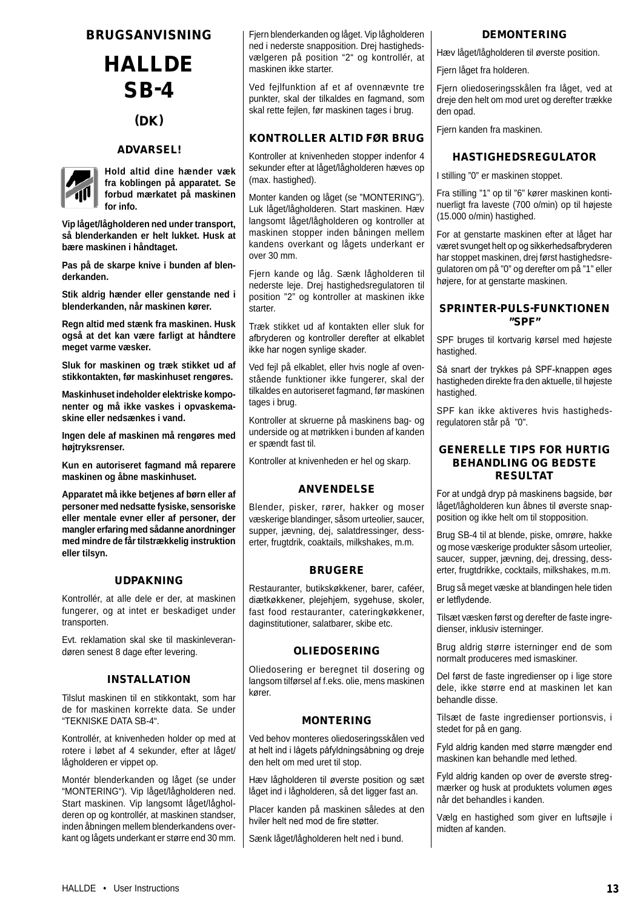# BRUGSANVISNING

# HALLDE SB-4

## (DK)

### ADVARSEL!

**Hold altid dine hænder væk fra koblingen på apparatet. Se forbud mærkatet på maskinen for info.**

**Vip låget/lågholderen ned under transport, så blenderkanden er helt lukket. Husk at bære maskinen i håndtaget.**

**Pas på de skarpe knive i bunden af blenderkanden.**

**Stik aldrig hænder eller genstande ned i blenderkanden, når maskinen kører.**

**Regn altid med stænk fra maskinen. Husk også at det kan være farligt at håndtere meget varme væsker.**

**Sluk for maskinen og træk stikket ud af stikkontakten, før maskinhuset rengøres.**

**Maskinhuset indeholder elektriske komponenter og må ikke vaskes i opvaskemaskine eller nedsænkes i vand.**

**Ingen dele af maskinen må rengøres med højtryksrenser.**

**Kun en autoriseret fagmand må reparere maskinen og åbne maskinhuset.**

**Apparatet må ikke betjenes af børn eller af personer med nedsatte fysiske, sensoriske eller mentale evner eller af personer, der mangler erfaring med sådanne anordninger med mindre de får tilstrækkelig instruktion eller tilsyn.**

### UDPAKNING

Kontrollér, at alle dele er der, at maskinen fungerer, og at intet er beskadiget under transporten.

Evt. reklamation skal ske til maskinleverandøren senest 8 dage efter levering.

### INSTALLATION

Tilslut maskinen til en stikkontakt, som har de for maskinen korrekte data. Se under "TEKNISKE DATA SB-4".

Kontrollér, at knivenheden holder op med at rotere i løbet af 4 sekunder, efter at låget/lågholderen er vippet op.

Montér blenderkanden og låget (se under "MONTERING"). Vip låget/lågholderen ned. Start maskinen. Vip langsomt låget/lågholderen op og kontrollér, at maskinen standser, inden åbningen mellem blenderkandens overkant og lågets underkant er større end 30 mm.

Fjern blenderkanden og låget. Vip lågholderen ned i nederste snapposition. Drej hastighedsvælgeren på position "2" og kontrollér, at maskinen ikke starter.

Ved fejlfunktion af et af ovennævnte tre punkter, skal der tilkaldes en fagmand, som skal rette fejlen, før maskinen tages i brug.

### KONTROLLER ALTID FØR BRUG

Kontroller at knivenheden stopper indenfor 4 sekunder efter at låget/lågholderen hæves op (max. hastighed).

Monter kanden og låget (se "MONTERING"). Luk låget/lågholderen. Start maskinen. Hæv langsomt låget/lågholderen og kontroller at maskinen stopper inden båningen mellem kandens overkant og lågets underkant er over 30 mm.

Fjern kande og låg. Sænk lågholderen til nederste leje. Drej hastighedsregulatoren til position "2" og kontroller at maskinen ikke starter.

Træk stikket ud af kontakten eller sluk for afbryderen og kontroller derefter at elkablet ikke har nogen synlige skader.

Ved fejl på elkablet, eller hvis nogle af ovenstående funktioner ikke fungerer, skal der tilkaldes en autoriseret fagmand, før maskinen tages i brug.

Kontroller at skruerne på maskinens bag- og underside og at møtrikken i bunden af kanden er spændt fast til.

Kontroller at knivenheden er hel og skarp.

### ANVENDELSE

Blender, pisker, rører, hakker og moser væskerige blandinger, såsom urteolier, saucer, supper, jævning, dej, salatdressinger, desserter, frugtdrik, coaktails, milkshakes, m.m.

### BRUGERE

Restauranter, butikskøkkener, barer, caféer, diætkøkkener, plejehjem, sygehuse, skoler, fast food restauranter, cateringkøkkener, daginstitutioner, salatbarer, skibe etc.

### OLIEDOSERING

Oliedosering er beregnet til dosering og langsom tilførsel af f.eks. olie, mens maskinen kører.

### MONTERING

Ved behov monteres oliedoseringsskålen ved at helt ind i lågets påfyldningsåbning og dreje den helt om med uret til stop.

Hæv lågholderen til øverste position og sæt låget ind i lågholderen, så det ligger fast an.

Placer kanden på maskinen således at den hviler helt ned mod de fire støtter.

Sænk låget/lågholderen helt ned i bund.

### DEMONTERING

Hæv låget/lågholderen til øverste position.

Fjern låget fra holderen.

Fjern oliedoseringsskålen fra låget, ved at dreje den helt om mod uret og derefter trække den opad.

Fjern kanden fra maskinen.

### HASTIGHEDSREGULATOR

I stilling "0" er maskinen stoppet.

Fra stilling "1" op til "6" kører maskinen kontinuerligt fra laveste (700 o/min) op til højeste (15.000 o/min) hastighed.

For at genstarte maskinen efter at låget har været svunget helt op og sikkerhedsafbryderen har stoppet maskinen, drej først hastighedsregulatoren om på "0" og derefter om på "1" eller højere, for at genstarte maskinen.

### SPRINTER-PULS-FUNKTIONEN "SPF"

SPF bruges til kortvarig kørsel med højeste hastighed.

Så snart der trykkes på SPF-knappen øges hastigheden direkte fra den aktuelle, til højeste hastighed.

SPF kan ikke aktiveres hvis hastighedsregulatoren står på "0".

### GENERELLE TIPS FOR HURTIG BEHANDLING OG BEDSTE RESULTAT

For at undgå dryp på maskinens bagside, bør låget/lågholderen kun åbnes til øverste snapposition og ikke helt om til stopposition.

Brug SB-4 til at blende, piske, omrøre, hakke og mose væskerige produkter såsom urteolier, saucer, supper, jævning, dej, dressing, desserter, frugtdrikke, cocktails, milkshakes, m.m.

Brug så meget væske at blandingen hele tiden er letflydende.

Tilsæt væsken først og derefter de faste ingredienser, inklusiv isterninger.

Brug aldrig større isterninger end de som normalt produceres med ismaskiner.

Del først de faste ingredienser op i lige store dele, ikke større end at maskinen let kan behandle disse.

Tilsæt de faste ingredienser portionsvis, i stedet for på en gang.

Fyld aldrig kanden med større mængder end maskinen kan behandle med lethed.

Fyld aldrig kanden op over de øverste stregmærker og husk at produktets volumen øges når det behandles i kanden.

Vælg en hastighed som giver en luftsøjle i midten af kanden.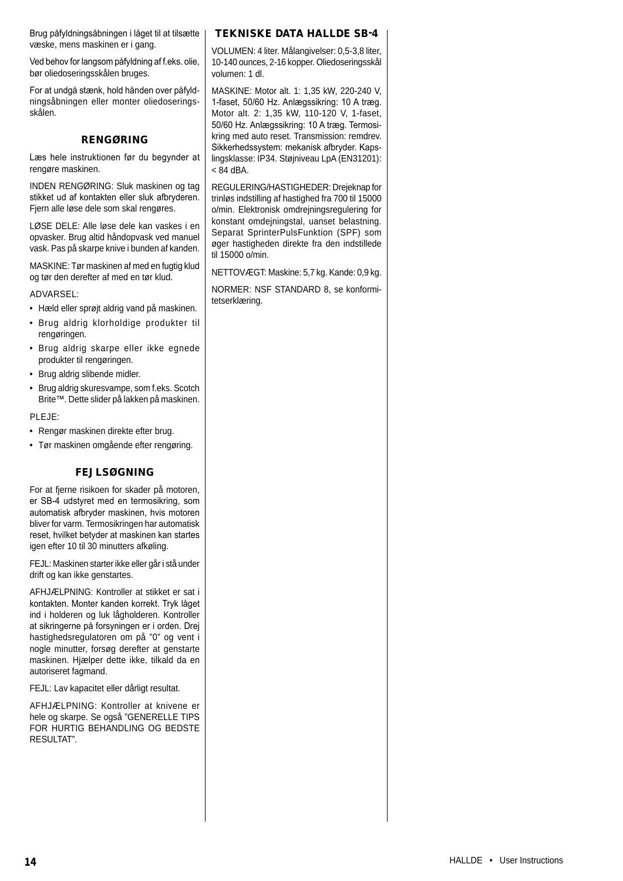Brug påfyldningsåbningen i låget til at tilsætte væske, mens maskinen er i gang.

Ved behov for langsom påfyldning af f.eks. olie, bør oliedoseringsskålen bruges.

For at undgå stænk, hold hånden over påfyldningsåbningen eller monter oliedoseringsskålen.

## RENGØRING

Læs hele instruktionen før du begynder at rengøre maskinen.

INDEN RENGØRING: Sluk maskinen og tag stikket ud af kontakten eller sluk afbryderen. Fjern alle løse dele som skal rengøres.

LØSE DELE: Alle løse dele kan vaskes i en opvasker. Brug altid håndopvask ved manuel vask. Pas på skarpe knive i bunden af kanden.

MASKINE: Tør maskinen af med en fugtig klud og tør den derefter af med en tør klud.

ADVARSEL:

- Hæld eller sprøjt aldrig vand på maskinen.
- Brug aldrig klorholdige produkter til rengøringen.
- Brug aldrig skarpe eller ikke egnede produkter til rengøringen.
- Brug aldrig slibende midler.
- Brug aldrig skuresvampe, som f.eks. Scotch Brite™. Dette slider på lakken på maskinen.

PLEJE:

- Rengør maskinen direkte efter brug.
- Tør maskinen omgående efter rengøring.

## FEJLSØGNING

For at fjerne risikoen for skader på motoren, er SB-4 udstyret med en termosikring, som automatisk afbryder maskinen, hvis motoren bliver for varm. Termosikringen har automatisk reset, hvilket betyder at maskinen kan startes igen efter 10 til 30 minutters afkøling.

FEJL: Maskinen starter ikke eller går i stå under drift og kan ikke genstartes.

AFHJÆLPNING: Kontroller at stikket er sat i kontakten. Monter kanden korrekt. Tryk låget ind i holderen og luk lågholderen. Kontroller at sikringerne på forsyningen er i orden. Drej hastighedsregulatoren om på "0" og vent i nogle minutter, forsøg derefter at genstarte maskinen. Hjælper dette ikke, tilkald da en autoriseret fagmand.

FEJL: Lav kapacitet eller dårligt resultat.

AFHJÆLPNING: Kontroller at knivene er hele og skarpe. Se også "GENERELLE TIPS FOR HURTIG BEHANDLING OG BEDSTE RESULTAT".

## TEKNISKE DATA HALLDE SB-4

VOLUMEN: 4 liter. Målangivelser: 0,5-3,8 liter, 10-140 ounces, 2-16 kopper. Oliedoseringsskål volumen: 1 dl.

MASKINE: Motor alt. 1: 1,35 kW, 220-240 V, 1-faset, 50/60 Hz. Anlægssikring: 10 A træg. Motor alt. 2: 1,35 kW, 110-120 V, 1-faset, 50/60 Hz. Anlægssikring: 10 A træg. Termosikring med auto reset. Transmission: remdrev. Sikkerhedssystem: mekanisk afbryder. Kapslingsklasse: IP34. Støjniveau LpA (EN31201): < 84 dBA.

REGULERING/HASTIGHEDER: Drejeknap for trinløs indstilling af hastighed fra 700 til 15000 o/min. Elektronisk omdrejningsregulering for konstant omdejningstal, uanset belastning. Separat SprinterPulsFunktion (SPF) som øger hastigheden direkte fra den indstillede til 15000 o/min.

NETTOVÆGT: Maskine: 5,7 kg. Kande: 0,9 kg.

NORMER: NSF STANDARD 8, se konformitetserklæring.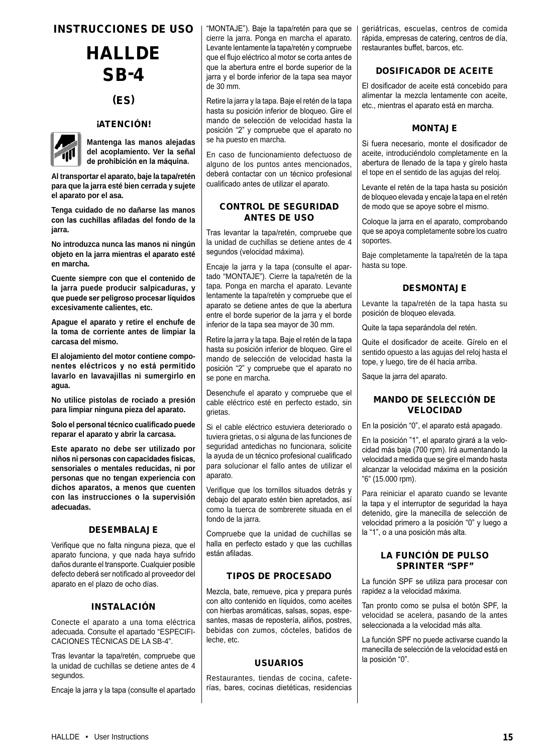# INSTRUCCIONES DE USO

# HALLDE SB-4

## (ES)

### ¡ATENCIÓN!

**Mantenga las manos alejadas del acoplamiento. Ver la señal de prohibición en la máquina.**

**Al transportar el aparato, baje la tapa/retén para que la jarra esté bien cerrada y sujete el aparato por el asa.**

**Tenga cuidado de no dañarse las manos con las cuchillas afiladas del fondo de la jarra.**

**No introduzca nunca las manos ni ningún objeto en la jarra mientras el aparato esté en marcha.**

**Cuente siempre con que el contenido de la jarra puede producir salpicaduras, y que puede ser peligroso procesar líquidos excesivamente calientes, etc.**

**Apague el aparato y retire el enchufe de la toma de corriente antes de limpiar la carcasa del mismo.**

**El alojamiento del motor contiene componentes eléctricos y no está permitido lavarlo en lavavajillas ni sumergirlo en agua.**

**No utilice pistolas de rociado a presión para limpiar ninguna pieza del aparato.**

**Solo el personal técnico cualificado puede reparar el aparato y abrir la carcasa.**

**Este aparato no debe ser utilizado por niños ni personas con capacidades físicas, sensoriales o mentales reducidas, ni por personas que no tengan experiencia con dichos aparatos, a menos que cuenten con las instrucciones o la supervisión adecuadas.**

### DESEMBALAJE

Verifique que no falta ninguna pieza, que el aparato funciona, y que nada haya sufrido daños durante el transporte. Cualquier posible defecto deberá ser notificado al proveedor del aparato en el plazo de ocho días.

### INSTALACIÓN

Conecte el aparato a una toma eléctrica adecuada. Consulte el apartado "ESPECIFICACIONES TÉCNICAS DE LA SB-4".

Tras levantar la tapa/retén, compruebe que la unidad de cuchillas se detiene antes de 4 segundos.

Encaje la jarra y la tapa (consulte el apartado "MONTAJE"). Baje la tapa/retén para que se cierre la jarra. Ponga en marcha el aparato. Levante lentamente la tapa/retén y compruebe que el flujo eléctrico al motor se corta antes de que la abertura entre el borde superior de la jarra y el borde inferior de la tapa sea mayor de 30 mm.

Retire la jarra y la tapa. Baje el retén de la tapa hasta su posición inferior de bloqueo. Gire el mando de selección de velocidad hasta la posición "2" y compruebe que el aparato no se ha puesto en marcha.

En caso de funcionamiento defectuoso de alguno de los puntos antes mencionados, deberá contactar con un técnico profesional cualificado antes de utilizar el aparato.

### CONTROL DE SEGURIDAD ANTES DE USO

Tras levantar la tapa/retén, compruebe que la unidad de cuchillas se detiene antes de 4 segundos (velocidad máxima).

Encaje la jarra y la tapa (consulte el apartado "MONTAJE"). Cierre la tapa/retén de la tapa. Ponga en marcha el aparato. Levante lentamente la tapa/retén y compruebe que el aparato se detiene antes de que la abertura entre el borde superior de la jarra y el borde inferior de la tapa sea mayor de 30 mm.

Retire la jarra y la tapa. Baje el retén de la tapa hasta su posición inferior de bloqueo. Gire el mando de selección de velocidad hasta la posición "2" y compruebe que el aparato no se pone en marcha.

Desenchufe el aparato y compruebe que el cable eléctrico esté en perfecto estado, sin grietas.

Si el cable eléctrico estuviera deteriorado o tuviera grietas, o si alguna de las funciones de seguridad antedichas no funcionara, solicite la ayuda de un técnico profesional cualificado para solucionar el fallo antes de utilizar el aparato.

Verifique que los tornillos situados detrás y debajo del aparato estén bien apretados, así como la tuerca de sombrerete situada en el fondo de la jarra.

Compruebe que la unidad de cuchillas se halla en perfecto estado y que las cuchillas están afiladas.

### TIPOS DE PROCESADO

Mezcla, bate, remueve, pica y prepara purés con alto contenido en líquidos, como aceites con hierbas aromáticas, salsas, sopas, espesantes, masas de repostería, aliños, postres, bebidas con zumos, cócteles, batidos de leche, etc.

### USUARIOS

Restaurantes, tiendas de cocina, cafeterías, bares, cocinas dietéticas, residencias geriátricas, escuelas, centros de comida rápida, empresas de catering, centros de día, restaurantes buffet, barcos, etc.

### DOSIFICADOR DE ACEITE

El dosificador de aceite está concebido para alimentar la mezcla lentamente con aceite, etc., mientras el aparato está en marcha.

### MONTAJE

Si fuera necesario, monte el dosificador de aceite, introduciéndolo completamente en la abertura de llenado de la tapa y gírelo hasta el tope en el sentido de las agujas del reloj.

Levante el retén de la tapa hasta su posición de bloqueo elevada y encaje la tapa en el retén de modo que se apoye sobre el mismo.

Coloque la jarra en el aparato, comprobando que se apoya completamente sobre los cuatro soportes.

Baje completamente la tapa/retén de la tapa hasta su tope.

### DESMONTAJE

Levante la tapa/retén de la tapa hasta su posición de bloqueo elevada.

Quite la tapa separándola del retén.

Quite el dosificador de aceite. Gírelo en el sentido opuesto a las agujas del reloj hasta el tope, y luego, tire de él hacia arriba.

Saque la jarra del aparato.

### MANDO DE SELECCIÓN DE VELOCIDAD

En la posición "0", el aparato está apagado.

En la posición "1", el aparato girará a la velocidad más baja (700 rpm). Irá aumentando la velocidad a medida que se gire el mando hasta alcanzar la velocidad máxima en la posición "6" (15.000 rpm).

Para reiniciar el aparato cuando se levante la tapa y el interruptor de seguridad la haya detenido, gire la manecilla de selección de velocidad primero a la posición "0" y luego a la "1", o a una posición más alta.

### LA FUNCIÓN DE PULSO SPRINTER "SPF"

La función SPF se utiliza para procesar con rapidez a la velocidad máxima.

Tan pronto como se pulsa el botón SPF, la velocidad se acelera, pasando de la antes seleccionada a la velocidad más alta.

La función SPF no puede activarse cuando la manecilla de selección de la velocidad está en la posición "0".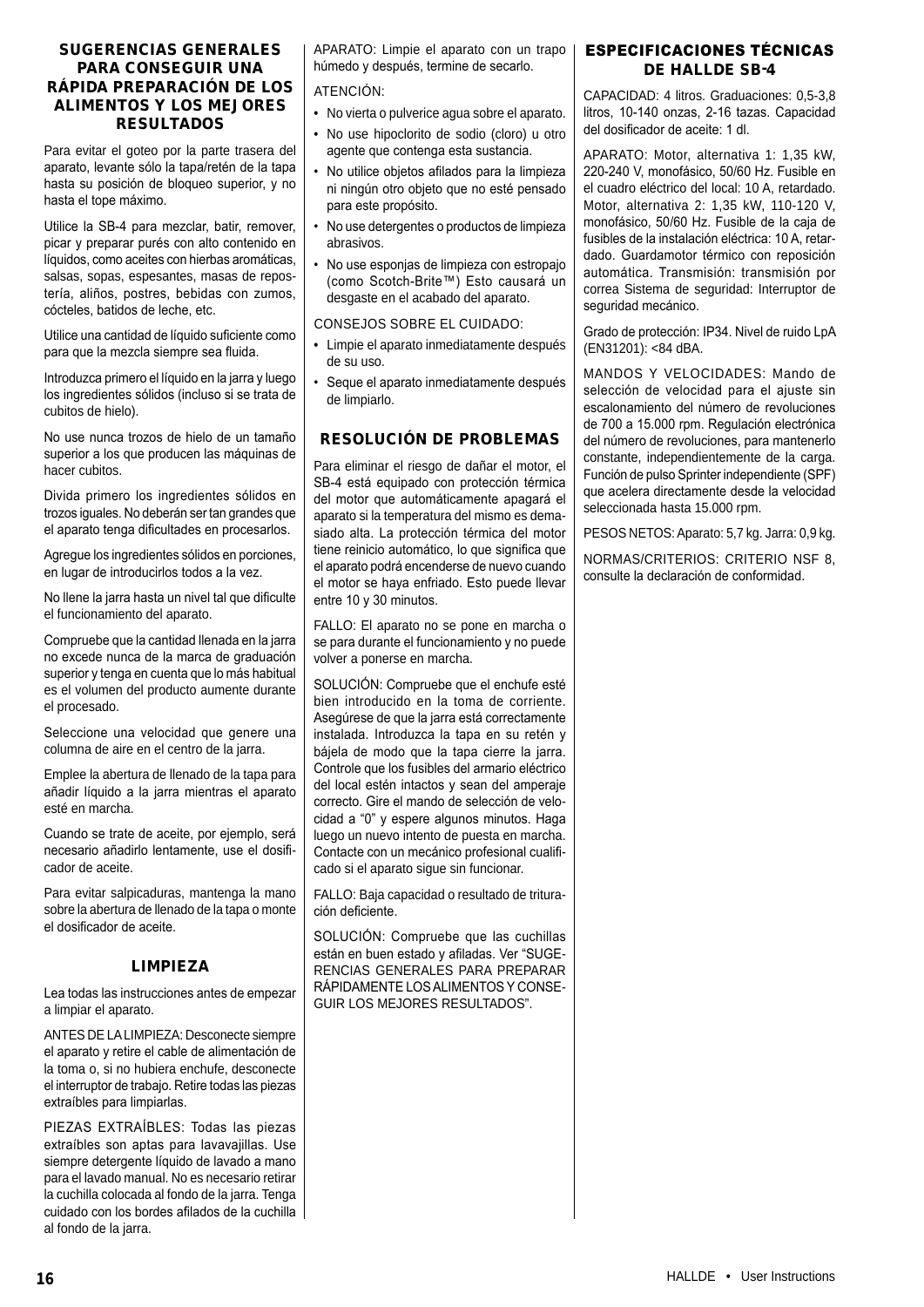## SUGERENCIAS GENERALES PARA CONSEGUIR UNA RÁPIDA PREPARACIÓN DE LOS ALIMENTOS Y LOS MEJORES RESULTADOS

Para evitar el goteo por la parte trasera del aparato, levante sólo la tapa/retén de la tapa hasta su posición de bloqueo superior, y no hasta el tope máximo.

Utilice la SB-4 para mezclar, batir, remover, picar y preparar purés con alto contenido en líquidos, como aceites con hierbas aromáticas, salsas, sopas, espesantes, masas de repostería, aliños, postres, bebidas con zumos, cócteles, batidos de leche, etc.

Utilice una cantidad de líquido suficiente como para que la mezcla siempre sea fluida.

Introduzca primero el líquido en la jarra y luego los ingredientes sólidos (incluso si se trata de cubitos de hielo).

No use nunca trozos de hielo de un tamaño superior a los que producen las máquinas de hacer cubitos.

Divida primero los ingredientes sólidos en trozos iguales. No deberán ser tan grandes que el aparato tenga dificultades en procesarlos.

Agregue los ingredientes sólidos en porciones, en lugar de introducirlos todos a la vez.

No llene la jarra hasta un nivel tal que dificulte el funcionamiento del aparato.

Compruebe que la cantidad llenada en la jarra no excede nunca de la marca de graduación superior y tenga en cuenta que lo más habitual es el volumen del producto aumente durante el procesado.

Seleccione una velocidad que genere una columna de aire en el centro de la jarra.

Emplee la abertura de llenado de la tapa para añadir líquido a la jarra mientras el aparato esté en marcha.

Cuando se trate de aceite, por ejemplo, será necesario añadirlo lentamente, use el dosificador de aceite.

Para evitar salpicaduras, mantenga la mano sobre la abertura de llenado de la tapa o monte el dosificador de aceite.

## LIMPIEZA

Lea todas las instrucciones antes de empezar a limpiar el aparato.

ANTES DE LA LIMPIEZA: Desconecte siempre el aparato y retire el cable de alimentación de la toma o, si no hubiera enchufe, desconecte el interruptor de trabajo. Retire todas las piezas extraíbles para limpiarlas.

PIEZAS EXTRAÍBLES: Todas las piezas extraíbles son aptas para lavavajillas. Use siempre detergente líquido de lavado a mano para el lavado manual. No es necesario retirar la cuchilla colocada al fondo de la jarra. Tenga cuidado con los bordes afilados de la cuchilla al fondo de la jarra.

APARATO: Limpie el aparato con un trapo húmedo y después, termine de secarlo.

ATENCIÓN:

- No vierta o pulverice agua sobre el aparato.
- No use hipoclorito de sodio (cloro) u otro agente que contenga esta sustancia.
- No utilice objetos afilados para la limpieza ni ningún otro objeto que no esté pensado para este propósito.
- No use detergentes o productos de limpieza abrasivos.
- No use esponjas de limpieza con estropajo (como Scotch-Brite™) Esto causará un desgaste en el acabado del aparato.

CONSEJOS SOBRE EL CUIDADO:

- Limpie el aparato inmediatamente después de su uso.
- Seque el aparato inmediatamente después de limpiarlo.

## RESOLUCIÓN DE PROBLEMAS

Para eliminar el riesgo de dañar el motor, el SB-4 está equipado con protección térmica del motor que automáticamente apagará el aparato si la temperatura del mismo es demasiado alta. La protección térmica del motor tiene reinicio automático, lo que significa que el aparato podrá encenderse de nuevo cuando el motor se haya enfriado. Esto puede llevar entre 10 y 30 minutos.

FALLO: El aparato no se pone en marcha o se para durante el funcionamiento y no puede volver a ponerse en marcha.

SOLUCIÓN: Compruebe que el enchufe esté bien introducido en la toma de corriente. Asegúrese de que la jarra está correctamente instalada. Introduzca la tapa en su retén y bájela de modo que la tapa cierre la jarra. Controle que los fusibles del armario eléctrico del local estén intactos y sean del amperaje correcto. Gire el mando de selección de velocidad a "0" y espere algunos minutos. Haga luego un nuevo intento de puesta en marcha. Contacte con un mecánico profesional cualificado si el aparato sigue sin funcionar.

FALLO: Baja capacidad o resultado de trituración deficiente.

SOLUCIÓN: Compruebe que las cuchillas están en buen estado y afiladas. Ver "SUGERENCIAS GENERALES PARA PREPARAR RÁPIDAMENTE LOS ALIMENTOS Y CONSEGUIR LOS MEJORES RESULTADOS".

## ESPECIFICACIONES TÉCNICAS DE HALLDE SB-4

CAPACIDAD: 4 litros. Graduaciones: 0,5-3,8 litros, 10-140 onzas, 2-16 tazas. Capacidad del dosificador de aceite: 1 dl.

APARATO: Motor, alternativa 1: 1,35 kW, 220-240 V, monofásico, 50/60 Hz. Fusible en el cuadro eléctrico del local: 10 A, retardado. Motor, alternativa 2: 1,35 kW, 110-120 V, monofásico, 50/60 Hz. Fusible de la caja de fusibles de la instalación eléctrica: 10 A, retardado. Guardamotor térmico con reposición automática. Transmisión: transmisión por correa Sistema de seguridad: Interruptor de seguridad mecánico.

Grado de protección: IP34. Nivel de ruido LpA (EN31201): <84 dBA.

MANDOS Y VELOCIDADES: Mando de selección de velocidad para el ajuste sin escalonamiento del número de revoluciones de 700 a 15.000 rpm. Regulación electrónica del número de revoluciones, para mantenerlo constante, independientemente de la carga. Función de pulso Sprinter independiente (SPF) que acelera directamente desde la velocidad seleccionada hasta 15.000 rpm.

PESOS NETOS: Aparato: 5,7 kg. Jarra: 0,9 kg.

NORMAS/CRITERIOS: CRITERIO NSF 8, consulte la declaración de conformidad.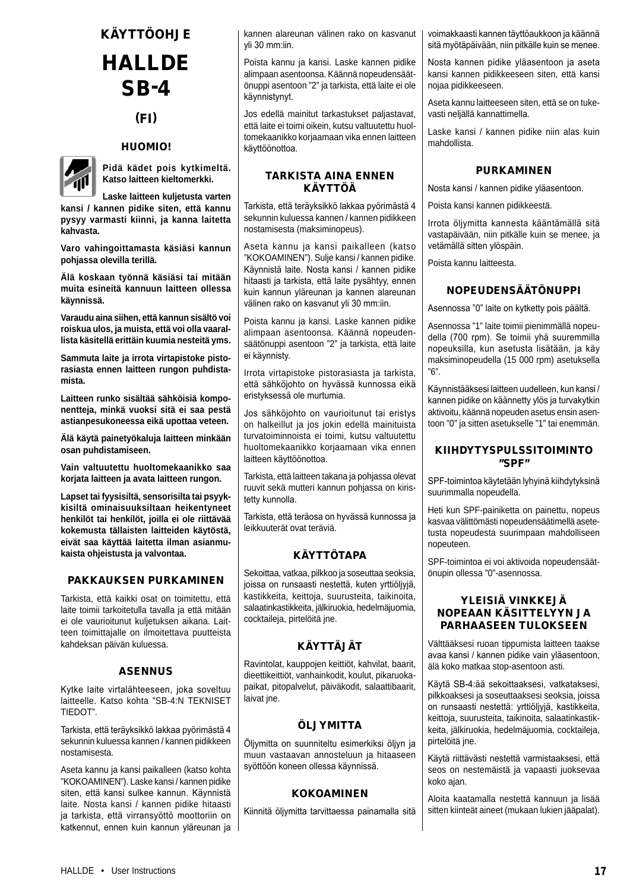# KÄYTTÖOHJE

# HALLDE SB-4

## (FI)

### HUOMIO!

**Pidä kädet pois kytkimeltä. Katso laitteen kieltomerkki.**

**Laske laitteen kuljetusta varten kansi / kannen pidike siten, että kannu pysyy varmasti kiinni, ja kanna laitetta kahvasta.**

**Varo vahingoittamasta käsiäsi kannun pohjassa olevilla terillä.**

**Älä koskaan työnnä käsiäsi tai mitään muita esineitä kannuun laitteen ollessa käynnissä.**

**Varaudu aina siihen, että kannun sisältö voi roiskua ulos, ja muista, että voi olla vaarallista käsitellä erittäin kuumia nesteitä yms.**

**Sammuta laite ja irrota virtapistoke pistorasiasta ennen laitteen rungon puhdistamista.**

**Laitteen runko sisältää sähköisiä komponentteja, minkä vuoksi sitä ei saa pestä astianpesukoneessa eikä upottaa veteen.**

**Älä käytä painetyökaluja laitteen minkään osan puhdistamiseen.**

**Vain valtuutettu huoltomekaanikko saa korjata laitteen ja avata laitteen rungon.**

**Lapset tai fyysisiltä, sensorisilta tai psyykkisiltä ominaisuuksiltaan heikentyneet henkilöt tai henkilöt, joilla ei ole riittävää kokemusta tällaisten laitteiden käytöstä, eivät saa käyttää laitetta ilman asianmukaista ohjeistusta ja valvontaa.**

### PAKKAUKSEN PURKAMINEN

Tarkista, että kaikki osat on toimitettu, että laite toimii tarkoitetulla tavalla ja että mitään ei ole vaurioitunut kuljetuksen aikana. Laitteen toimittajalle on ilmoitettava puutteista kahdeksan päivän kuluessa.

### ASENNUS

Kytke laite virtalähteeseen, joka soveltuu laitteelle. Katso kohta "SB-4:N TEKNISET TIEDOT".

Tarkista, että teräyksikkö lakkaa pyörimästä 4 sekunnin kuluessa kannen / kannen pidikkeen nostamisesta.

Aseta kannu ja kansi paikalleen (katso kohta "KOKOAMINEN"). Laske kansi / kannen pidike siten, että kansi sulkee kannun. Käynnistä laite. Nosta kansi / kannen pidike hitaasti ja tarkista, että virransyöttö moottoriin on katkennut, ennen kuin kannun yläreunan ja kannen alareunan välinen rako on kasvanut yli 30 mm:iin.

Poista kannu ja kansi. Laske kannen pidike alimpaan asentoonsa. Käännä nopeudensäätönuppi asentoon "2" ja tarkista, että laite ei ole käynnistynyt.

Jos edellä mainitut tarkastukset paljastavat, että laite ei toimi oikein, kutsu valtuutettu huoltomekaanikko korjaamaan vika ennen laitteen käyttöönottoa.

### TARKISTA AINA ENNEN KÄYTTÖÄ

Tarkista, että teräyksikkö lakkaa pyörimästä 4 sekunnin kuluessa kannen / kannen pidikkeen nostamisesta (maksiminopeus).

Aseta kannu ja kansi paikalleen (katso "KOKOAMINEN"). Sulje kansi / kannen pidike. Käynnistä laite. Nosta kansi / kannen pidike hitaasti ja tarkista, että laite pysähtyy, ennen kuin kannun yläreunan ja kannen alareunan välinen rako on kasvanut yli 30 mm:iin.

Poista kannu ja kansi. Laske kannen pidike alimpaan asentoonsa. Käännä nopeudensäätönuppi asentoon "2" ja tarkista, että laite ei käynnisty.

Irrota virtapistoke pistorasiasta ja tarkista, että sähköjohto on hyvässä kunnossa eikä eristyksessä ole murtumia.

Jos sähköjohto on vaurioitunut tai eristys on halkeillut ja jos jokin edellä mainituista turvatoiminnoista ei toimi, kutsu valtuutettu huoltomekaanikko korjaamaan vika ennen laitteen käyttöönottoa.

Tarkista, että laitteen takana ja pohjassa olevat ruuvit sekä mutteri kannun pohjassa on kiristetty kunnolla.

Tarkista, että teräosa on hyvässä kunnossa ja leikkuuterät ovat teräviä.

### KÄYTTÖTAPA

Sekoittaa, vatkaa, pilkkoo ja soseuttaa seoksia, joissa on runsaasti nestettä, kuten yrttiöljyjä, kastikkeita, keittoja, suurusteita, taikinoita, salaatinkastikkeita, jälkiruokia, hedelmäjuomia, cocktaileja, pirtelöitä jne.

### KÄYTTÄJÄT

Ravintolat, kauppojen keittiöt, kahvilat, baarit, dieettikeittiöt, vanhainkodit, koulut, pikaruokapaikat, pitopalvelut, päiväkodit, salaattibaarit, laivat jne.

### ÖLJYMITTA

Öljymitta on suunniteltu esimerkiksi öljyn ja muun vastaavan annosteluun ja hitaaseen syöttöön koneen ollessa käynnissä.

### KOKOAMINEN

Kiinnitä öljymitta tarvittaessa painamalla sitä voimakkaasti kannen täyttöaukkoon ja käännä sitä myötäpäivään, niin pitkälle kuin se menee.

Nosta kannen pidike yläasentoon ja aseta kansi kannen pidikkeeseen siten, että kansi nojaa pidikkeeseen.

Aseta kannu laitteeseen siten, että se on tukevasti neljällä kannattimella.

Laske kansi / kannen pidike niin alas kuin mahdollista.

### PURKAMINEN

Nosta kansi / kannen pidike yläasentoon.

Poista kansi kannen pidikkeestä.

Irrota öljymitta kannesta kääntämällä sitä vastapäivään, niin pitkälle kuin se menee, ja vetämällä sitten ylöspäin.

Poista kannu laitteesta.

### NOPEUDENSÄÄTÖNUPPI

Asennossa "0" laite on kytketty pois päältä.

Asennossa "1" laite toimii pienimmällä nopeudella (700 rpm). Se toimii yhä suuremmilla nopeuksilla, kun asetusta lisätään, ja käy maksiminopeudella (15 000 rpm) asetuksella "6".

Käynnistääksesi laitteen uudelleen, kun kansi / kannen pidike on käännetty ylös ja turvakytkin aktivoitu, käännä nopeuden asetus ensin asentoon "0" ja sitten asetukselle "1" tai enemmän.

### KIIHDYTYSPULSSITOIMINTO "SPF"

SPF-toimintoa käytetään lyhyinä kiihdytyksinä suurimmalla nopeudella.

Heti kun SPF-painiketta on painettu, nopeus kasvaa välittömästi nopeudensäätimellä asetetusta nopeudesta suurimpaan mahdolliseen nopeuteen.

SPF-toimintoa ei voi aktivoida nopeudensäätönupin ollessa "0"-asennossa.

### YLEISIÄ VINKKEJÄ NOPEAAN KÄSITTELYYN JA PARHAASEEN TULOKSEEN

Välttääksesi ruoan tippumista laitteen taakse avaa kansi / kannen pidike vain yläasentoon, älä koko matkaa stop-asentoon asti.

Käytä SB-4:ää sekoittaaksesi, vatkataksesi, pilkkoaksesi ja soseuttaaksesi seoksia, joissa on runsaasti nestettä: yrttiöljyjä, kastikkeita, keittoja, suurusteita, taikinoita, salaatinkastikkeita, jälkiruokia, hedelmäjuomia, cocktaileja, pirtelöitä jne.

Käytä riittävästi nestettä varmistaaksesi, että seos on nestemäistä ja vapaasti juoksevaa koko ajan.

Aloita kaatamalla nestettä kannuun ja lisää sitten kiinteät aineet (mukaan lukien jääpalat).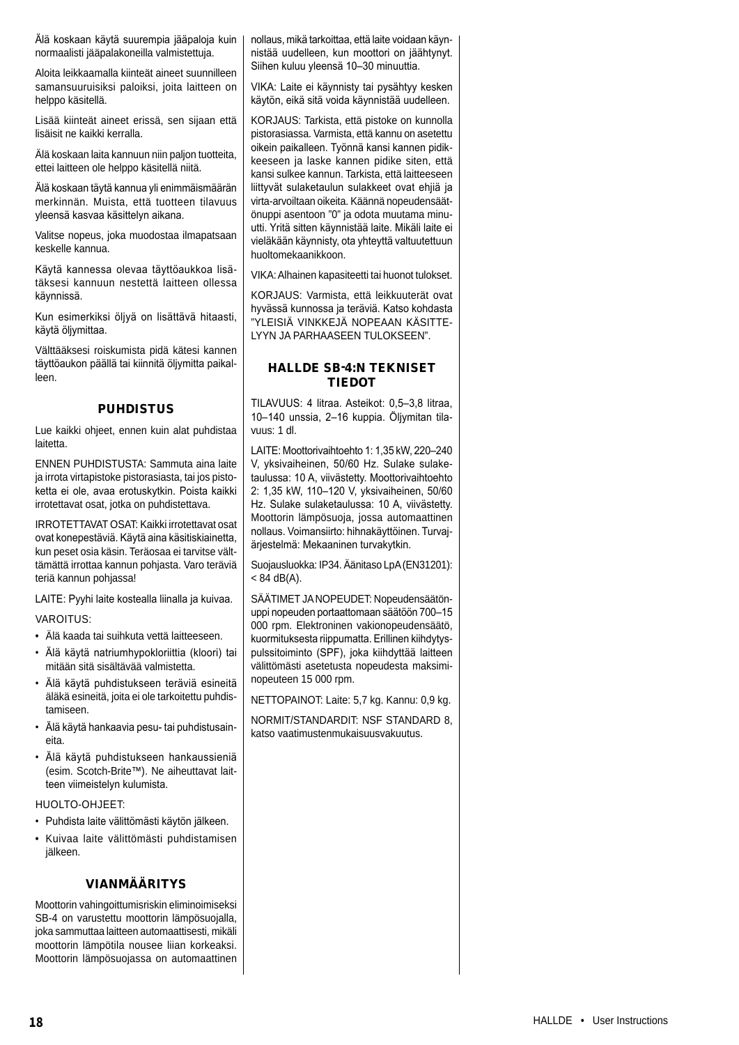Älä koskaan käytä suurempia jääpaloja kuin normaalisti jääpalakoneilla valmistettuja.

Aloita leikkaamalla kiinteät aineet suunnilleen samansuuruisiksi paloiksi, joita laitteen on helppo käsitellä.

Lisää kiinteät aineet erissä, sen sijaan että lisäisit ne kaikki kerralla.

Älä koskaan laita kannuun niin paljon tuotteita, ettei laitteen ole helppo käsitellä niitä.

Älä koskaan täytä kannua yli enimmäismäärän merkinnän. Muista, että tuotteen tilavuus yleensä kasvaa käsittelyn aikana.

Valitse nopeus, joka muodostaa ilmapatsaan keskelle kannua.

Käytä kannessa olevaa täyttöaukkoa lisätäksesi kannuun nestettä laitteen ollessa käynnissä.

Kun esimerkiksi öljyä on lisättävä hitaasti, käytä öljymittaa.

Välttääksesi roiskumista pidä kätesi kannen täyttöaukon päällä tai kiinnitä öljymitta paikalleen.

## PUHDISTUS

Lue kaikki ohjeet, ennen kuin alat puhdistaa laitetta.

ENNEN PUHDISTUSTA: Sammuta aina laite ja irrota virtapistoke pistorasiasta, tai jos pistoketta ei ole, avaa erotuskytkin. Poista kaikki irrotettavat osat, jotka on puhdistettava.

IRROTETTAVAT OSAT: Kaikki irrotettavat osat ovat konepestäviä. Käytä aina käsitiskiainetta, kun peset osia käsin. Teräosaa ei tarvitse välttämättä irrottaa kannun pohjasta. Varo teräviä teriä kannun pohjassa!

LAITE: Pyyhi laite kostealla liinalla ja kuivaa.

VAROITUS:

- Älä kaada tai suihkuta vettä laitteeseen.
- Älä käytä natriumhypokloriittia (kloori) tai mitään sitä sisältävää valmistetta.
- Älä käytä puhdistukseen teräviä esineitä äläkä esineitä, joita ei ole tarkoitettu puhdistamiseen.
- Älä käytä hankaavia pesu- tai puhdistusaineita.
- Älä käytä puhdistukseen hankaussieniä (esim. Scotch-Brite™). Ne aiheuttavat laitteen viimeistelyn kulumista.

HUOLTO-OHJEET:

- Puhdista laite välittömästi käytön jälkeen.
- Kuivaa laite välittömästi puhdistamisen jälkeen.

## VIANMÄÄRITYS

Moottorin vahingoittumisriskin eliminoimiseksi SB-4 on varustettu moottorin lämpösuojalla, joka sammuttaa laitteen automaattisesti, mikäli moottorin lämpötila nousee liian korkeaksi. Moottorin lämpösuojassa on automaattinen nollaus, mikä tarkoittaa, että laite voidaan käynnistää uudelleen, kun moottori on jäähtynyt. Siihen kuluu yleensä 10–30 minuuttia.

VIKA: Laite ei käynnisty tai pysähtyy kesken käytön, eikä sitä voida käynnistää uudelleen.

KORJAUS: Tarkista, että pistoke on kunnolla pistorasiassa. Varmista, että kannu on asetettu oikein paikalleen. Työnnä kansi kannen pidikkeeseen ja laske kannen pidike siten, että kansi sulkee kannun. Tarkista, että laitteeseen liittyvät sulaketaulun sulakkeet ovat ehjiä ja virta-arvoiltaan oikeita. Käännä nopeudensäätönuppi asentoon "0" ja odota muutama minuutti. Yritä sitten käynnistää laite. Mikäli laite ei vieläkään käynnisty, ota yhteyttä valtuutettuun huoltomekaanikkoon.

VIKA: Alhainen kapasiteetti tai huonot tulokset.

KORJAUS: Varmista, että leikkuuterät ovat hyvässä kunnossa ja teräviä. Katso kohdasta "YLEISIÄ VINKKEJÄ NOPEAAN KÄSITTELYYN JA PARHAASEEN TULOKSEEN".

## HALLDE SB-4:N TEKNISET TIEDOT

TILAVUUS: 4 litraa. Asteikot: 0,5–3,8 litraa, 10–140 unssia, 2–16 kuppia. Öljymitan tilavuus: 1 dl.

LAITE: Moottorivaihtoehto 1: 1,35 kW, 220–240 V, yksivaiheinen, 50/60 Hz. Sulake sulaketaulussa: 10 A, viivästetty. Moottorivaihtoehto 2: 1,35 kW, 110–120 V, yksivaiheinen, 50/60 Hz. Sulake sulaketaulussa: 10 A, viivästetty. Moottorin lämpösuoja, jossa automaattinen nollaus. Voimansiirto: hihnakäyttöinen. Turvajärjestelmä: Mekaaninen turvakytkin.

Suojausluokka: IP34. Äänitaso LpA (EN31201): < 84 dB(A).

SÄÄTIMET JA NOPEUDET: Nopeudensäätönuppi nopeuden portaattomaan säätöön 700–15 000 rpm. Elektroninen vakionopeudensäätö, kuormituksesta riippumatta. Erillinen kiihdytyspulssitoiminto (SPF), joka kiihdyttää laitteen välittömästi asetetusta nopeudesta maksiminopeuteen 15 000 rpm.

NETTOPAINOT: Laite: 5,7 kg. Kannu: 0,9 kg.

NORMIT/STANDARDIT: NSF STANDARD 8, katso vaatimustenmukaisuusvakuutus.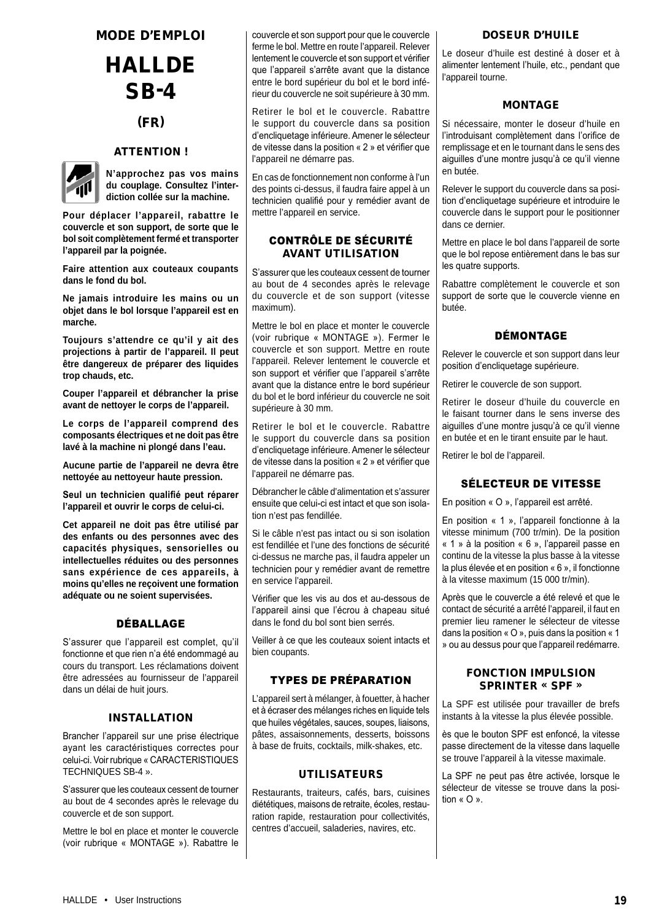# MODE D'EMPLOI

# HALLDE SB-4

## (FR)

### ATTENTION !

**N'approchez pas vos mains du couplage. Consultez l'interdiction collée sur la machine.**

**Pour déplacer l'appareil, rabattre le couvercle et son support, de sorte que le bol soit complètement fermé et transporter l'appareil par la poignée.**

**Faire attention aux couteaux coupants dans le fond du bol.**

**Ne jamais introduire les mains ou un objet dans le bol lorsque l'appareil est en marche.**

**Toujours s'attendre ce qu'il y ait des projections à partir de l'appareil. Il peut être dangereux de préparer des liquides trop chauds, etc.**

**Couper l'appareil et débrancher la prise avant de nettoyer le corps de l'appareil.**

**Le corps de l'appareil comprend des composants électriques et ne doit pas être lavé à la machine ni plongé dans l'eau.**

**Aucune partie de l'appareil ne devra être nettoyée au nettoyeur haute pression.**

**Seul un technicien qualifié peut réparer l'appareil et ouvrir le corps de celui-ci.**

**Cet appareil ne doit pas être utilisé par des enfants ou des personnes avec des capacités physiques, sensorielles ou intellectuelles réduites ou des personnes sans expérience de ces appareils, à moins qu'elles ne reçoivent une formation adéquate ou ne soient supervisées.**

### DÉBALLAGE

S'assurer que l'appareil est complet, qu'il fonctionne et que rien n'a été endommagé au cours du transport. Les réclamations doivent être adressées au fournisseur de l'appareil dans un délai de huit jours.

### INSTALLATION

Brancher l'appareil sur une prise électrique ayant les caractéristiques correctes pour celui-ci. Voir rubrique « CARACTERISTIQUES TECHNIQUES SB-4 ».

S'assurer que les couteaux cessent de tourner au bout de 4 secondes après le relevage du couvercle et de son support.

Mettre le bol en place et monter le couvercle (voir rubrique « MONTAGE »). Rabattre le couvercle et son support pour que le couvercle ferme le bol. Mettre en route l'appareil. Relever lentement le couvercle et son support et vérifier que l'appareil s'arrête avant que la distance entre le bord supérieur du bol et le bord inférieur du couvercle ne soit supérieure à 30 mm.

Retirer le bol et le couvercle. Rabattre le support du couvercle dans sa position d'encliquetage inférieure. Amener le sélecteur de vitesse dans la position « 2 » et vérifier que l'appareil ne démarre pas.

En cas de fonctionnement non conforme à l'un des points ci-dessus, il faudra faire appel à un technicien qualifié pour y remédier avant de mettre l'appareil en service.

### CONTRÔLE DE SÉCURITÉ AVANT UTILISATION

S'assurer que les couteaux cessent de tourner au bout de 4 secondes après le relevage du couvercle et de son support (vitesse maximum).

Mettre le bol en place et monter le couvercle (voir rubrique « MONTAGE »). Fermer le couvercle et son support. Mettre en route l'appareil. Relever lentement le couvercle et son support et vérifier que l'appareil s'arrête avant que la distance entre le bord supérieur du bol et le bord inférieur du couvercle ne soit supérieure à 30 mm.

Retirer le bol et le couvercle. Rabattre le support du couvercle dans sa position d'encliquetage inférieure. Amener le sélecteur de vitesse dans la position « 2 » et vérifier que l'appareil ne démarre pas.

Débrancher le câble d'alimentation et s'assurer ensuite que celui-ci est intact et que son isolation n'est pas fendillée.

Si le câble n'est pas intact ou si son isolation est fendillée et l'une des fonctions de sécurité ci-dessus ne marche pas, il faudra appeler un technicien pour y remédier avant de remettre en service l'appareil.

Vérifier que les vis au dos et au-dessous de l'appareil ainsi que l'écrou à chapeau situé dans le fond du bol sont bien serrés.

Veiller à ce que les couteaux soient intacts et bien coupants.

### TYPES DE PRÉPARATION

L'appareil sert à mélanger, à fouetter, à hacher et à écraser des mélanges riches en liquide tels que huiles végétales, sauces, soupes, liaisons, pâtes, assaisonnements, desserts, boissons à base de fruits, cocktails, milk-shakes, etc.

### UTILISATEURS

Restaurants, traiteurs, cafés, bars, cuisines diététiques, maisons de retraite, écoles, restauration rapide, restauration pour collectivités, centres d'accueil, saladeries, navires, etc.

### DOSEUR D'HUILE

Le doseur d'huile est destiné à doser et à alimenter lentement l'huile, etc., pendant que l'appareil tourne.

### MONTAGE

Si nécessaire, monter le doseur d'huile en l'introduisant complètement dans l'orifice de remplissage et en le tournant dans le sens des aiguilles d'une montre jusqu'à ce qu'il vienne en butée.

Relever le support du couvercle dans sa position d'encliquetage supérieure et introduire le couvercle dans le support pour le positionner dans ce dernier.

Mettre en place le bol dans l'appareil de sorte que le bol repose entièrement dans le bas sur les quatre supports.

Rabattre complètement le couvercle et son support de sorte que le couvercle vienne en butée.

### DÉMONTAGE

Relever le couvercle et son support dans leur position d'encliquetage supérieure.

Retirer le couvercle de son support.

Retirer le doseur d'huile du couvercle en le faisant tourner dans le sens inverse des aiguilles d'une montre jusqu'à ce qu'il vienne en butée et en le tirant ensuite par le haut.

Retirer le bol de l'appareil.

### SÉLECTEUR DE VITESSE

En position « O », l'appareil est arrêté.

En position « 1 », l'appareil fonctionne à la vitesse minimum (700 tr/min). De la position « 1 » à la position « 6 », l'appareil passe en continu de la vitesse la plus basse à la vitesse la plus élevée et en position « 6 », il fonctionne à la vitesse maximum (15 000 tr/min).

Après que le couvercle a été relevé et que le contact de sécurité a arrêté l'appareil, il faut en premier lieu ramener le sélecteur de vitesse dans la position « O », puis dans la position « 1 » ou au dessus pour que l'appareil redémarre.

### FONCTION IMPULSION SPRINTER « SPF »

La SPF est utilisée pour travailler de brefs instants à la vitesse la plus élevée possible.

ès que le bouton SPF est enfoncé, la vitesse passe directement de la vitesse dans laquelle se trouve l'appareil à la vitesse maximale.

La SPF ne peut pas être activée, lorsque le sélecteur de vitesse se trouve dans la position « O ».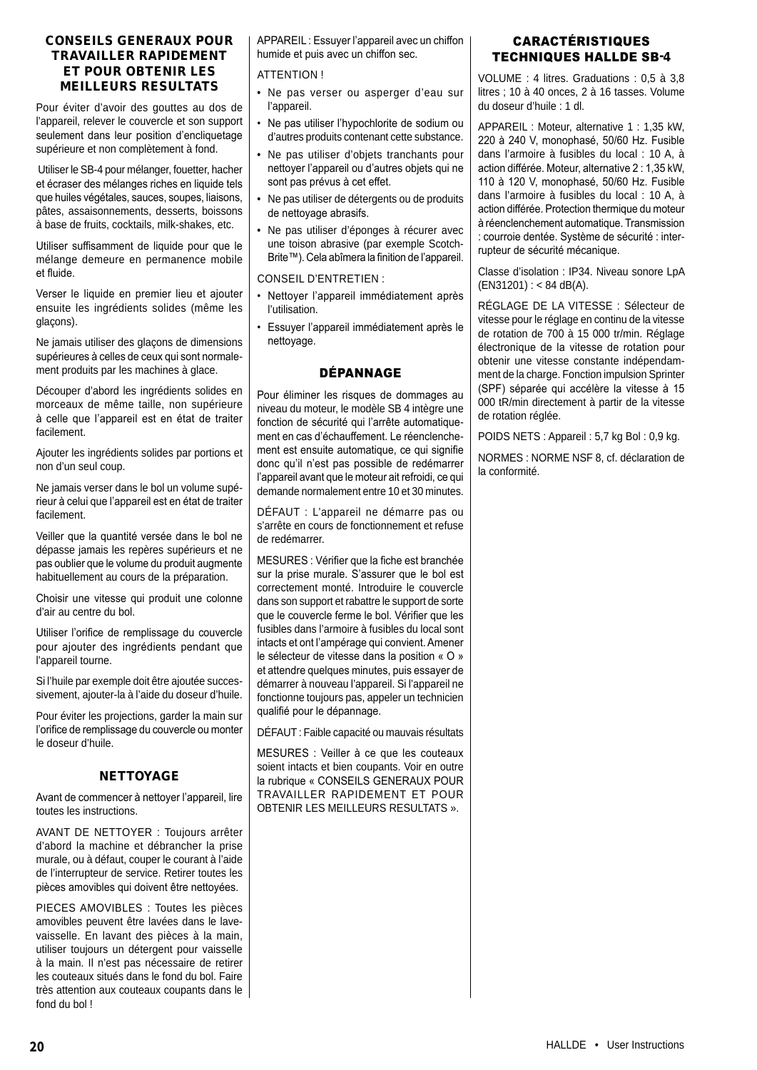## CONSEILS GENERAUX POUR TRAVAILLER RAPIDEMENT ET POUR OBTENIR LES MEILLEURS RESULTATS

Pour éviter d'avoir des gouttes au dos de l'appareil, relever le couvercle et son support seulement dans leur position d'encliquetage supérieure et non complètement à fond.

Utiliser le SB-4 pour mélanger, fouetter, hacher et écraser des mélanges riches en liquide tels que huiles végétales, sauces, soupes, liaisons, pâtes, assaisonnements, desserts, boissons à base de fruits, cocktails, milk-shakes, etc.

Utiliser suffisamment de liquide pour que le mélange demeure en permanence mobile et fluide.

Verser le liquide en premier lieu et ajouter ensuite les ingrédients solides (même les glaçons).

Ne jamais utiliser des glaçons de dimensions supérieures à celles de ceux qui sont normalement produits par les machines à glace.

Découper d'abord les ingrédients solides en morceaux de même taille, non supérieure à celle que l'appareil est en état de traiter facilement.

Ajouter les ingrédients solides par portions et non d'un seul coup.

Ne jamais verser dans le bol un volume supérieur à celui que l'appareil est en état de traiter facilement.

Veiller que la quantité versée dans le bol ne dépasse jamais les repères supérieurs et ne pas oublier que le volume du produit augmente habituellement au cours de la préparation.

Choisir une vitesse qui produit une colonne d'air au centre du bol.

Utiliser l'orifice de remplissage du couvercle pour ajouter des ingrédients pendant que l'appareil tourne.

Si l'huile par exemple doit être ajoutée successivement, ajouter-la à l'aide du doseur d'huile.

Pour éviter les projections, garder la main sur l'orifice de remplissage du couvercle ou monter le doseur d'huile.

## NETTOYAGE

Avant de commencer à nettoyer l'appareil, lire toutes les instructions.

AVANT DE NETTOYER : Toujours arrêter d'abord la machine et débrancher la prise murale, ou à défaut, couper le courant à l'aide de l'interrupteur de service. Retirer toutes les pièces amovibles qui doivent être nettoyées.

PIECES AMOVIBLES : Toutes les pièces amovibles peuvent être lavées dans le lave-vaisselle. En lavant des pièces à la main, utiliser toujours un détergent pour vaisselle à la main. Il n'est pas nécessaire de retirer les couteaux situés dans le fond du bol. Faire très attention aux couteaux coupants dans le fond du bol !

APPAREIL : Essuyer l'appareil avec un chiffon humide et puis avec un chiffon sec.

ATTENTION !

- Ne pas verser ou asperger d'eau sur l'appareil.
- Ne pas utiliser l'hypochlorite de sodium ou d'autres produits contenant cette substance.
- Ne pas utiliser d'objets tranchants pour nettoyer l'appareil ou d'autres objets qui ne sont pas prévus à cet effet.
- Ne pas utiliser de détergents ou de produits de nettoyage abrasifs.
- Ne pas utiliser d'éponges à récurer avec une toison abrasive (par exemple Scotch-Brite™). Cela abîmera la finition de l'appareil.

CONSEIL D'ENTRETIEN :

- Nettoyer l'appareil immédiatement après l'utilisation.
- Essuyer l'appareil immédiatement après le nettoyage.

## DÉPANNAGE

Pour éliminer les risques de dommages au niveau du moteur, le modèle SB 4 intègre une fonction de sécurité qui l'arrête automatiquement en cas d'échauffement. Le réenclenchement est ensuite automatique, ce qui signifie donc qu'il n'est pas possible de redémarrer l'appareil avant que le moteur ait refroidi, ce qui demande normalement entre 10 et 30 minutes.

DÉFAUT : L'appareil ne démarre pas ou s'arrête en cours de fonctionnement et refuse de redémarrer.

MESURES : Vérifier que la fiche est branchée sur la prise murale. S'assurer que le bol est correctement monté. Introduire le couvercle dans son support et rabattre le support de sorte que le couvercle ferme le bol. Vérifier que les fusibles dans l'armoire à fusibles du local sont intacts et ont l'ampérage qui convient. Amener le sélecteur de vitesse dans la position « O » et attendre quelques minutes, puis essayer de démarrer à nouveau l'appareil. Si l'appareil ne fonctionne toujours pas, appeler un technicien qualifié pour le dépannage.

DÉFAUT : Faible capacité ou mauvais résultats

MESURES : Veiller à ce que les couteaux soient intacts et bien coupants. Voir en outre la rubrique « CONSEILS GENERAUX POUR TRAVAILLER RAPIDEMENT ET POUR OBTENIR LES MEILLEURS RESULTATS ».

## CARACTÉRISTIQUES TECHNIQUES HALLDE SB-4

VOLUME : 4 litres. Graduations : 0,5 à 3,8 litres ; 10 à 40 onces, 2 à 16 tasses. Volume du doseur d'huile : 1 dl.

APPAREIL : Moteur, alternative 1 : 1,35 kW, 220 à 240 V, monophasé, 50/60 Hz. Fusible dans l'armoire à fusibles du local : 10 A, à action différée. Moteur, alternative 2 : 1,35 kW, 110 à 120 V, monophasé, 50/60 Hz. Fusible dans l'armoire à fusibles du local : 10 A, à action différée. Protection thermique du moteur à réenclenchement automatique. Transmission : courroie dentée. Système de sécurité : interrupteur de sécurité mécanique.

Classe d'isolation : IP34. Niveau sonore LpA (EN31201) : < 84 dB(A).

RÉGLAGE DE LA VITESSE : Sélecteur de vitesse pour le réglage en continu de la vitesse de rotation de 700 à 15 000 tr/min. Réglage électronique de la vitesse de rotation pour obtenir une vitesse constante indépendamment de la charge. Fonction impulsion Sprinter (SPF) séparée qui accélère la vitesse à 15 000 tR/min directement à partir de la vitesse de rotation réglée.

POIDS NETS : Appareil : 5,7 kg Bol : 0,9 kg.

NORMES : NORME NSF 8, cf. déclaration de la conformité.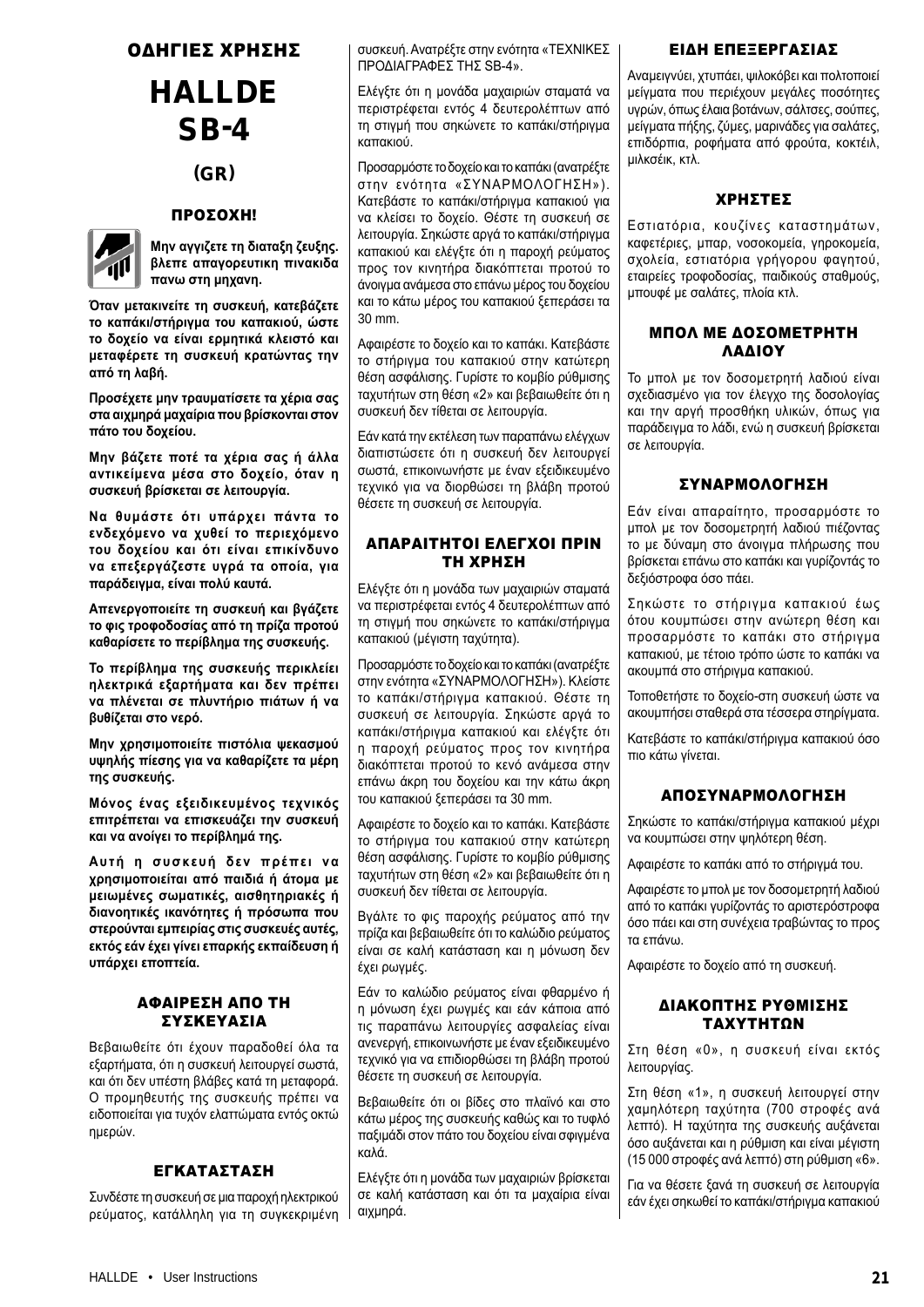# ΟΔΗΓΙΕΣ ΧΡΗΣΗΣ

# HALLDE SB-4

## (GR)

### ΠΡΟΣΟΧΗ!

**Μην αγγιζετε τη διαταξη ζευξης. βλεπε απαγορευτικη πινακιδα πανω στη μηχανη.**

**Όταν μετακινείτε τη συσκευή, κατεβάζετε το καπάκι/στήριγμα του καπακιού, ώστε το δοχείο να είναι ερμητικά κλειστό και μεταφέρετε τη συσκευή κρατώντας την από τη λαβή.**

**Προσέχετε μην τραυματίσετε τα χέρια σας στα αιχμηρά μαχαίρια που βρίσκονται στον πάτο του δοχείου.**

**Μην βάζετε ποτέ τα χέρια σας ή άλλα αντικείμενα μέσα στο δοχείο, όταν η συσκευή βρίσκεται σε λειτουργία.**

**Να θυμάστε ότι υπάρχει πάντα το ενδεχόμενο να χυθεί το περιεχόμενο του δοχείου και ότι είναι επικίνδυνο να επεξεργάζεστε υγρά τα οποία, για παράδειγμα, είναι πολύ καυτά.**

**Απενεργοποιείτε τη συσκευή και βγάζετε το φις τροφοδοσίας από τη πρίζα προτού καθαρίσετε το περίβλημα της συσκευής.**

**Το περίβλημα της συσκευής περικλείει ηλεκτρικά εξαρτήματα και δεν πρέπει να πλένεται σε πλυντήριο πιάτων ή να βυθίζεται στο νερό.**

**Μην χρησιμοποιείτε πιστόλια ψεκασμού υψηλής πίεσης για να καθαρίζετε τα μέρη της συσκευής.**

**Μόνος ένας εξειδικευμένος τεχνικός επιτρέπεται να επισκευάζει την συσκευή και να ανοίγει το περίβλημά της.**

**Αυτή η συσκευή δεν πρέπει να χρησιμοποιείται από παιδιά ή άτομα με μειωμένες σωματικές, αισθητηριακές ή διανοητικές ικανότητες ή πρόσωπα που στερούνται εμπειρίας στις συσκευές αυτές, εκτός εάν έχει γίνει επαρκής εκπαίδευση ή υπάρχει εποπτεία.**

### ΑΦΑΙΡΕΣΗ ΑΠΟ ΤΗ ΣΥΣΚΕΥΑΣΙΑ

Βεβαιωθείτε ότι έχουν παραδοθεί όλα τα εξαρτήματα, ότι η συσκευή λειτουργεί σωστά, και ότι δεν υπέστη βλάβες κατά τη μεταφορά. Ο προμηθευτής της συσκευής πρέπει να ειδοποιείται για τυχόν ελαττώματα εντός οκτώ ημερών.

### ΕΓΚΑΤΑΣΤΑΣΗ

Συνδέστε τη συσκευή σε μια παροχή ηλεκτρικού ρεύματος, κατάλληλη για τη συγκεκριμένη συσκευή. Ανατρέξτε στην ενότητα «ΤΕΧΝΙΚΕΣ ΠΡΟΔΙΑΓΡΑΦΕΣ ΤΗΣ SB-4».

Ελέγξτε ότι η μονάδα μαχαιριών σταματά να περιστρέφεται εντός 4 δευτερολέπτων από τη στιγμή που σηκώνετε το καπάκι/στήριγμα καπακιού.

Προσαρμόστε το δοχείο και το καπάκι (ανατρέξτε στην ενότητα «ΣΥΝΑΡΜΟΛΟΓΗΣΗ»). Κατεβάστε το καπάκι/στήριγμα καπακιού για να κλείσει το δοχείο. Θέστε τη συσκευή σε λειτουργία. Σηκώστε αργά το καπάκι/στήριγμα καπακιού και ελέγξτε ότι η παροχή ρεύματος προς τον κινητήρα διακόπτεται προτού το άνοιγμα ανάμεσα στο επάνω μέρος του δοχείου και το κάτω μέρος του καπακιού ξεπεράσει τα 30 mm.

Αφαιρέστε το δοχείο και το καπάκι. Κατεβάστε το στήριγμα του καπακιού στην κατώτερη θέση ασφάλισης. Γυρίστε το κομβίο ρύθμισης ταχυτήτων στη θέση «2» και βεβαιωθείτε ότι η συσκευή δεν τίθεται σε λειτουργία.

Εάν κατά την εκτέλεση των παραπάνω ελέγχων διαπιστώσετε ότι η συσκευή δεν λειτουργεί σωστά, επικοινωνήστε με έναν εξειδικευμένο τεχνικό για να διορθώσει τη βλάβη προτού θέσετε τη συσκευή σε λειτουργία.

### ΑΠΑΡΑΙΤΗΤΟΙ ΕΛΕΓΧΟΙ ΠΡΙΝ ΤΗ ΧΡΗΣΗ

Ελέγξτε ότι η μονάδα των μαχαιριών σταματά να περιστρέφεται εντός 4 δευτερολέπτων από τη στιγμή που σηκώνετε το καπάκι/στήριγμα καπακιού (μέγιστη ταχύτητα).

Προσαρμόστε το δοχείο και το καπάκι (ανατρέξτε στην ενότητα «ΣΥΝΑΡΜΟΛΟΓΗΣΗ»). Κλείστε το καπάκι/στήριγμα καπακιού. Θέστε τη συσκευή σε λειτουργία. Σηκώστε αργά το καπάκι/στήριγμα καπακιού και ελέγξτε ότι η παροχή ρεύματος προς τον κινητήρα διακόπτεται προτού το κενό ανάμεσα στην επάνω άκρη του δοχείου και την κάτω άκρη του καπακιού ξεπεράσει τα 30 mm.

Αφαιρέστε το δοχείο και το καπάκι. Κατεβάστε το στήριγμα του καπακιού στην κατώτερη θέση ασφάλισης. Γυρίστε το κομβίο ρύθμισης ταχυτήτων στη θέση «2» και βεβαιωθείτε ότι η συσκευή δεν τίθεται σε λειτουργία.

Βγάλτε το φις παροχής ρεύματος από την πρίζα και βεβαιωθείτε ότι το καλώδιο ρεύματος είναι σε καλή κατάσταση και η μόνωση δεν έχει ρωγμές.

Εάν το καλώδιο ρεύματος είναι φθαρμένο ή η μόνωση έχει ρωγμές και εάν κάποια από τις παραπάνω λειτουργίες ασφαλείας είναι ανενεργή, επικοινωνήστε με έναν εξειδικευμένο τεχνικό για να επιδιορθώσει τη βλάβη προτού θέσετε τη συσκευή σε λειτουργία.

Βεβαιωθείτε ότι οι βίδες στο πλαϊνό και στο κάτω μέρος της συσκευής καθώς και το τυφλό παξιμάδι στον πάτο του δοχείου είναι σφιγμένα καλά.

Ελέγξτε ότι η μονάδα των μαχαιριών βρίσκεται σε καλή κατάσταση και ότι τα μαχαίρια είναι αιχμηρά.

### ΕΙΔΗ ΕΠΕΞΕΡΓΑΣΙΑΣ

Αναμειγνύει, χτυπάει, ψιλοκόβει και πολτοποιεί μείγματα που περιέχουν μεγάλες ποσότητες υγρών, όπως έλαια βοτάνων, σάλτσες, σούπες, μείγματα πήξης, ζύμες, μαρινάδες για σαλάτες, επιδόρπια, ροφήματα από φρούτα, κοκτέιλ, μιλκσέικ, κτλ.

### ΧΡΗΣΤΕΣ

Εστιατόρια, κουζίνες καταστημάτων, καφετέριες, μπαρ, νοσοκομεία, γηροκομεία, σχολεία, εστιατόρια γρήγορου φαγητού, εταιρείες τροφοδοσίας, παιδικούς σταθμούς, μπουφέ με σαλάτες, πλοία κτλ.

### ΜΠΟΛ ΜΕ ΔΟΣΟΜΕΤΡΗΤΗ ΛΑΔΙΟΥ

Το μπολ με τον δοσομετρητή λαδιού είναι σχεδιασμένο για τον έλεγχο της δοσολογίας και την αργή προσθήκη υλικών, όπως για παράδειγμα το λάδι, ενώ η συσκευή βρίσκεται σε λειτουργία.

### ΣΥΝΑΡΜΟΛΟΓΗΣΗ

Εάν είναι απαραίτητο, προσαρμόστε το μπολ με τον δοσομετρητή λαδιού πιέζοντας το με δύναμη στο άνοιγμα πλήρωσης που βρίσκεται επάνω στο καπάκι και γυρίζοντάς το δεξιόστροφα όσο πάει.

Σηκώστε το στήριγμα καπακιού έως ότου κουμπώσει στην ανώτερη θέση και προσαρμόστε το καπάκι στο στήριγμα καπακιού, με τέτοιο τρόπο ώστε το καπάκι να ακουμπά στο στήριγμα καπακιού.

Τοποθετήστε το δοχείο-στη συσκευή ώστε να ακουμπήσει σταθερά στα τέσσερα στηρίγματα.

Κατεβάστε το καπάκι/στήριγμα καπακιού όσο πιο κάτω γίνεται.

### ΑΠΟΣΥΝΑΡΜΟΛΟΓΗΣΗ

Σηκώστε το καπάκι/στήριγμα καπακιού μέχρι να κουμπώσει στην ψηλότερη θέση.

Αφαιρέστε το καπάκι από το στήριγμά του.

Αφαιρέστε το μπολ με τον δοσομετρητή λαδιού από το καπάκι γυρίζοντάς το αριστερόστροφα όσο πάει και στη συνέχεια τραβώντας το προς τα επάνω.

Αφαιρέστε το δοχείο από τη συσκευή.

### ΔΙΑΚΟΠΤΗΣ ΡΥΘΜΙΣΗΣ ΤΑΧΥΤΗΤΩΝ

Στη θέση «0», η συσκευή είναι εκτός λειτουργίας.

Στη θέση «1», η συσκευή λειτουργεί στην χαμηλότερη ταχύτητα (700 στροφές ανά λεπτό). Η ταχύτητα της συσκευής αυξάνεται όσο αυξάνεται και η ρύθμιση και είναι μέγιστη (15 000 στροφές ανά λεπτό) στη ρύθμιση «6».

Για να θέσετε ξανά τη συσκευή σε λειτουργία εάν έχει σηκωθεί το καπάκι/στήριγμα καπακιού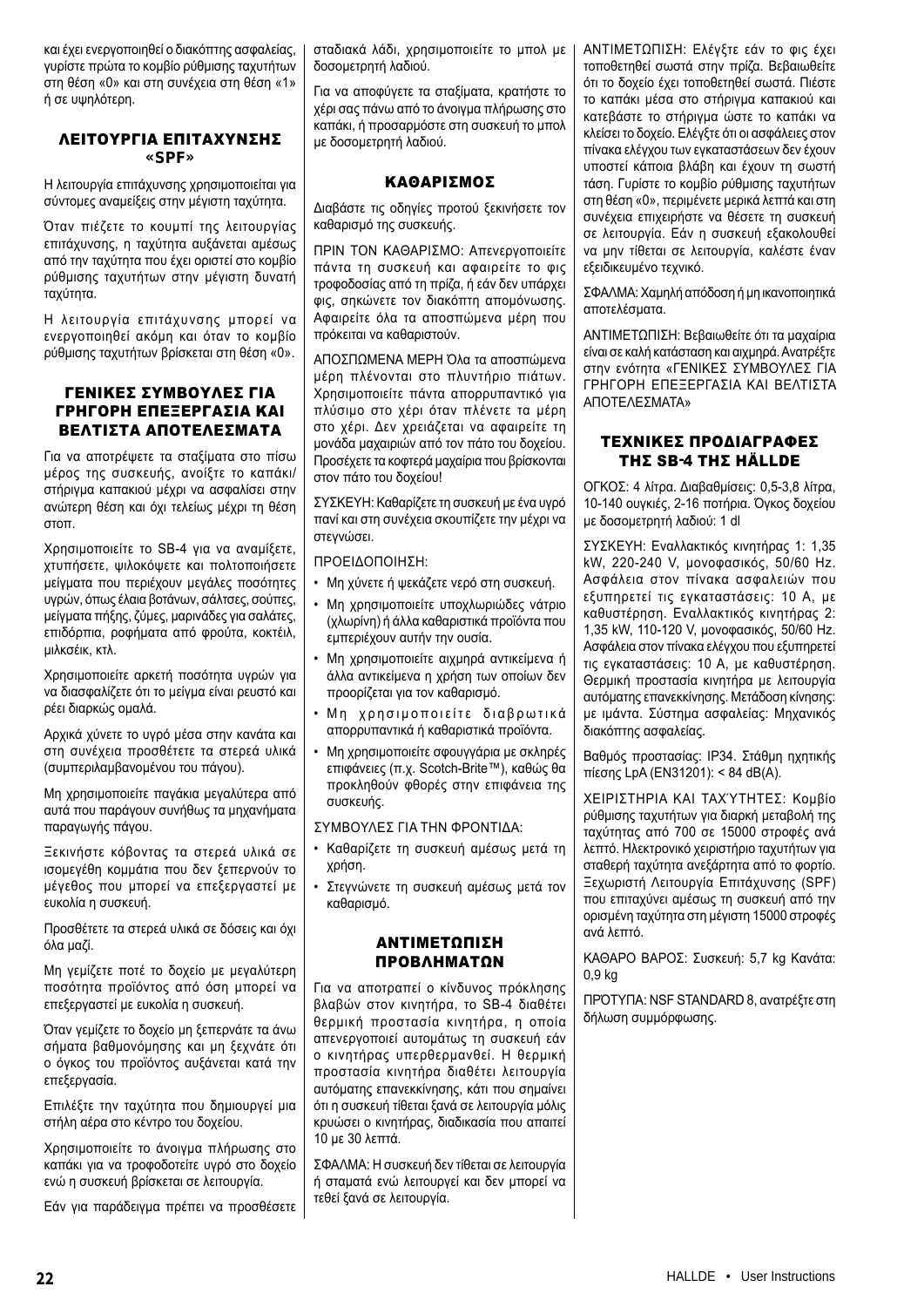και έχει ενεργοποιηθεί ο διακόπτης ασφαλείας, γυρίστε πρώτα το κομβίο ρύθμισης ταχυτήτων στη θέση «0» και στη συνέχεια στη θέση «1» ή σε υψηλότερη.

## ΛΕΙΤΟΥΡΓΙΑ ΕΠΙΤΑΧΥΝΣΗΣ «SPF»

Η λειτουργία επιτάχυνσης χρησιμοποιείται για σύντομες αναμείξεις στην μέγιστη ταχύτητα.

Όταν πιέζετε το κουμπί της λειτουργίας επιτάχυνσης, η ταχύτητα αυξάνεται αμέσως από την ταχύτητα που έχει οριστεί στο κομβίο ρύθμισης ταχυτήτων στην μέγιστη δυνατή ταχύτητα.

Η λειτουργία επιτάχυνσης μπορεί να ενεργοποιηθεί ακόμη και όταν το κομβίο ρύθμισης ταχυτήτων βρίσκεται στη θέση «0».

## ΓΕΝΙΚΕΣ ΣΥΜΒΟΥΛΕΣ ΓΙΑ ΓΡΗΓΟΡΗ ΕΠΕΞΕΡΓΑΣΙΑ ΚΑΙ ΒΕΛΤΙΣΤΑ ΑΠΟΤΕΛΕΣΜΑΤΑ

Για να αποτρέψετε τα σταξίματα στο πίσω μέρος της συσκευής, ανοίξτε το καπάκι/στήριγμα καπακιού μέχρι να ασφαλίσει στην ανώτερη θέση και όχι τελείως μέχρι τη θέση στοπ.

Χρησιμοποιείτε το SB-4 για να αναμίξετε, χτυπήσετε, ψιλοκόψετε και πολτοποιήσετε μείγματα που περιέχουν μεγάλες ποσότητες υγρών, όπως έλαια βοτάνων, σάλτσες, σούπες, μείγματα πήξης, ζύμες, μαρινάδες για σαλάτες, επιδόρπια, ροφήματα από φρούτα, κοκτέιλ, μιλκσέικ, κτλ.

Χρησιμοποιείτε αρκετή ποσότητα υγρών για να διασφαλίζετε ότι το μείγμα είναι ρευστό και ρέει διαρκώς ομαλά.

Αρχικά χύνετε το υγρό μέσα στην κανάτα και στη συνέχεια προσθέτετε τα στερεά υλικά (συμπεριλαμβανομένου του πάγου).

Μη χρησιμοποιείτε παγάκια μεγαλύτερα από αυτά που παράγουν συνήθως τα μηχανήματα παραγωγής πάγου.

Ξεκινήστε κόβοντας τα στερεά υλικά σε ισομεγέθη κομμάτια που δεν ξεπερνούν το μέγεθος που μπορεί να επεξεργαστεί με ευκολία η συσκευή.

Προσθέτετε τα στερεά υλικά σε δόσεις και όχι όλα μαζί.

Μη γεμίζετε ποτέ το δοχείο με μεγαλύτερη ποσότητα προϊόντος από όση μπορεί να επεξεργαστεί με ευκολία η συσκευή.

Όταν γεμίζετε το δοχείο μη ξεπερνάτε τα άνω σήματα βαθμονόμησης και μη ξεχνάτε ότι ο όγκος του προϊόντος αυξάνεται κατά την επεξεργασία.

Επιλέξτε την ταχύτητα που δημιουργεί μια στήλη αέρα στο κέντρο του δοχείου.

Χρησιμοποιείτε το άνοιγμα πλήρωσης στο καπάκι για να τροφοδοτείτε υγρό στο δοχείο ενώ η συσκευή βρίσκεται σε λειτουργία.

Εάν για παράδειγμα πρέπει να προσθέσετε σταδιακά λάδι, χρησιμοποιείτε το μπολ με δοσομετρητή λαδιού.

Για να αποφύγετε τα σταξίματα, κρατήστε το χέρι σας πάνω από το άνοιγμα πλήρωσης στο καπάκι, ή προσαρμόστε στη συσκευή το μπολ με δοσομετρητή λαδιού.

## ΚΑΘΑΡΙΣΜΟΣ

Διαβάστε τις οδηγίες προτού ξεκινήσετε τον καθαρισμό της συσκευής.

ΠΡΙΝ ΤΟΝ ΚΑΘΑΡΙΣΜΟ: Απενεργοποιείτε πάντα τη συσκευή και αφαιρείτε το φις τροφοδοσίας από τη πρίζα, ή εάν δεν υπάρχει φις, σηκώνετε τον διακόπτη απομόνωσης. Αφαιρείτε όλα τα αποσπώμενα μέρη που πρόκειται να καθαριστούν.

ΑΠΟΣΠΩΜΕΝΑ ΜΕΡΗ Όλα τα αποσπώμενα μέρη πλένονται στο πλυντήριο πιάτων. Χρησιμοποιείτε πάντα απορρυπαντικό για πλύσιμο στο χέρι όταν πλένετε τα μέρη στο χέρι. Δεν χρειάζεται να αφαιρείτε τη μονάδα μαχαιριών από τον πάτο του δοχείου. Προσέχετε τα κοφτερά μαχαίρια που βρίσκονται στον πάτο του δοχείου!

ΣΥΣΚΕΥΗ: Καθαρίζετε τη συσκευή με ένα υγρό πανί και στη συνέχεια σκουπίζετε την μέχρι να στεγνώσει.

ΠΡΟΕΙΔΟΠΟΙΗΣΗ:

- Μη χύνετε ή ψεκάζετε νερό στη συσκευή.
- Μη χρησιμοποιείτε υποχλωριώδες νάτριο (χλωρίνη) ή άλλα καθαριστικά προϊόντα που εμπεριέχουν αυτήν την ουσία.
- Μη χρησιμοποιείτε αιχμηρά αντικείμενα ή άλλα αντικείμενα η χρήση των οποίων δεν προορίζεται για τον καθαρισμό.
- Μη χρησιμοποιείτε διαβρωτικά απορρυπαντικά ή καθαριστικά προϊόντα.
- Μη χρησιμοποιείτε σφουγγάρια με σκληρές επιφάνειες (π.χ. Scotch-Brite™), καθώς θα προκληθούν φθορές στην επιφάνεια της συσκευής.

ΣΥΜΒΟΥΛΕΣ ΓΙΑ ΤΗΝ ΦΡΟΝΤΙΔΑ:

- Καθαρίζετε τη συσκευή αμέσως μετά τη χρήση.
- Στεγνώνετε τη συσκευή αμέσως μετά τον καθαρισμό.

## ΑΝΤΙΜΕΤΩΠΙΣΗ ΠΡΟΒΛΗΜΑΤΩΝ

Για να αποτραπεί ο κίνδυνος πρόκλησης βλαβών στον κινητήρα, το SB-4 διαθέτει θερμική προστασία κινητήρα, η οποία απενεργοποιεί αυτομάτως τη συσκευή εάν ο κινητήρας υπερθερμανθεί. Η θερμική προστασία κινητήρα διαθέτει λειτουργία αυτόματης επανεκκίνησης, κάτι που σημαίνει ότι η συσκευή τίθεται ξανά σε λειτουργία μόλις κρυώσει ο κινητήρας, διαδικασία που απαιτεί 10 με 30 λεπτά.

ΣΦΑΛΜΑ: Η συσκευή δεν τίθεται σε λειτουργία ή σταματά ενώ λειτουργεί και δεν μπορεί να τεθεί ξανά σε λειτουργία.

ΑΝΤΙΜΕΤΩΠΙΣΗ: Ελέγξτε εάν το φις έχει τοποθετηθεί σωστά στην πρίζα. Βεβαιωθείτε ότι το δοχείο έχει τοποθετηθεί σωστά. Πιέστε το καπάκι μέσα στο στήριγμα καπακιού και κατεβάστε το στήριγμα ώστε το καπάκι να κλείσει το δοχείο. Ελέγξτε ότι οι ασφάλειες στον πίνακα ελέγχου των εγκαταστάσεων δεν έχουν υποστεί κάποια βλάβη και έχουν τη σωστή τάση. Γυρίστε το κομβίο ρύθμισης ταχυτήτων στη θέση «0», περιμένετε μερικά λεπτά και στη συνέχεια επιχειρήστε να θέσετε τη συσκευή σε λειτουργία. Εάν η συσκευή εξακολουθεί να μην τίθεται σε λειτουργία, καλέστε έναν εξειδικευμένο τεχνικό.

ΣΦΑΛΜΑ: Χαμηλή απόδοση ή μη ικανοποιητικά αποτελέσματα.

ΑΝΤΙΜΕΤΩΠΙΣΗ: Βεβαιωθείτε ότι τα μαχαίρια είναι σε καλή κατάσταση και αιχμηρά. Ανατρέξτε στην ενότητα «ΓΕΝΙΚΕΣ ΣΥΜΒΟΥΛΕΣ ΓΙΑ ΓΡΗΓΟΡΗ ΕΠΕΞΕΡΓΑΣΙΑ ΚΑΙ ΒΕΛΤΙΣΤΑ ΑΠΟΤΕΛΕΣΜΑΤΑ»

## ΤΕΧΝΙΚΕΣ ΠΡΟΔΙΑΓΡΑΦΕΣ ΤΗΣ SB-4 ΤΗΣ HÄLLDE

ΟΓΚΟΣ: 4 λίτρα. Διαβαθμίσεις: 0,5-3,8 λίτρα, 10-140 ουγκιές, 2-16 ποτήρια. Όγκος δοχείου με δοσομετρητή λαδιού: 1 dl

ΣΥΣΚΕΥΗ: Εναλλακτικός κινητήρας 1: 1,35 kW, 220-240 V, μονοφασικός, 50/60 Hz. Ασφάλεια στον πίνακα ασφαλειών που εξυπηρετεί τις εγκαταστάσεις: 10 A, με καθυστέρηση. Εναλλακτικός κινητήρας 2: 1,35 kW, 110-120 V, μονοφασικός, 50/60 Hz. Ασφάλεια στον πίνακα ελέγχου που εξυπηρετεί τις εγκαταστάσεις: 10 A, με καθυστέρηση. Θερμική προστασία κινητήρα με λειτουργία αυτόματης επανεκκίνησης. Μετάδοση κίνησης: με ιμάντα. Σύστημα ασφαλείας: Μηχανικός διακόπτης ασφαλείας.

Βαθμός προστασίας: IP34. Στάθμη ηχητικής πίεσης LpA (EN31201): < 84 dB(A).

ΧΕΙΡΙΣΤΗΡΙΑ ΚΑΙ ΤΑΧΥΤΗΤΕΣ: Κομβίο ρύθμισης ταχυτήτων για διαρκή μεταβολή της ταχύτητας από 700 σε 15000 στροφές ανά λεπτό. Ηλεκτρονικό χειριστήριο ταχυτήτων για σταθερή ταχύτητα ανεξάρτητα από το φορτίο. Ξεχωριστή Λειτουργία Επιτάχυνσης (SPF) που επιταχύνει αμέσως τη συσκευή από την ορισμένη ταχύτητα στη μέγιστη 15000 στροφές ανά λεπτό.

ΚΑΘΑΡΟ ΒΑΡΟΣ: Συσκευή: 5,7 kg Κανάτα: 0,9 kg

ΠΡΟΤΥΠΑ: NSF STANDARD 8, ανατρέξτε στη δήλωση συμμόρφωσης.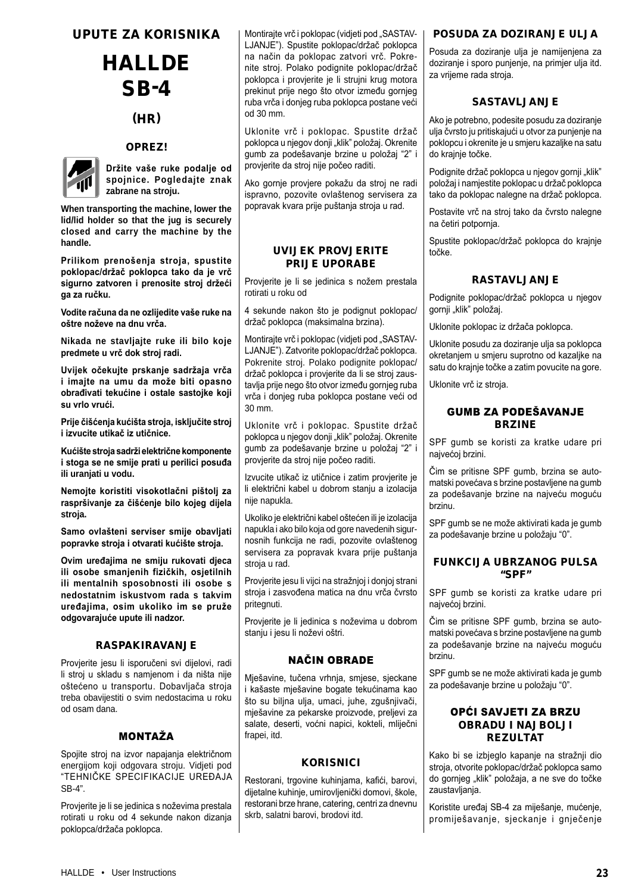## UPUTE ZA KORISNIKA

# HALLDE SB-4

## (HR)

### OPREZ!

**Držite vaše ruke podalje od spojnice. Pogledajte znak zabrane na stroju.**

**When transporting the machine, lower the lid/lid holder so that the jug is securely closed and carry the machine by the handle.**

**Prilikom prenošenja stroja, spustite poklopac/držač poklopca tako da je vrč sigurno zatvoren i prenosite stroj držeći ga za ručku.**

**Vodite računa da ne ozlijedite vaše ruke na oštre noževe na dnu vrča.**

**Nikada ne stavljajte ruke ili bilo koje predmete u vrč dok stroj radi.**

**Uvijek očekujte prskanje sadržaja vrča i imajte na umu da može biti opasno obrađivati tekućine i ostale sastojke koji su vrlo vrući.**

**Prije čišćenja kućišta stroja, isključite stroj i izvucite utikač iz utičnice.**

**Kućište stroja sadrži električne komponente i stoga se ne smije prati u perilici posuđa ili uranjati u vodu.**

**Nemojte koristiti visokotlačni pištolj za raspršivanje za čišćenje bilo kojeg dijela stroja.**

**Samo ovlašteni serviser smije obavljati popravke stroja i otvarati kućište stroja.**

**Ovim uređajima ne smiju rukovati djeca ili osobe smanjenih fizičkih, osjetilnih ili mentalnih sposobnosti ili osobe s nedostatnim iskustvom rada s takvim uređajima, osim ukoliko im se pruže odgovarajuće upute ili nadzor.**

### RASPAKIRAVANJE

Provjerite jesu li isporučeni svi dijelovi, radi li stroj u skladu s namjenom i da ništa nije oštećeno u transportu. Dobavljača stroja treba obavijestiti o svim nedostacima u roku od osam dana.

### MONTAŽA

Spojite stroj na izvor napajanja električnom energijom koji odgovara stroju. Vidjeti pod "TEHNIČKE SPECIFIKACIJE UREĐAJA SB-4".

Provjerite je li se jedinica s noževima prestala rotirati u roku od 4 sekunde nakon dizanja poklopca/držača poklopca.

Montirajte vrč i poklopac (vidjeti pod „SASTAVLJANJE"). Spustite poklopac/držač poklopca na način da poklopac zatvori vrč. Pokrenite stroj. Polako podignite poklopac/držač poklopca i provjerite je li strujni krug motora prekinut prije nego što otvor između gornjeg ruba vrča i donjeg ruba poklopca postane veći od 30 mm.

Uklonite vrč i poklopac. Spustite držač poklopca u njegov donji „klik" položaj. Okrenite gumb za podešavanje brzine u položaj "2" i provjerite da stroj nije počeo raditi.

Ako gornje provjere pokažu da stroj ne radi ispravno, pozovite ovlaštenog servisera za popravak kvara prije puštanja stroja u rad.

### UVIJEK PROVJERITE PRIJE UPORABE

Provjerite je li se jedinica s nožem prestala rotirati u roku od

4 sekunde nakon što je podignut poklopac/držač poklopca (maksimalna brzina).

Montirajte vrč i poklopac (vidjeti pod „SASTAVLJANJE"). Zatvorite poklopac/držač poklopca. Pokrenite stroj. Polako podignite poklopac/držač poklopca i provjerite da li se stroj zaustavlja prije nego što otvor između gornjeg ruba vrča i donjeg ruba poklopca postane veći od 30 mm.

Uklonite vrč i poklopac. Spustite držač poklopca u njegov donji „klik" položaj. Okrenite gumb za podešavanje brzine u položaj "2" i provjerite da stroj nije počeo raditi.

Izvucite utikač iz utičnice i zatim provjerite je li električni kabel u dobrom stanju a izolacija nije napukla.

Ukoliko je električni kabel oštećen ili je izolacija napukla i ako bilo koja od gore navedenih sigurnosnih funkcija ne radi, pozovite ovlaštenog servisera za popravak kvara prije puštanja stroja u rad.

Provjerite jesu li vijci na stražnjoj i donjoj strani stroja i zasvođena matica na dnu vrča čvrsto pritegnuti.

Provjerite je li jedinica s noževima u dobrom stanju i jesu li noževi oštri.

### NAČIN OBRADE

Mješavine, tučena vrhnja, smjese, sjeckane i kašaste mješavine bogate tekućinama kao što su biljna ulja, umaci, juhe, zgušnjivači, mješavine za pekarske proizvode, preljevi za salate, deserti, voćni napici, kokteli, mliječni frapei, itd.

### KORISNICI

Restorani, trgovine kuhinjama, kafići, barovi, dijetalne kuhinje, umirovljenički domovi, škole, restorani brze hrane, catering, centri za dnevnu skrb, salatni barovi, brodovi itd.

### POSUDA ZA DOZIRANJE ULJA

Posuda za doziranje ulja je namijenjena za doziranje i sporo punjenje, na primjer ulja itd. za vrijeme rada stroja.

### SASTAVLJANJE

Ako je potrebno, podesite posudu za doziranje ulja čvrsto ju pritiskajući u otvor za punjenje na poklopcu i okrenite je u smjeru kazaljke na satu do krajnje točke.

Podignite držač poklopca u njegov gornji „klik" položaj i namjestite poklopac u držač poklopca tako da poklopac nalegne na držač poklopca.

Postavite vrč na stroj tako da čvrsto nalegne na četiri potpornja.

Spustite poklopac/držač poklopca do krajnje točke.

### RASTAVLJANJE

Podignite poklopac/držač poklopca u njegov gornji „klik" položaj.

Uklonite poklopac iz držača poklopca.

Uklonite posudu za doziranje ulja sa poklopca okretanjem u smjeru suprotno od kazaljke na satu do krajnje točke a zatim povucite na gore.

Uklonite vrč iz stroja.

### GUMB ZA PODEŠAVANJE BRZINE

SPF gumb se koristi za kratke udare pri najvećoj brzini.

Čim se pritisne SPF gumb, brzina se automatski povećava s brzine postavljene na gumb za podešavanje brzine na najveću moguću brzinu.

SPF gumb se ne može aktivirati kada je gumb za podešavanje brzine u položaju "0".

### FUNKCIJA UBRZANOG PULSA "SPF"

SPF gumb se koristi za kratke udare pri najvećoj brzini.

Čim se pritisne SPF gumb, brzina se automatski povećava s brzine postavljene na gumb za podešavanje brzine na najveću moguću brzinu.

SPF gumb se ne može aktivirati kada je gumb za podešavanje brzine u položaju "0".

### OPĆI SAVJETI ZA BRZU OBRADU I NAJBOLJI REZULTAT

Kako bi se izbjeglo kapanje na stražnji dio stroja, otvorite poklopac/držač poklopca samo do gornjeg „klik" položaja, a ne sve do točke zaustavljanja.

Koristite uređaj SB-4 za miješanje, mućenje, promiješavanje, sjeckanje i gnječenje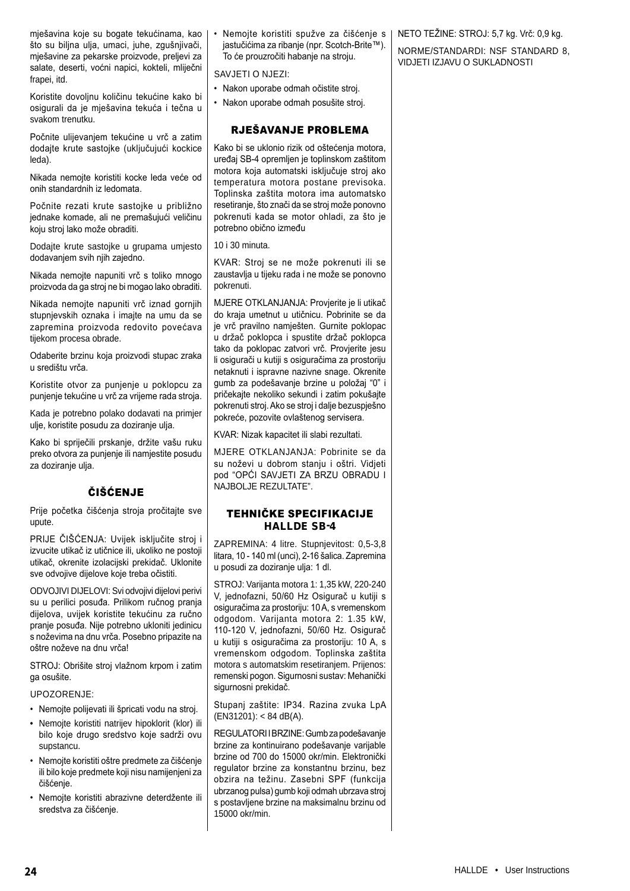mješavina koje su bogate tekućinama, kao što su biljna ulja, umaci, juhe, zgušnjivači, mješavine za pekarske proizvode, preljevi za salate, deserti, voćni napici, kokteli, mliječni frapei, itd.

Koristite dovoljnu količinu tekućine kako bi osigurali da je mješavina tekuća i tečna u svakom trenutku.

Počnite ulijevanjem tekućine u vrč a zatim dodajte krute sastojke (uključujući kockice leda).

Nikada nemojte koristiti kocke leda veće od onih standardnih iz ledomata.

Počnite rezati krute sastojke u približno jednake komade, ali ne premašujući veličinu koju stroj lako može obraditi.

Dodajte krute sastojke u grupama umjesto dodavanjem svih njih zajedno.

Nikada nemojte napuniti vrč s toliko mnogo proizvoda da ga stroj ne bi mogao lako obraditi.

Nikada nemojte napuniti vrč iznad gornjih stupnjevskih oznaka i imajte na umu da se zapremina proizvoda redovito povećava tijekom procesa obrade.

Odaberite brzinu koja proizvodi stupac zraka u središtu vrča.

Koristite otvor za punjenje u poklopcu za punjenje tekućine u vrč za vrijeme rada stroja.

Kada je potrebno polako dodavati na primjer ulje, koristite posudu za doziranje ulja.

Kako bi spriječili prskanje, držite vašu ruku preko otvora za punjenje ili namjestite posudu za doziranje ulja.

## ČIŠĆENJE

Prije početka čišćenja stroja pročitajte sve upute.

PRIJE ČIŠĆENJA: Uvijek isključite stroj i izvucite utikač iz utičnice ili, ukoliko ne postoji utikač, okrenite izolacijski prekidač. Uklonite sve odvojive dijelove koje treba očistiti.

ODVOJIVI DIJELOVI: Svi odvojivi dijelovi perivi su u perilici posuđa. Prilikom ručnog pranja dijelova, uvijek koristite tekućinu za ručno pranje posuđa. Nije potrebno ukloniti jedinicu s noževima na dnu vrča. Posebno pripazite na oštre noževe na dnu vrča!

STROJ: Obrišite stroj vlažnom krpom i zatim ga osušite.

UPOZORENJE:

- Nemojte polijevati ili špricati vodu na stroj.
- Nemojte koristiti natrijev hipoklorit (klor) ili bilo koje drugo sredstvo koje sadrži ovu supstancu.
- Nemojte koristiti oštre predmete za čišćenje ili bilo koje predmete koji nisu namijenjeni za čišćenje.
- Nemojte koristiti abrazivne deterdžente ili sredstva za čišćenje.
- Nemojte koristiti spužve za čišćenje s jastučićima za ribanje (npr. Scotch-Brite™). To će prouzročiti habanje na stroju.

SAVJETI O NJEZI:

- Nakon uporabe odmah očistite stroj.
- Nakon uporabe odmah posušite stroj.

## RJEŠAVANJE PROBLEMA

Kako bi se uklonio rizik od oštećenja motora, uređaj SB-4 opremljen je toplinskom zaštitom motora koja automatski isključuje stroj ako temperatura motora postane previsoka. Toplinska zaštita motora ima automatsko resetiranje, što znači da se stroj može ponovno pokrenuti kada se motor ohladi, za što je potrebno obično između

10 i 30 minuta.

KVAR: Stroj se ne može pokrenuti ili se zaustavlja u tijeku rada i ne može se ponovno pokrenuti.

MJERE OTKLANJANJA: Provjerite je li utikač do kraja umetnut u utičnicu. Pobrinite se da je vrč pravilno namješten. Gurnite poklopac u držač poklopca i spustite držač poklopca tako da poklopac zatvori vrč. Provjerite jesu li osigurači u kutiji s osiguračima za prostoriju netaknuti i ispravne nazivne snage. Okrenite gumb za podešavanje brzine u položaj “0” i pričekajte nekoliko sekundi i zatim pokušajte pokrenuti stroj. Ako se stroj i dalje bezuspješno pokreće, pozovite ovlaštenog servisera.

KVAR: Nizak kapacitet ili slabi rezultati.

MJERE OTKLANJANJA: Pobrinite se da su noževi u dobrom stanju i oštri. Vidjeti pod “OPĆI SAVJETI ZA BRZU OBRADU I NAJBOLJE REZULTATE”.

## TEHNIČKE SPECIFIKACIJE HALLDE SB-4

ZAPREMINA: 4 litre. Stupnjevitost: 0,5-3,8 litara, 10 - 140 ml (unci), 2-16 šalica. Zapremina u posudi za doziranje ulja: 1 dl.

STROJ: Varijanta motora 1: 1,35 kW, 220-240 V, jednofazni, 50/60 Hz Osigurač u kutiji s osiguračima za prostoriju: 10 A, s vremenskom odgodom. Varijanta motora 2: 1.35 kW, 110-120 V, jednofazni, 50/60 Hz. Osigurač u kutiji s osiguračima za prostoriju: 10 A, s vremenskom odgodom. Toplinska zaštita motora s automatskim resetiranjem. Prijenos: remenski pogon. Sigurnosni sustav: Mehanički sigurnosni prekidač.

Stupanj zaštite: IP34. Razina zvuka LpA (EN31201): < 84 dB(A).

REGULATORI I BRZINE: Gumb za podešavanje brzine za kontinuirano podešavanje varijable brzine od 700 do 15000 okr/min. Elektronički regulator brzine za konstantnu brzinu, bez obzira na težinu. Zasebni SPF (funkcija ubrzanog pulsa) gumb koji odmah ubrzava stroj s postavljene brzine na maksimalnu brzinu od 15000 okr/min.

NETO TEŽINE: STROJ: 5,7 kg. Vrč: 0,9 kg.

NORME/STANDARDI: NSF STANDARD 8, VIDJETI IZJAVU O SUKLADNOSTI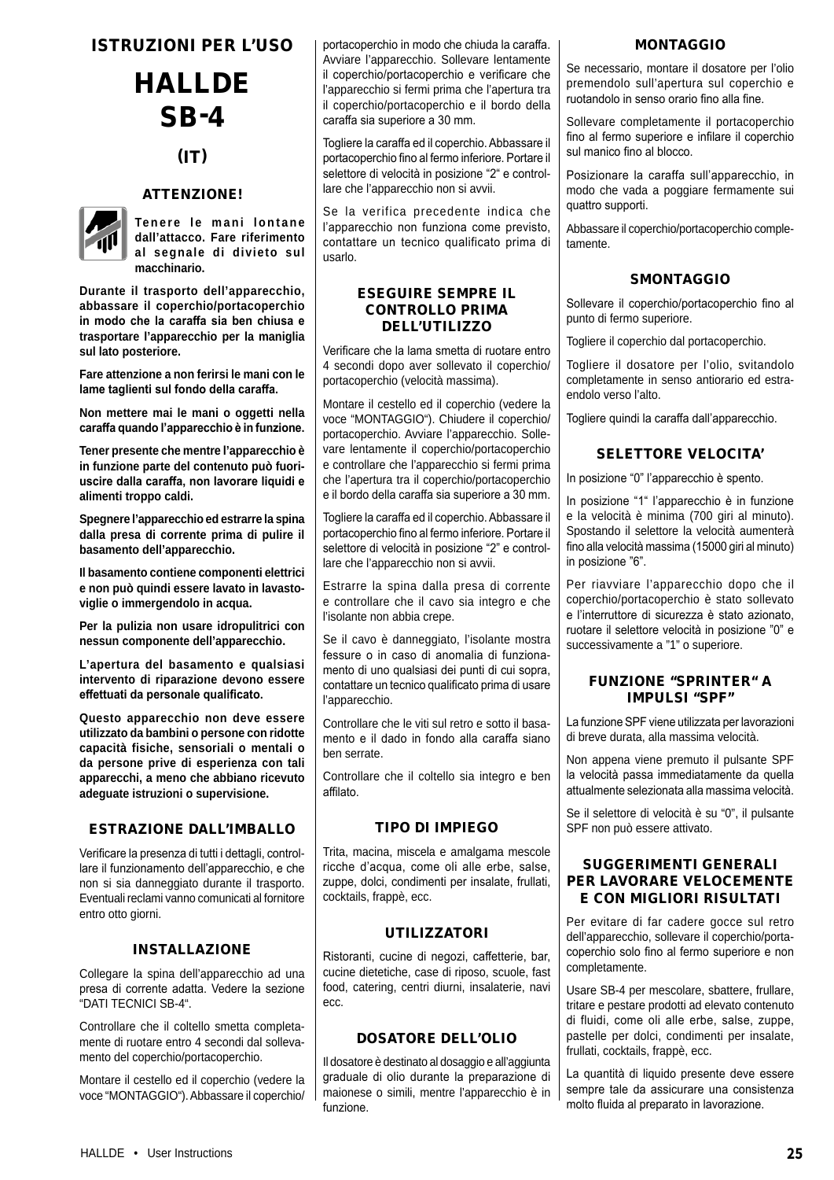# ISTRUZIONI PER L'USO

# HALLDE SB-4

## (IT)

### ATTENZIONE!

**Tenere le mani lontane dall'attacco. Fare riferimento al segnale di divieto sul macchinario.**

**Durante il trasporto dell'apparecchio, abbassare il coperchio/portacoperchio in modo che la caraffa sia ben chiusa e trasportare l'apparecchio per la maniglia sul lato posteriore.**

**Fare attenzione a non ferirsi le mani con le lame taglienti sul fondo della caraffa.**

**Non mettere mai le mani o oggetti nella caraffa quando l'apparecchio è in funzione.**

**Tener presente che mentre l'apparecchio è in funzione parte del contenuto può fuoriuscire dalla caraffa, non lavorare liquidi e alimenti troppo caldi.**

**Spegnere l'apparecchio ed estrarre la spina dalla presa di corrente prima di pulire il basamento dell'apparecchio.**

**Il basamento contiene componenti elettrici e non può quindi essere lavato in lavastoviglie o immergendolo in acqua.**

**Per la pulizia non usare idropulitrici con nessun componente dell'apparecchio.**

**L'apertura del basamento e qualsiasi intervento di riparazione devono essere effettuati da personale qualificato.**

**Questo apparecchio non deve essere utilizzato da bambini o persone con ridotte capacità fisiche, sensoriali o mentali o da persone prive di esperienza con tali apparecchi, a meno che abbiano ricevuto adeguate istruzioni o supervisione.**

### ESTRAZIONE DALL'IMBALLO

Verificare la presenza di tutti i dettagli, controllare il funzionamento dell'apparecchio, e che non si sia danneggiato durante il trasporto. Eventuali reclami vanno comunicati al fornitore entro otto giorni.

### INSTALLAZIONE

Collegare la spina dell'apparecchio ad una presa di corrente adatta. Vedere la sezione "DATI TECNICI SB-4".

Controllare che il coltello smetta completamente di ruotare entro 4 secondi dal sollevamento del coperchio/portacoperchio.

Montare il cestello ed il coperchio (vedere la voce "MONTAGGIO"). Abbassare il coperchio/portacoperchio in modo che chiuda la caraffa. Avviare l'apparecchio. Sollevare lentamente il coperchio/portacoperchio e verificare che l'apparecchio si fermi prima che l'apertura tra il coperchio/portacoperchio e il bordo della caraffa sia superiore a 30 mm.

Togliere la caraffa ed il coperchio. Abbassare il portacoperchio fino al fermo inferiore. Portare il selettore di velocità in posizione "2" e controllare che l'apparecchio non si avvii.

Se la verifica precedente indica che l'apparecchio non funziona come previsto, contattare un tecnico qualificato prima di usarlo.

### ESEGUIRE SEMPRE IL CONTROLLO PRIMA DELL'UTILIZZO

Verificare che la lama smetta di ruotare entro 4 secondi dopo aver sollevato il coperchio/portacoperchio (velocità massima).

Montare il cestello ed il coperchio (vedere la voce "MONTAGGIO"). Chiudere il coperchio/portacoperchio. Avviare l'apparecchio. Sollevare lentamente il coperchio/portacoperchio e controllare che l'apparecchio si fermi prima che l'apertura tra il coperchio/portacoperchio e il bordo della caraffa sia superiore a 30 mm.

Togliere la caraffa ed il coperchio. Abbassare il portacoperchio fino al fermo inferiore. Portare il selettore di velocità in posizione "2" e controllare che l'apparecchio non si avvii.

Estrarre la spina dalla presa di corrente e controllare che il cavo sia integro e che l'isolante non abbia crepe.

Se il cavo è danneggiato, l'isolante mostra fessure o in caso di anomalia di funzionamento di uno qualsiasi dei punti di cui sopra, contattare un tecnico qualificato prima di usare l'apparecchio.

Controllare che le viti sul retro e sotto il basamento e il dado in fondo alla caraffa siano ben serrate.

Controllare che il coltello sia integro e ben affilato.

### TIPO DI IMPIEGO

Trita, macina, miscela e amalgama mescole ricche d'acqua, come oli alle erbe, salse, zuppe, dolci, condimenti per insalate, frullati, cocktails, frappè, ecc.

### UTILIZZATORI

Ristoranti, cucine di negozi, caffetterie, bar, cucine dietetiche, case di riposo, scuole, fast food, catering, centri diurni, insalaterie, navi ecc.

### DOSATORE DELL'OLIO

Il dosatore è destinato al dosaggio e all'aggiunta graduale di olio durante la preparazione di maionese o simili, mentre l'apparecchio è in funzione.

### MONTAGGIO

Se necessario, montare il dosatore per l'olio premendolo sull'apertura sul coperchio e ruotandolo in senso orario fino alla fine.

Sollevare completamente il portacoperchio fino al fermo superiore e infilare il coperchio sul manico fino al blocco.

Posizionare la caraffa sull'apparecchio, in modo che vada a poggiare fermamente sui quattro supporti.

Abbassare il coperchio/portacoperchio completamente.

### SMONTAGGIO

Sollevare il coperchio/portacoperchio fino al punto di fermo superiore.

Togliere il coperchio dal portacoperchio.

Togliere il dosatore per l'olio, svitandolo completamente in senso antiorario ed estraendolo verso l'alto.

Togliere quindi la caraffa dall'apparecchio.

### SELETTORE VELOCITA'

In posizione "0" l'apparecchio è spento.

In posizione "1" l'apparecchio è in funzione e la velocità è minima (700 giri al minuto). Spostando il selettore la velocità aumenterà fino alla velocità massima (15000 giri al minuto) in posizione "6".

Per riavviare l'apparecchio dopo che il coperchio/portacoperchio è stato sollevato e l'interruttore di sicurezza è stato azionato, ruotare il selettore velocità in posizione "0" e successivamente a "1" o superiore.

### FUNZIONE "SPRINTER" A IMPULSI "SPF"

La funzione SPF viene utilizzata per lavorazioni di breve durata, alla massima velocità.

Non appena viene premuto il pulsante SPF la velocità passa immediatamente da quella attualmente selezionata alla massima velocità.

Se il selettore di velocità è su "0", il pulsante SPF non può essere attivato.

### SUGGERIMENTI GENERALI PER LAVORARE VELOCEMENTE E CON MIGLIORI RISULTATI

Per evitare di far cadere gocce sul retro dell'apparecchio, sollevare il coperchio/portacoperchio solo fino al fermo superiore e non completamente.

Usare SB-4 per mescolare, sbattere, frullare, tritare e pestare prodotti ad elevato contenuto di fluidi, come oli alle erbe, salse, zuppe, pastelle per dolci, condimenti per insalate, frullati, cocktails, frappè, ecc.

La quantità di liquido presente deve essere sempre tale da assicurare una consistenza molto fluida al preparato in lavorazione.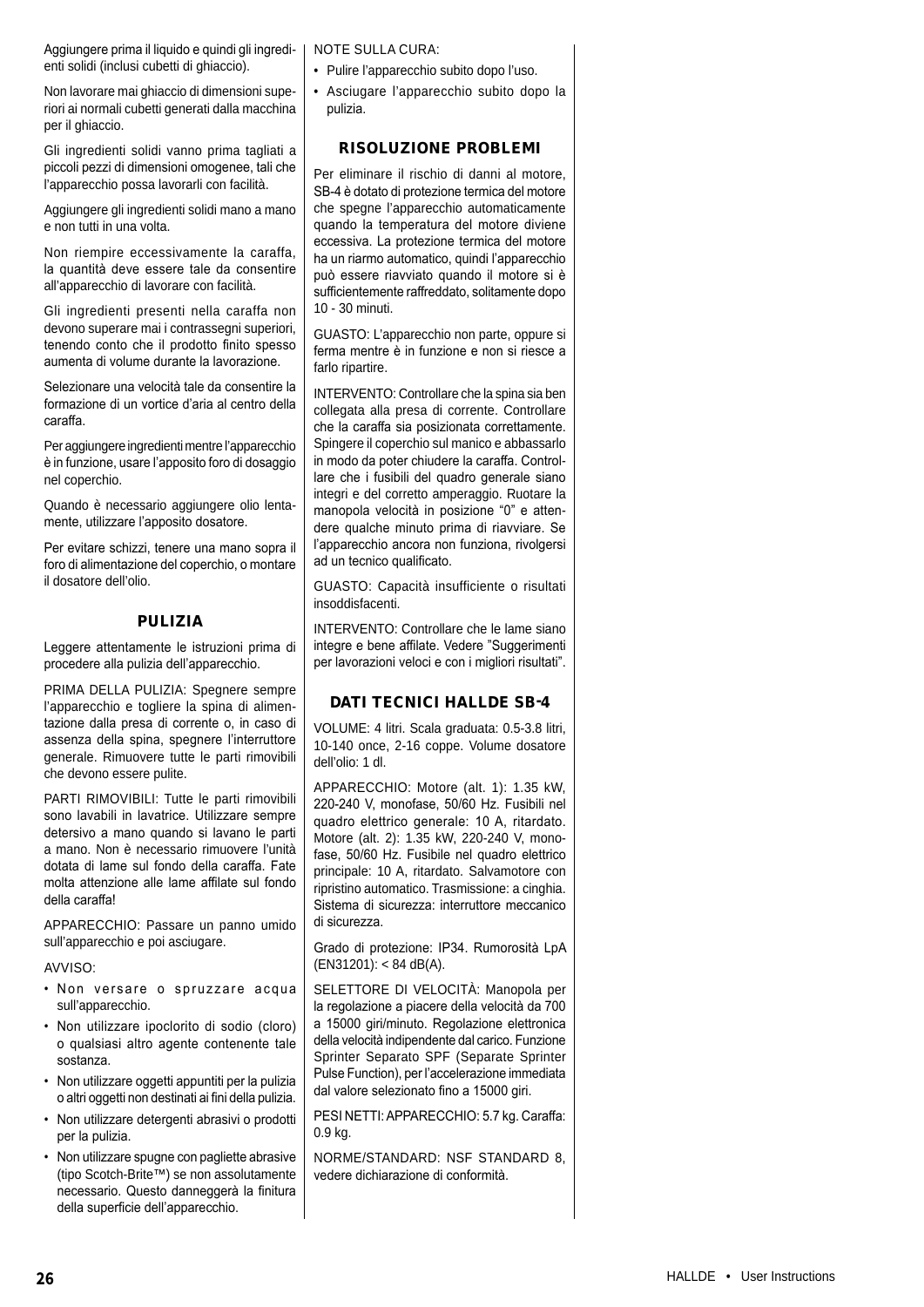Aggiungere prima il liquido e quindi gli ingredienti solidi (inclusi cubetti di ghiaccio).

Non lavorare mai ghiaccio di dimensioni superiori ai normali cubetti generati dalla macchina per il ghiaccio.

Gli ingredienti solidi vanno prima tagliati a piccoli pezzi di dimensioni omogenee, tali che l'apparecchio possa lavorarli con facilità.

Aggiungere gli ingredienti solidi mano a mano e non tutti in una volta.

Non riempire eccessivamente la caraffa, la quantità deve essere tale da consentire all'apparecchio di lavorare con facilità.

Gli ingredienti presenti nella caraffa non devono superare mai i contrassegni superiori, tenendo conto che il prodotto finito spesso aumenta di volume durante la lavorazione.

Selezionare una velocità tale da consentire la formazione di un vortice d'aria al centro della caraffa.

Per aggiungere ingredienti mentre l'apparecchio è in funzione, usare l'apposito foro di dosaggio nel coperchio.

Quando è necessario aggiungere olio lentamente, utilizzare l'apposito dosatore.

Per evitare schizzi, tenere una mano sopra il foro di alimentazione del coperchio, o montare il dosatore dell'olio.

## PULIZIA

Leggere attentamente le istruzioni prima di procedere alla pulizia dell'apparecchio.

PRIMA DELLA PULIZIA: Spegnere sempre l'apparecchio e togliere la spina di alimentazione dalla presa di corrente o, in caso di assenza della spina, spegnere l'interruttore generale. Rimuovere tutte le parti rimovibili che devono essere pulite.

PARTI RIMOVIBILI: Tutte le parti rimovibili sono lavabili in lavatrice. Utilizzare sempre detersivo a mano quando si lavano le parti a mano. Non è necessario rimuovere l'unità dotata di lame sul fondo della caraffa. Fate molta attenzione alle lame affilate sul fondo della caraffa!

APPARECCHIO: Passare un panno umido sull'apparecchio e poi asciugare.

AVVISO:

- Non versare o spruzzare acqua sull'apparecchio.
- Non utilizzare ipoclorito di sodio (cloro) o qualsiasi altro agente contenente tale sostanza.
- Non utilizzare oggetti appuntiti per la pulizia o altri oggetti non destinati ai fini della pulizia.
- Non utilizzare detergenti abrasivi o prodotti per la pulizia.
- Non utilizzare spugne con pagliette abrasive (tipo Scotch-Brite™) se non assolutamente necessario. Questo danneggerà la finitura della superficie dell'apparecchio.

NOTE SULLA CURA:

- Pulire l'apparecchio subito dopo l'uso.
- Asciugare l'apparecchio subito dopo la pulizia.

## RISOLUZIONE PROBLEMI

Per eliminare il rischio di danni al motore, SB-4 è dotato di protezione termica del motore che spegne l'apparecchio automaticamente quando la temperatura del motore diviene eccessiva. La protezione termica del motore ha un riarmo automatico, quindi l'apparecchio può essere riavviato quando il motore si è sufficientemente raffreddato, solitamente dopo 10 - 30 minuti.

GUASTO: L'apparecchio non parte, oppure si ferma mentre è in funzione e non si riesce a farlo ripartire.

INTERVENTO: Controllare che la spina sia ben collegata alla presa di corrente. Controllare che la caraffa sia posizionata correttamente. Spingere il coperchio sul manico e abbassarlo in modo da poter chiudere la caraffa. Controllare che i fusibili del quadro generale siano integri e del corretto amperaggio. Ruotare la manopola velocità in posizione "0" e attendere qualche minuto prima di riavviare. Se l'apparecchio ancora non funziona, rivolgersi ad un tecnico qualificato.

GUASTO: Capacità insufficiente o risultati insoddisfacenti.

INTERVENTO: Controllare che le lame siano integre e bene affilate. Vedere "Suggerimenti per lavorazioni veloci e con i migliori risultati".

## DATI TECNICI HALLDE SB-4

VOLUME: 4 litri. Scala graduata: 0.5-3.8 litri, 10-140 once, 2-16 coppe. Volume dosatore dell'olio: 1 dl.

APPARECCHIO: Motore (alt. 1): 1.35 kW, 220-240 V, monofase, 50/60 Hz. Fusibili nel quadro elettrico generale: 10 A, ritardato. Motore (alt. 2): 1.35 kW, 220-240 V, monofase, 50/60 Hz. Fusibile nel quadro elettrico principale: 10 A, ritardato. Salvamotore con ripristino automatico. Trasmissione: a cinghia. Sistema di sicurezza: interruttore meccanico di sicurezza.

Grado di protezione: IP34. Rumorosità LpA (EN31201): < 84 dB(A).

SELETTORE DI VELOCITÀ: Manopola per la regolazione a piacere della velocità da 700 a 15000 giri/minuto. Regolazione elettronica della velocità indipendente dal carico. Funzione Sprinter Separato SPF (Separate Sprinter Pulse Function), per l'accelerazione immediata dal valore selezionato fino a 15000 giri.

PESI NETTI: APPARECCHIO: 5.7 kg. Caraffa: 0.9 kg.

NORME/STANDARD: NSF STANDARD 8, vedere dichiarazione di conformità.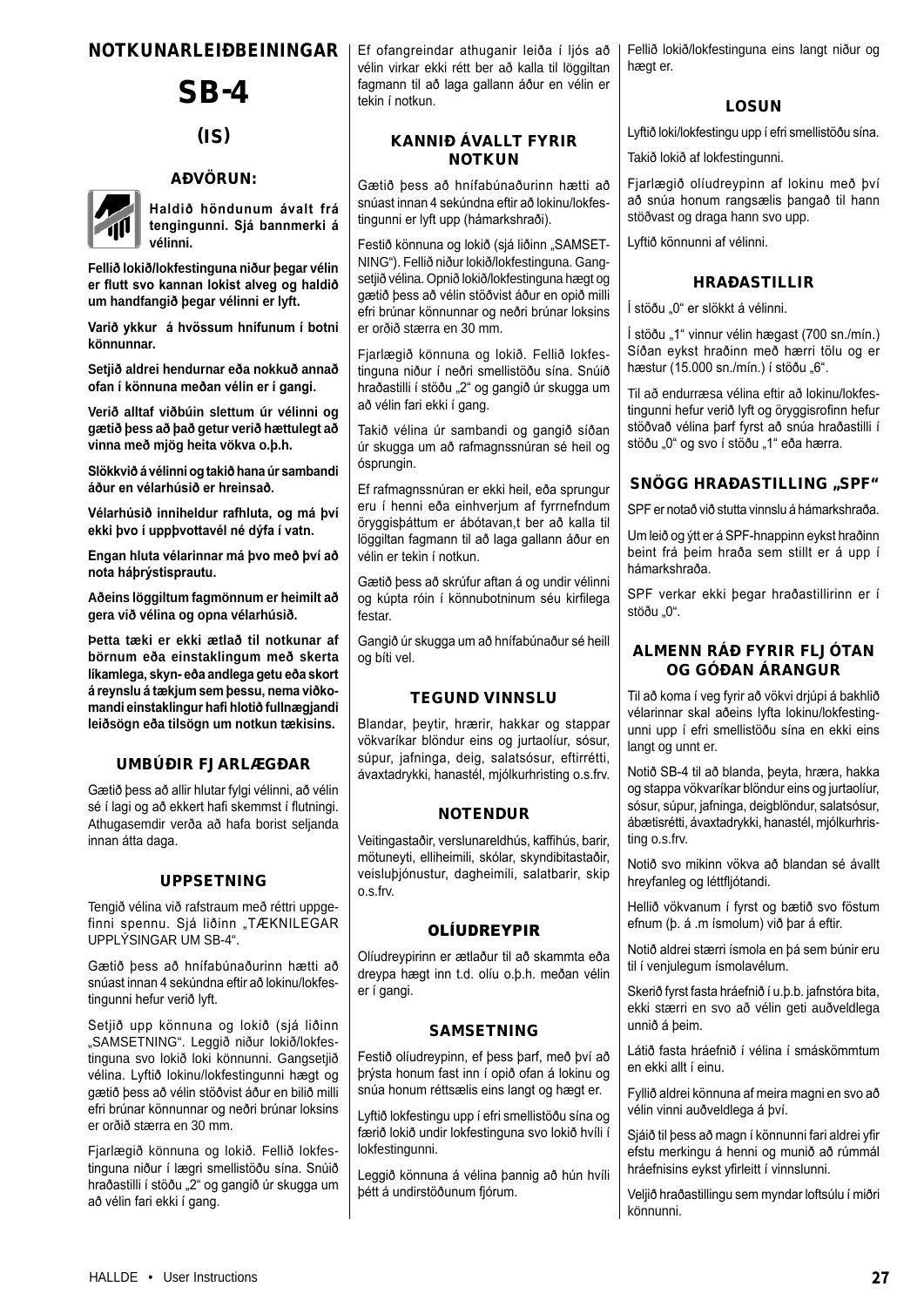# NOTKUNARLEIÐBEININGAR

# SB-4

## (IS)

### AÐVÖRUN:

**Haldið höndunum ávalt frá tengingunni. Sjá bannmerki á vélinni.**

**Fellið lokið/lokfestinguna niður þegar vélin er flutt svo kannan lokist alveg og haldið um handfangið þegar vélinni er lyft.**

**Varið ykkur á hvössum hnífunum í botni könnunnar.**

**Setjið aldrei hendurnar eða nokkuð annað ofan í könnuna meðan vélin er í gangi.**

**Verið alltaf viðbúin slettum úr vélinni og gætið þess að það getur verið hættulegt að vinna með mjög heita vökva o.þ.h.**

**Slökkvið á vélinni og takið hana úr sambandi áður en vélarhúsið er hreinsað.**

**Vélarhúsið inniheldur rafhluta, og má því ekki þvo í uppþvottavél né dýfa í vatn.**

**Engan hluta vélarinnar má þvo með því að nota háþrýstisprautu.**

**Aðeins löggiltum fagmönnum er heimilt að gera við vélina og opna vélarhúsið.**

**Þetta tæki er ekki ætlað til notkunar af börnum eða einstaklingum með skerta líkamlega, skyn- eða andlega getu eða skort á reynslu á tækjum sem þessu, nema viðkomandi einstaklingur hafi hlotið fullnægjandi leiðsögn eða tilsögn um notkun tækisins.**

### UMBÚÐIR FJARLÆGÐAR

Gætið þess að allir hlutar fylgi vélinni, að vélin sé í lagi og að ekkert hafi skemmst í flutningi. Athugasemdir verða að hafa borist seljanda innan átta daga.

### UPPSETNING

Tengið vélina við rafstraum með réttri uppgefinni spennu. Sjá liðinn „TÆKNILEGAR UPPLÝSINGAR UM SB-4“.

Gætið þess að hnífabúnaðurinn hætti að snúast innan 4 sekúndna eftir að lokinu/lokfestingunni hefur verið lyft.

Setjið upp könnuna og lokið (sjá liðinn „SAMSETNING“. Leggið niður lokið/lokfestinguna svo lokið loki könnunni. Gangsetjið vélina. Lyftið lokinu/lokfestingunni hægt og gætið þess að vélin stöðvist áður en bilið milli efri brúnar könnunnar og neðri brúnar loksins er orðið stærra en 30 mm.

Fjarlægið könnuna og lokið. Fellið lokfestinguna niður í lægri smellistöðu sína. Snúið hraðastilli í stöðu „2“ og gangið úr skugga um að vélin fari ekki í gang.

Ef ofangreindar athuganir leiða í ljós að vélin virkar ekki rétt ber að kalla til löggiltan fagmann til að laga gallann áður en vélin er tekin í notkun.

### KANNIÐ ÁVALLT FYRIR NOTKUN

Gætið þess að hnífabúnaðurinn hætti að snúast innan 4 sekúndna eftir að lokinu/lokfestingunni er lyft upp (hámarkshraði).

Festið könnuna og lokið (sjá liðinn „SAMSETNING“). Fellið niður lokið/lokfestinguna. Gangsetjið vélina. Opnið lokið/lokfestinguna hægt og gætið þess að vélin stöðvist áður en opið milli efri brúnar könnunnar og neðri brúnar loksins er orðið stærra en 30 mm.

Fjarlægið könnuna og lokið. Fellið lokfestinguna niður í neðri smellistöðu sína. Snúið hraðastilli í stöðu „2“ og gangið úr skugga um að vélin fari ekki í gang.

Takið vélina úr sambandi og gangið síðan úr skugga um að rafmagnssnúran sé heil og ósprungin.

Ef rafmagnssnúran er ekki heil, eða sprungur eru í henni eða einhverjum af fyrrnefndum öryggisþáttum er ábótavan,t ber að kalla til löggiltan fagmann til að laga gallann áður en vélin er tekin í notkun.

Gætið þess að skrúfur aftan á og undir vélinni og kúpta róin í könnubotninum séu kirfilega festar.

Gangið úr skugga um að hnífabúnaður sé heill og bíti vel.

### TEGUND VINNSLU

Blandar, þeytir, hrærir, hakkar og stappar vökvaríkar blöndur eins og jurtaolíur, sósur, súpur, jafninga, deig, salatsósur, eftirrétti, ávaxtadrykki, hanastél, mjólkurhristing o.s.frv.

### NOTENDUR

Veitingastaðir, verslunareldhús, kaffihús, barir, mötuneyti, elliheimili, skólar, skyndibitastaðir, veisluþjónustur, dagheimili, salatbarir, skip o.s.frv.

### OLÍUDREYPIR

Olíudreypirinn er ætlaður til að skammta eða dreypa hægt inn t.d. olíu o.þ.h. meðan vélin er í gangi.

### SAMSETNING

Festið olíudreypinn, ef þess þarf, með því að þrýsta honum fast inn í opið ofan á lokinu og snúa honum réttsælis eins langt og hægt er.

Lyftið lokfestingu upp í efri smellistöðu sína og færið lokið undir lokfestinguna svo lokið hvíli í lokfestingunni.

Leggið könnuna á vélina þannig að hún hvíli þétt á undirstöðunum fjórum.

Fellið lokið/lokfestinguna eins langt niður og hægt er.

### LOSUN

Lyftið loki/lokfestingu upp í efri smellistöðu sína.

Takið lokið af lokfestingunni.

Fjarlægið olíudreypinn af lokinu með því að snúa honum rangsælis þangað til hann stöðvast og draga hann svo upp.

Lyftið könnunni af vélinni.

### HRAÐASTILLIR

Í stöðu „0“ er slökkt á vélinni.

Í stöðu „1“ vinnur vélin hægast (700 sn./mín.) Síðan eykst hraðinn með hærri tölu og er hæstur (15.000 sn./mín.) í stöðu „6“.

Til að endurræsa vélina eftir að lokinu/lokfestingunni hefur verið lyft og öryggisrofinn hefur stöðvað vélina þarf fyrst að snúa hraðastilli í stöðu „0“ og svo í stöðu „1“ eða hærra.

### SNÖGG HRAÐASTILLING „SPF“

SPF er notað við stutta vinnslu á hámarkshraða.

Um leið og ýtt er á SPF-hnappinn eykst hraðinn beint frá þeim hraða sem stillt er á upp í hámarkshraða.

SPF verkar ekki þegar hraðastillirinn er í stöðu „0“.

### ALMENN RÁÐ FYRIR FLJÓTAN OG GÓÐAN ÁRANGUR

Til að koma í veg fyrir að vökvi drjúpi á bakhlið vélarinnar skal aðeins lyfta lokinu/lokfestingunni upp í efri smellistöðu sína en ekki eins langt og unnt er.

Notið SB-4 til að blanda, þeyta, hræra, hakka og stappa vökvaríkar blöndur eins og jurtaolíur, sósur, súpur, jafninga, deigblöndur, salatsósur, ábætisrétti, ávaxtadrykki, hanastél, mjólkurhristing o.s.frv.

Notið svo mikinn vökva að blandan sé ávallt hreyfanleg og léttfljótandi.

Hellið vökvanum í fyrst og bætið svo föstum efnum (þ. á .m ísmolum) við þar á eftir.

Notið aldrei stærri ísmola en þá sem búnir eru til í venjulegum ísmolavélum.

Skerið fyrst fasta hráefnið í u.þ.b. jafnstóra bita, ekki stærri en svo að vélin geti auðveldlega unnið á þeim.

Látið fasta hráefnið í vélina í smáskömmtum en ekki allt í einu.

Fyllið aldrei könnuna af meira magni en svo að vélin vinni auðveldlega á því.

Sjáið til þess að magn í könnunni fari aldrei yfir efstu merkingu á henni og munið að rúmmál hráefnisins eykst yfirleitt í vinnslunni.

Veljið hraðastillingu sem myndar loftsúlu í miðri könnunni.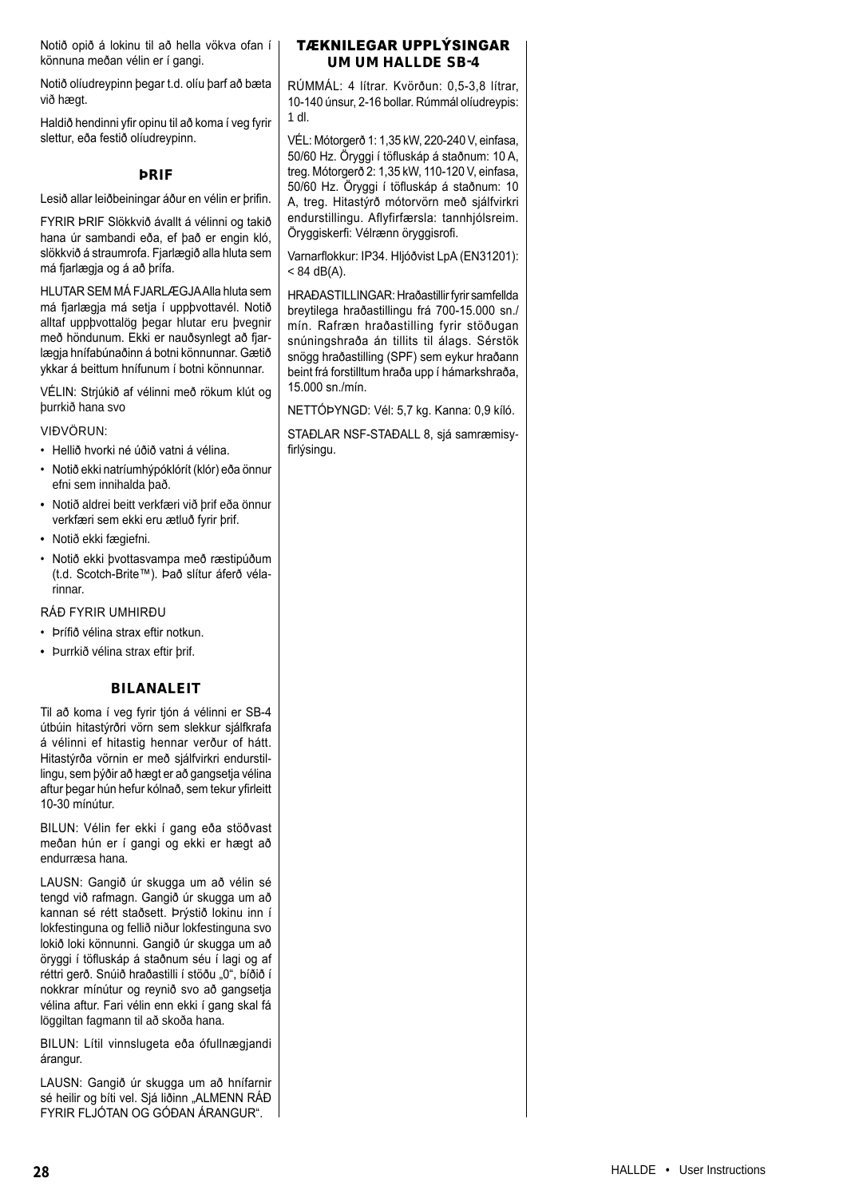Notið opið á lokinu til að hella vökva ofan í könnuna meðan vélin er í gangi.

Notið olíudreypinn þegar t.d. olíu þarf að bæta við hægt.

Haldið hendinni yfir opinu til að koma í veg fyrir slettur, eða festið olíudreypinn.

## ÞRIF

Lesið allar leiðbeiningar áður en vélin er þrifin.

FYRIR ÞRIF Slökkvið ávallt á vélinni og takið hana úr sambandi eða, ef það er engin kló, slökkvið á straumrofa. Fjarlægið alla hluta sem má fjarlægja og á að þrífa.

HLUTAR SEM MÁ FJARLÆGJA Alla hluta sem má fjarlægja má setja í uppþvottavél. Notið alltaf uppþvottalög þegar hlutar eru þvegnir með höndunum. Ekki er nauðsynlegt að fjarlægja hnífabúnaðinn á botni könnunnar. Gætið ykkar á beittum hnífunum í botni könnunnar.

VÉLIN: Strjúkið af vélinni með rökum klút og þurrkið hana svo

VIÐVÖRUN:

- Hellið hvorki né úðið vatni á vélina.
- Notið ekki natríumhýpóklórít (klór) eða önnur efni sem innihalda það.
- Notið aldrei beitt verkfæri við þrif eða önnur verkfæri sem ekki eru ætluð fyrir þrif.
- Notið ekki fægiefni.
- Notið ekki þvottasvampa með ræstipúðum (t.d. Scotch-Brite™). Það slítur áferð vélarinnar.

RÁÐ FYRIR UMHIRÐU

- Þrífið vélina strax eftir notkun.
- Þurrkið vélina strax eftir þrif.

## BILANALEIT

Til að koma í veg fyrir tjón á vélinni er SB-4 útbúin hitastýrðri vörn sem slekkur sjálfkrafa á vélinni ef hitastig hennar verður of hátt. Hitastýrða vörnin er með sjálfvirkri endurstillingu, sem þýðir að hægt er að gangsetja vélina aftur þegar hún hefur kólnað, sem tekur yfirleitt 10-30 mínútur.

BILUN: Vélin fer ekki í gang eða stöðvast meðan hún er í gangi og ekki er hægt að endurræsa hana.

LAUSN: Gangið úr skugga um að vélin sé tengd við rafmagn. Gangið úr skugga um að kannan sé rétt staðsett. Þrýstið lokinu inn í lokfestinguna og fellið niður lokfestinguna svo lokið loki könnunni. Gangið úr skugga um að öryggi í töfluskáp á staðnum séu í lagi og af réttri gerð. Snúið hraðastilli í stöðu „0“, bíðið í nokkrar mínútur og reynið svo að gangsetja vélina aftur. Fari vélin enn ekki í gang skal fá löggiltan fagmann til að skoða hana.

BILUN: Lítil vinnslugeta eða ófullnægjandi árangur.

LAUSN: Gangið úr skugga um að hnífarnir sé heilir og bíti vel. Sjá liðinn „ALMENN RÁÐ FYRIR FLJÓTAN OG GÓÐAN ÁRANGUR“.

## TÆKNILEGAR UPPLÝSINGAR UM UM HALLDE SB-4

RÚMMÁL: 4 lítrar. Kvörðun: 0,5-3,8 lítrar, 10-140 únsur, 2-16 bollar. Rúmmál olíudreypis: 1 dl.

VÉL: Mótorgerð 1: 1,35 kW, 220-240 V, einfasa, 50/60 Hz. Öryggi í töfluskáp á staðnum: 10 A, treg. Mótorgerð 2: 1,35 kW, 110-120 V, einfasa, 50/60 Hz. Öryggi í töfluskáp á staðnum: 10 A, treg. Hitastýrð mótorvörn með sjálfvirkri endurstillingu. Aflyfirfærsla: tannhjólsreim. Öryggiskerfi: Vélrænn öryggisrofi.

Varnarflokkur: IP34. Hljóðvist LpA (EN31201): < 84 dB(A).

HRAÐASTILLINGAR: Hraðastillir fyrir samfellda breytilega hraðastillingu frá 700-15.000 sn./mín. Rafræn hraðastilling fyrir stöðugan snúningshraða án tillits til álags. Sérstök snögg hraðastilling (SPF) sem eykur hraðann beint frá forstilltum hraða upp í hámarkshraða, 15.000 sn./mín.

NETTÓÞYNGD: Vél: 5,7 kg. Kanna: 0,9 kíló.

STAÐLAR NSF-STAÐALL 8, sjá samræmisyfirlýsingu.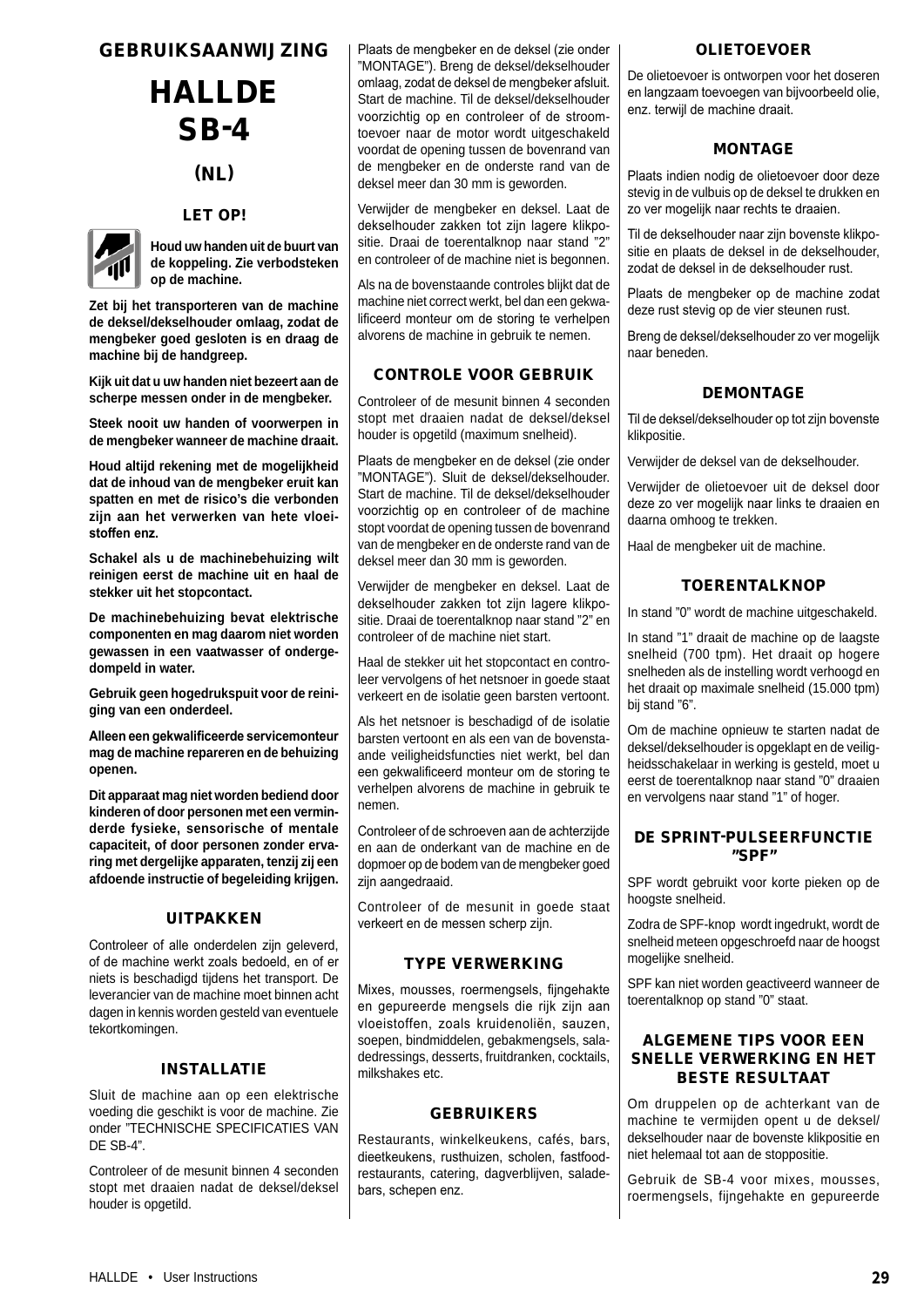# GEBRUIKSAANWIJZING

# HALLDE SB-4

## (NL)

### LET OP!

**Houd uw handen uit de buurt van de koppeling. Zie verbodsteken op de machine.**

**Zet bij het transporteren van de machine de deksel/dekselhouder omlaag, zodat de mengbeker goed gesloten is en draag de machine bij de handgreep.**

**Kijk uit dat u uw handen niet bezeert aan de scherpe messen onder in de mengbeker.**

**Steek nooit uw handen of voorwerpen in de mengbeker wanneer de machine draait.**

**Houd altijd rekening met de mogelijkheid dat de inhoud van de mengbeker eruit kan spatten en met de risico's die verbonden zijn aan het verwerken van hete vloeistoffen enz.**

**Schakel als u de machinebehuizing wilt reinigen eerst de machine uit en haal de stekker uit het stopcontact.**

**De machinebehuizing bevat elektrische componenten en mag daarom niet worden gewassen in een vaatwasser of ondergedompeld in water.**

**Gebruik geen hogedrukspuit voor de reiniging van een onderdeel.**

**Alleen een gekwalificeerde servicemonteur mag de machine repareren en de behuizing openen.**

**Dit apparaat mag niet worden bediend door kinderen of door personen met een verminderde fysieke, sensorische of mentale capaciteit, of door personen zonder ervaring met dergelijke apparaten, tenzij zij een afdoende instructie of begeleiding krijgen.**

### UITPAKKEN

Controleer of alle onderdelen zijn geleverd, of de machine werkt zoals bedoeld, en of er niets is beschadigd tijdens het transport. De leverancier van de machine moet binnen acht dagen in kennis worden gesteld van eventuele tekortkomingen.

### INSTALLATIE

Sluit de machine aan op een elektrische voeding die geschikt is voor de machine. Zie onder "TECHNISCHE SPECIFICATIES VAN DE SB-4".

Controleer of de mesunit binnen 4 seconden stopt met draaien nadat de deksel/deksel houder is opgetild.

Plaats de mengbeker en de deksel (zie onder "MONTAGE"). Breng de deksel/dekselhouder omlaag, zodat de deksel de mengbeker afsluit. Start de machine. Til de deksel/dekselhouder voorzichtig op en controleer of de stroomtoevoer naar de motor wordt uitgeschakeld voordat de opening tussen de bovenrand van de mengbeker en de onderste rand van de deksel meer dan 30 mm is geworden.

Verwijder de mengbeker en deksel. Laat de dekselhouder zakken tot zijn lagere klikpositie. Draai de toerentalknop naar stand "2" en controleer of de machine niet is begonnen.

Als na de bovenstaande controles blijkt dat de machine niet correct werkt, bel dan een gekwalificeerd monteur om de storing te verhelpen alvorens de machine in gebruik te nemen.

### CONTROLE VOOR GEBRUIK

Controleer of de mesunit binnen 4 seconden stopt met draaien nadat de deksel/deksel houder is opgetild (maximum snelheid).

Plaats de mengbeker en de deksel (zie onder "MONTAGE"). Sluit de deksel/dekselhouder. Start de machine. Til de deksel/dekselhouder voorzichtig op en controleer of de machine stopt voordat de opening tussen de bovenrand van de mengbeker en de onderste rand van de deksel meer dan 30 mm is geworden.

Verwijder de mengbeker en deksel. Laat de dekselhouder zakken tot zijn lagere klikpositie. Draai de toerentalknop naar stand "2" en controleer of de machine niet start.

Haal de stekker uit het stopcontact en controleer vervolgens of het netsnoer in goede staat verkeert en de isolatie geen barsten vertoont.

Als het netsnoer is beschadigd of de isolatie barsten vertoont en als een van de bovenstaande veiligheidsfuncties niet werkt, bel dan een gekwalificeerd monteur om de storing te verhelpen alvorens de machine in gebruik te nemen.

Controleer of de schroeven aan de achterzijde en aan de onderkant van de machine en de dopmoer op de bodem van de mengbeker goed zijn aangedraaid.

Controleer of de mesunit in goede staat verkeert en de messen scherp zijn.

### TYPE VERWERKING

Mixes, mousses, roermengsels, fijngehakte en gepureerde mengsels die rijk zijn aan vloeistoffen, zoals kruidenoliën, sauzen, soepen, bindmiddelen, gebakmengsels, saladedressings, desserts, fruitdranken, cocktails, milkshakes etc.

### GEBRUIKERS

Restaurants, winkelkeukens, cafés, bars, dieetkeukens, rusthuizen, scholen, fastfood-restaurants, catering, dagverblijven, saladebars, schepen enz.

### OLIETOEVOER

De olietoevoer is ontworpen voor het doseren en langzaam toevoegen van bijvoorbeeld olie, enz. terwijl de machine draait.

### MONTAGE

Plaats indien nodig de olietoevoer door deze stevig in de vulbuis op de deksel te drukken en zo ver mogelijk naar rechts te draaien.

Til de dekselhouder naar zijn bovenste klikpositie en plaats de deksel in de dekselhouder, zodat de deksel in de dekselhouder rust.

Plaats de mengbeker op de machine zodat deze rust stevig op de vier steunen rust.

Breng de deksel/dekselhouder zo ver mogelijk naar beneden.

### DEMONTAGE

Til de deksel/dekselhouder op tot zijn bovenste klikpositie.

Verwijder de deksel van de dekselhouder.

Verwijder de olietoevoer uit de deksel door deze zo ver mogelijk naar links te draaien en daarna omhoog te trekken.

Haal de mengbeker uit de machine.

### TOERENTALKNOP

In stand "0" wordt de machine uitgeschakeld.

In stand "1" draait de machine op de laagste snelheid (700 tpm). Het draait op hogere snelheden als de instelling wordt verhoogd en het draait op maximale snelheid (15.000 tpm) bij stand "6".

Om de machine opnieuw te starten nadat de deksel/dekselhouder is opgeklapt en de veiligheidsschakelaar in werking is gesteld, moet u eerst de toerentalknop naar stand "0" draaien en vervolgens naar stand "1" of hoger.

### DE SPRINT-PULSEERFUNCTIE "SPF"

SPF wordt gebruikt voor korte pieken op de hoogste snelheid.

Zodra de SPF-knop wordt ingedrukt, wordt de snelheid meteen opgeschroefd naar de hoogst mogelijke snelheid.

SPF kan niet worden geactiveerd wanneer de toerentalknop op stand "0" staat.

### ALGEMENE TIPS VOOR EEN SNELLE VERWERKING EN HET BESTE RESULTAAT

Om druppelen op de achterkant van de machine te vermijden opent u de deksel/dekselhouder naar de bovenste klikpositie en niet helemaal tot aan de stoppositie.

Gebruik de SB-4 voor mixes, mousses, roermengsels, fijngehakte en gepureerde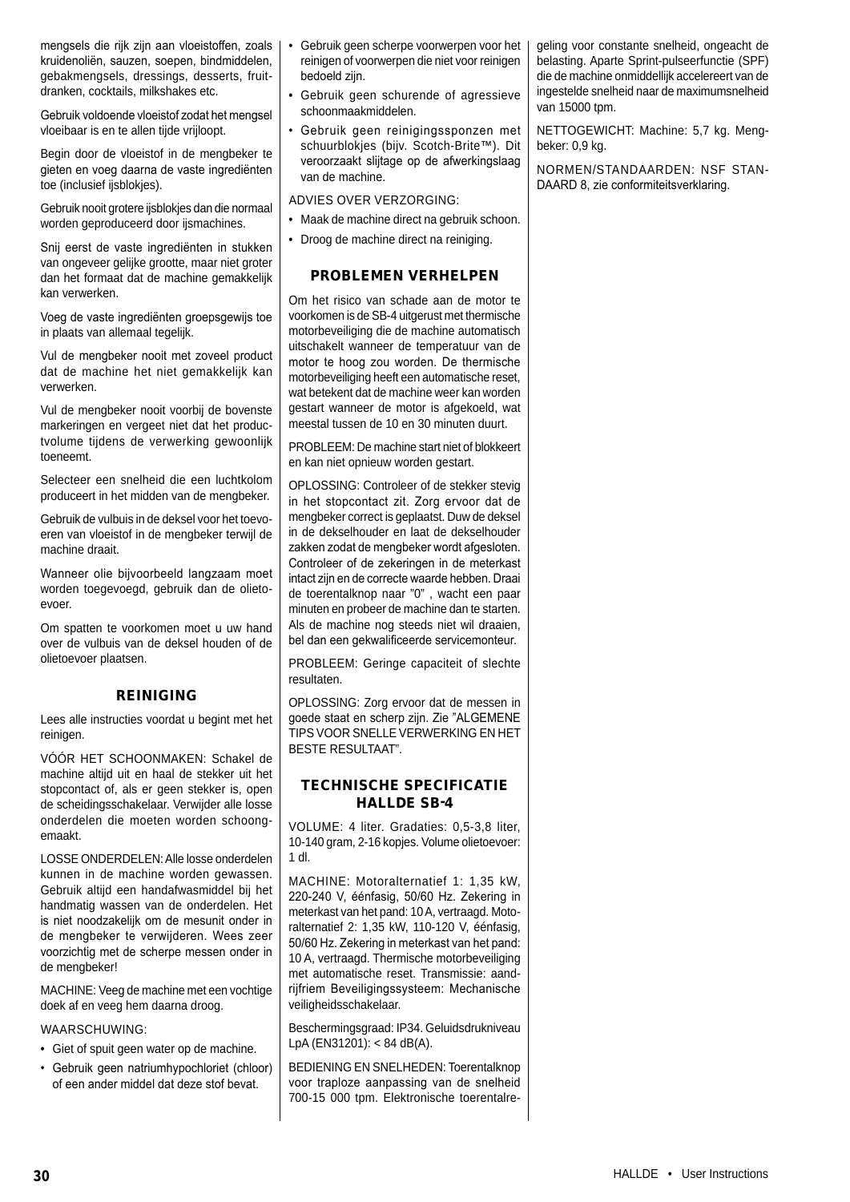mengsels die rijk zijn aan vloeistoffen, zoals kruidenoliën, sauzen, soepen, bindmiddelen, gebakmengsels, dressings, desserts, fruitdranken, cocktails, milkshakes etc.

Gebruik voldoende vloeistof zodat het mengsel vloeibaar is en te allen tijde vrijloopt.

Begin door de vloeistof in de mengbeker te gieten en voeg daarna de vaste ingrediënten toe (inclusief ijsblokjes).

Gebruik nooit grotere ijsblokjes dan die normaal worden geproduceerd door ijsmachines.

Snij eerst de vaste ingrediënten in stukken van ongeveer gelijke grootte, maar niet groter dan het formaat dat de machine gemakkelijk kan verwerken.

Voeg de vaste ingrediënten groepsgewijs toe in plaats van allemaal tegelijk.

Vul de mengbeker nooit met zoveel product dat de machine het niet gemakkelijk kan verwerken.

Vul de mengbeker nooit voorbij de bovenste markeringen en vergeet niet dat het productvolume tijdens de verwerking gewoonlijk toeneemt.

Selecteer een snelheid die een luchtkolom produceert in het midden van de mengbeker.

Gebruik de vulbuis in de deksel voor het toevoeren van vloeistof in de mengbeker terwijl de machine draait.

Wanneer olie bijvoorbeeld langzaam moet worden toegevoegd, gebruik dan de olietoevoer.

Om spatten te voorkomen moet u uw hand over de vulbuis van de deksel houden of de olietoevoer plaatsen.

## REINIGING

Lees alle instructies voordat u begint met het reinigen.

VÓÓR HET SCHOONMAKEN: Schakel de machine altijd uit en haal de stekker uit het stopcontact of, als er geen stekker is, open de scheidingsschakelaar. Verwijder alle losse onderdelen die moeten worden schoongemaakt.

LOSSE ONDERDELEN: Alle losse onderdelen kunnen in de machine worden gewassen. Gebruik altijd een handafwasmiddel bij het handmatig wassen van de onderdelen. Het is niet noodzakelijk om de mesunit onder in de mengbeker te verwijderen. Wees zeer voorzichtig met de scherpe messen onder in de mengbeker!

MACHINE: Veeg de machine met een vochtige doek af en veeg hem daarna droog.

WAARSCHUWING:

- Giet of spuit geen water op de machine.
- Gebruik geen natriumhypochloriet (chloor) of een ander middel dat deze stof bevat.
- Gebruik geen scherpe voorwerpen voor het reinigen of voorwerpen die niet voor reinigen bedoeld zijn.
- Gebruik geen schurende of agressieve schoonmaakmiddelen.
- Gebruik geen reinigingssponzen met schuurblokjes (bijv. Scotch-Brite™). Dit veroorzaakt slijtage op de afwerkingslaag van de machine.

ADVIES OVER VERZORGING:

- Maak de machine direct na gebruik schoon.
- Droog de machine direct na reiniging.

## PROBLEMEN VERHELPEN

Om het risico van schade aan de motor te voorkomen is de SB-4 uitgerust met thermische motorbeveiliging die de machine automatisch uitschakelt wanneer de temperatuur van de motor te hoog zou worden. De thermische motorbeveiliging heeft een automatische reset, wat betekent dat de machine weer kan worden gestart wanneer de motor is afgekoeld, wat meestal tussen de 10 en 30 minuten duurt.

PROBLEEM: De machine start niet of blokkeert en kan niet opnieuw worden gestart.

OPLOSSING: Controleer of de stekker stevig in het stopcontact zit. Zorg ervoor dat de mengbeker correct is geplaatst. Duw de deksel in de dekselhouder en laat de dekselhouder zakken zodat de mengbeker wordt afgesloten. Controleer of de zekeringen in de meterkast intact zijn en de correcte waarde hebben. Draai de toerentalknop naar "0" , wacht een paar minuten en probeer de machine dan te starten. Als de machine nog steeds niet wil draaien, bel dan een gekwalificeerde servicemonteur.

PROBLEEM: Geringe capaciteit of slechte resultaten.

OPLOSSING: Zorg ervoor dat de messen in goede staat en scherp zijn. Zie "ALGEMENE TIPS VOOR SNELLE VERWERKING EN HET BESTE RESULTAAT".

## TECHNISCHE SPECIFICATIE HALLDE SB-4

VOLUME: 4 liter. Gradaties: 0,5-3,8 liter, 10-140 gram, 2-16 kopjes. Volume olietoevoer: 1 dl.

MACHINE: Motoralternatief 1: 1,35 kW, 220-240 V, éénfasig, 50/60 Hz. Zekering in meterkast van het pand: 10 A, vertraagd. Motoralternatief 2: 1,35 kW, 110-120 V, éénfasig, 50/60 Hz. Zekering in meterkast van het pand: 10 A, vertraagd. Thermische motorbeveiliging met automatische reset. Transmissie: aandrijfriem Beveiligingssysteem: Mechanische veiligheidsschakelaar.

Beschermingsgraad: IP34. Geluidsdrukniveau LpA (EN31201): < 84 dB(A).

BEDIENING EN SNELHEDEN: Toerentalknop voor traploze aanpassing van de snelheid 700-15 000 tpm. Elektronische toerentalregeling voor constante snelheid, ongeacht de belasting. Aparte Sprint-pulseerfunctie (SPF) die de machine onmiddellijk accelereert van de ingestelde snelheid naar de maximumsnelheid van 15000 tpm.

NETTOGEWICHT: Machine: 5,7 kg. Mengbeker: 0,9 kg.

NORMEN/STANDAARDEN: NSF STANDAARD 8, zie conformiteitsverklaring.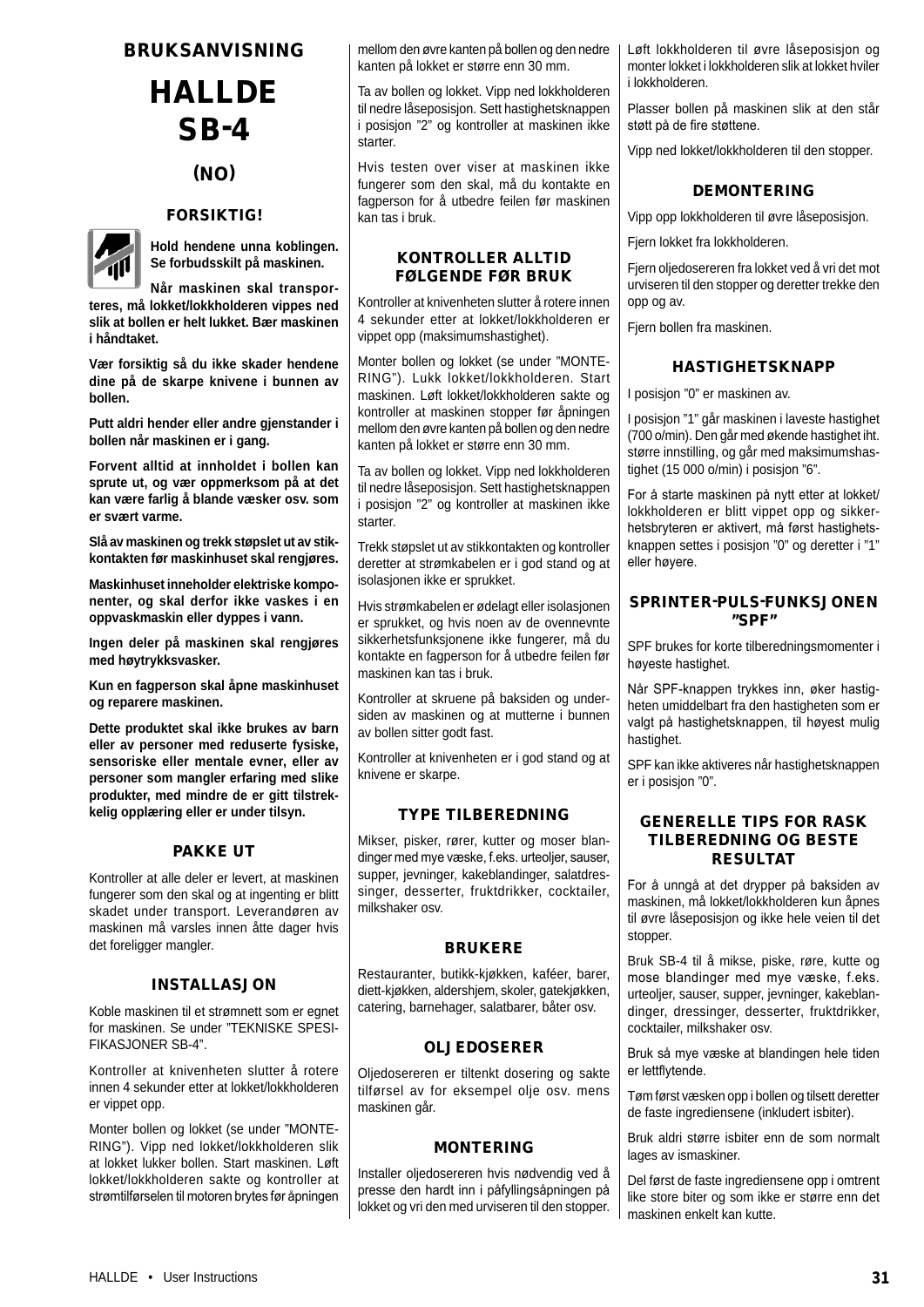# BRUKSANVISNING

# HALLDE SB-4

## (NO)

### FORSIKTIG!

**Hold hendene unna koblingen. Se forbudsskilt på maskinen.**

**Når maskinen skal transporteres, må lokket/lokkholderen vippes ned slik at bollen er helt lukket. Bær maskinen i håndtaket.**

**Vær forsiktig så du ikke skader hendene dine på de skarpe knivene i bunnen av bollen.**

**Putt aldri hender eller andre gjenstander i bollen når maskinen er i gang.**

**Forvent alltid at innholdet i bollen kan sprute ut, og vær oppmerksom på at det kan være farlig å blande væsker osv. som er svært varme.**

**Slå av maskinen og trekk støpslet ut av stikkontakten før maskinhuset skal rengjøres.**

**Maskinhuset inneholder elektriske komponenter, og skal derfor ikke vaskes i en oppvaskmaskin eller dyppes i vann.**

**Ingen deler på maskinen skal rengjøres med høytrykksvasker.**

**Kun en fagperson skal åpne maskinhuset og reparere maskinen.**

**Dette produktet skal ikke brukes av barn eller av personer med reduserte fysiske, sensoriske eller mentale evner, eller av personer som mangler erfaring med slike produkter, med mindre de er gitt tilstrekkelig opplæring eller er under tilsyn.**

### PAKKE UT

Kontroller at alle deler er levert, at maskinen fungerer som den skal og at ingenting er blitt skadet under transport. Leverandøren av maskinen må varsles innen åtte dager hvis det foreligger mangler.

### INSTALLASJON

Koble maskinen til et strømnett som er egnet for maskinen. Se under "TEKNISKE SPESIFIKASJONER SB-4".

Kontroller at knivenheten slutter å rotere innen 4 sekunder etter at lokket/lokkholderen er vippet opp.

Monter bollen og lokket (se under "MONTERING"). Vipp ned lokket/lokkholderen slik at lokket lukker bollen. Start maskinen. Løft lokket/lokkholderen sakte og kontroller at strømtilførselen til motoren brytes før åpningen mellom den øvre kanten på bollen og den nedre kanten på lokket er større enn 30 mm.

Ta av bollen og lokket. Vipp ned lokkholderen til nedre låseposisjon. Sett hastighetsknappen i posisjon "2" og kontroller at maskinen ikke starter.

Hvis testen over viser at maskinen ikke fungerer som den skal, må du kontakte en fagperson for å utbedre feilen før maskinen kan tas i bruk.

### KONTROLLER ALLTID FØLGENDE FØR BRUK

Kontroller at knivenheten slutter å rotere innen 4 sekunder etter at lokket/lokkholderen er vippet opp (maksimumshastighet).

Monter bollen og lokket (se under "MONTERING"). Lukk lokket/lokkholderen. Start maskinen. Løft lokket/lokkholderen sakte og kontroller at maskinen stopper før åpningen mellom den øvre kanten på bollen og den nedre kanten på lokket er større enn 30 mm.

Ta av bollen og lokket. Vipp ned lokkholderen til nedre låseposisjon. Sett hastighetsknappen i posisjon "2" og kontroller at maskinen ikke starter.

Trekk støpslet ut av stikkontakten og kontroller deretter at strømkabelen er i god stand og at isolasjonen ikke er sprukket.

Hvis strømkabelen er ødelagt eller isolasjonen er sprukket, og hvis noen av de ovennevnte sikkerhetsfunksjonene ikke fungerer, må du kontakte en fagperson for å utbedre feilen før maskinen kan tas i bruk.

Kontroller at skruene på baksiden og undersiden av maskinen og at mutterne i bunnen av bollen sitter godt fast.

Kontroller at knivenheten er i god stand og at knivene er skarpe.

### TYPE TILBEREDNING

Mikser, pisker, rører, kutter og moser blandinger med mye væske, f.eks. urteoljer, sauser, supper, jevninger, kakeblandinger, salatdressinger, desserter, fruktdrikker, cocktailer, milkshaker osv.

### BRUKERE

Restauranter, butikk-kjøkken, kaféer, barer, diett-kjøkken, aldershjem, skoler, gatekjøkken, catering, barnehager, salatbarer, båter osv.

### OLJEDOSERER

Oljedosereren er tiltenkt dosering og sakte tilførsel av for eksempel olje osv. mens maskinen går.

### MONTERING

Installer oljedosereren hvis nødvendig ved å presse den hardt inn i påfyllingsåpningen på lokket og vri den med urviseren til den stopper.

Løft lokkholderen til øvre låseposisjon og monter lokket i lokkholderen slik at lokket hviler i lokkholderen.

Plasser bollen på maskinen slik at den står støtt på de fire støttene.

Vipp ned lokket/lokkholderen til den stopper.

### DEMONTERING

Vipp opp lokkholderen til øvre låseposisjon.

Fjern lokket fra lokkholderen.

Fjern oljedosereren fra lokket ved å vri det mot urviseren til den stopper og deretter trekke den opp og av.

Fjern bollen fra maskinen.

### HASTIGHETSKNAPP

I posisjon "0" er maskinen av.

I posisjon "1" går maskinen i laveste hastighet (700 o/min). Den går med økende hastighet iht. større innstilling, og går med maksimumshastighet (15 000 o/min) i posisjon "6".

For å starte maskinen på nytt etter at lokket/lokkholderen er blitt vippet opp og sikkerhetsbryteren er aktivert, må først hastighetsknappen settes i posisjon "0" og deretter i "1" eller høyere.

### SPRINTER-PULS-FUNKSJONEN "SPF"

SPF brukes for korte tilberedningsmomenter i høyeste hastighet.

Når SPF-knappen trykkes inn, øker hastigheten umiddelbart fra den hastigheten som er valgt på hastighetsknappen, til høyest mulig hastighet.

SPF kan ikke aktiveres når hastighetsknappen er i posisjon "0".

### GENERELLE TIPS FOR RASK TILBEREDNING OG BESTE RESULTAT

For å unngå at det drypper på baksiden av maskinen, må lokket/lokkholderen kun åpnes til øvre låseposisjon og ikke hele veien til det stopper.

Bruk SB-4 til å mikse, piske, røre, kutte og mose blandinger med mye væske, f.eks. urteoljer, sauser, supper, jevninger, kakeblandinger, dressinger, desserter, fruktdrikker, cocktailer, milkshaker osv.

Bruk så mye væske at blandingen hele tiden er lettflytende.

Tøm først væsken opp i bollen og tilsett deretter de faste ingrediensene (inkludert isbiter).

Bruk aldri større isbiter enn de som normalt lages av ismaskiner.

Del først de faste ingrediensene opp i omtrent like store biter og som ikke er større enn det maskinen enkelt kan kutte.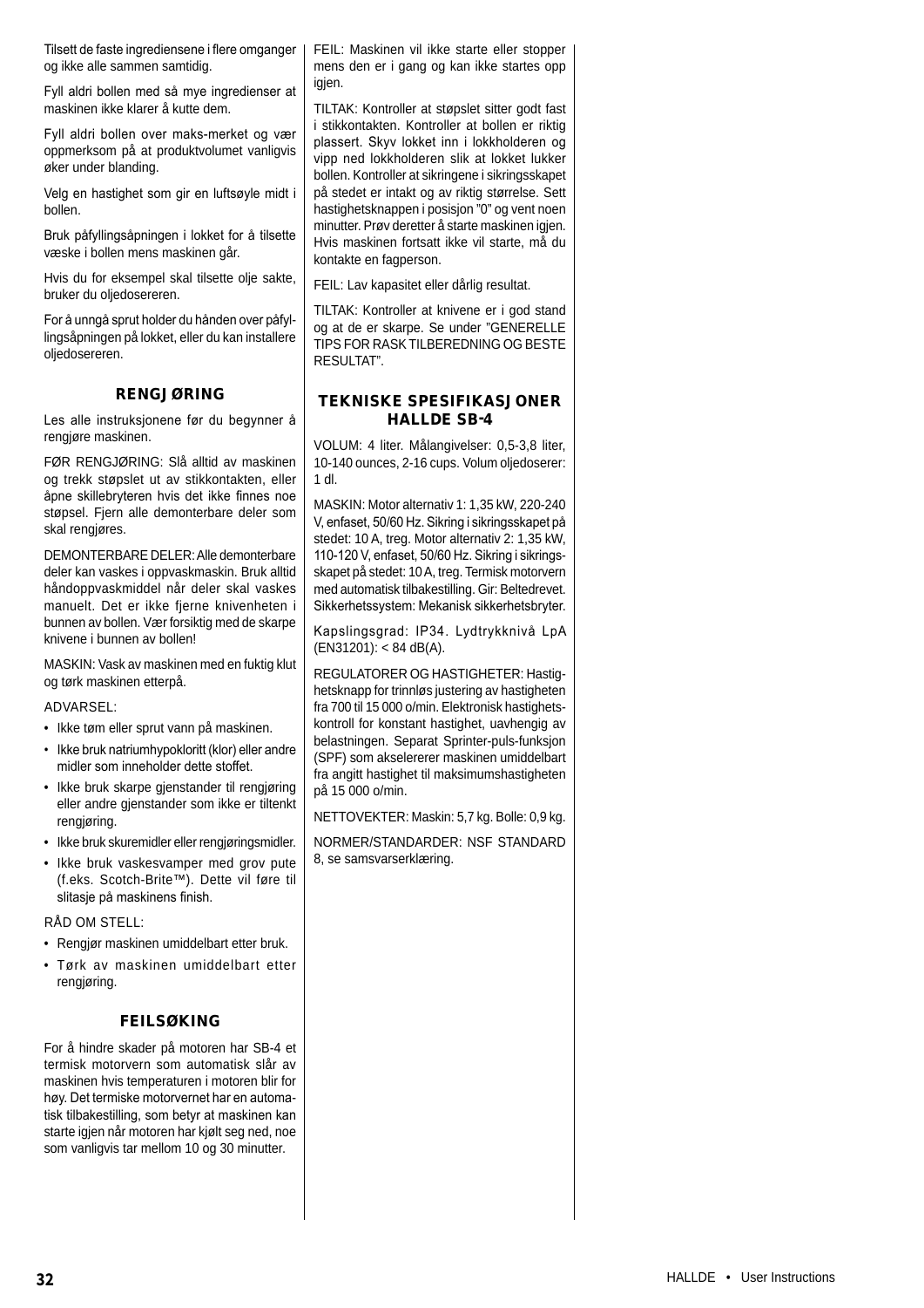Tilsett de faste ingrediensene i flere omganger og ikke alle sammen samtidig.

Fyll aldri bollen med så mye ingredienser at maskinen ikke klarer å kutte dem.

Fyll aldri bollen over maks-merket og vær oppmerksom på at produktvolumet vanligvis øker under blanding.

Velg en hastighet som gir en luftsøyle midt i bollen.

Bruk påfyllingsåpningen i lokket for å tilsette væske i bollen mens maskinen går.

Hvis du for eksempel skal tilsette olje sakte, bruker du oljedosereren.

For å unngå sprut holder du hånden over påfyllingsåpningen på lokket, eller du kan installere oljedosereren.

## RENGJØRING

Les alle instruksjonene før du begynner å rengjøre maskinen.

FØR RENGJØRING: Slå alltid av maskinen og trekk støpslet ut av stikkontakten, eller åpne skillebryteren hvis det ikke finnes noe støpsel. Fjern alle demonterbare deler som skal rengjøres.

DEMONTERBARE DELER: Alle demonterbare deler kan vaskes i oppvaskmaskin. Bruk alltid håndoppvaskmiddel når deler skal vaskes manuelt. Det er ikke fjerne knivenheten i bunnen av bollen. Vær forsiktig med de skarpe knivene i bunnen av bollen!

MASKIN: Vask av maskinen med en fuktig klut og tørk maskinen etterpå.

ADVARSEL:

- Ikke tøm eller sprut vann på maskinen.
- Ikke bruk natriumhypokloritt (klor) eller andre midler som inneholder dette stoffet.
- Ikke bruk skarpe gjenstander til rengjøring eller andre gjenstander som ikke er tiltenkt rengjøring.
- Ikke bruk skuremidler eller rengjøringsmidler.
- Ikke bruk vaskesvamper med grov pute (f.eks. Scotch-Brite™). Dette vil føre til slitasje på maskinens finish.

RÅD OM STELL:

- Rengjør maskinen umiddelbart etter bruk.
- Tørk av maskinen umiddelbart etter rengjøring.

## FEILSØKING

For å hindre skader på motoren har SB-4 et termisk motorvern som automatisk slår av maskinen hvis temperaturen i motoren blir for høy. Det termiske motorvernet har en automatisk tilbakestilling, som betyr at maskinen kan starte igjen når motoren har kjølt seg ned, noe som vanligvis tar mellom 10 og 30 minutter.

FEIL: Maskinen vil ikke starte eller stopper mens den er i gang og kan ikke startes opp igjen.

TILTAK: Kontroller at støpslet sitter godt fast i stikkontakten. Kontroller at bollen er riktig plassert. Skyv lokket inn i lokkholderen og vipp ned lokkholderen slik at lokket lukker bollen. Kontroller at sikringene i sikringsskapet på stedet er intakt og av riktig størrelse. Sett hastighetsknappen i posisjon "0" og vent noen minutter. Prøv deretter å starte maskinen igjen. Hvis maskinen fortsatt ikke vil starte, må du kontakte en fagperson.

FEIL: Lav kapasitet eller dårlig resultat.

TILTAK: Kontroller at knivene er i god stand og at de er skarpe. Se under "GENERELLE TIPS FOR RASK TILBEREDNING OG BESTE RESULTAT".

## TEKNISKE SPESIFIKASJONER HALLDE SB-4

VOLUM: 4 liter. Målangivelser: 0,5-3,8 liter, 10-140 ounces, 2-16 cups. Volum oljedoserer: 1 dl.

MASKIN: Motor alternativ 1: 1,35 kW, 220-240 V, enfaset, 50/60 Hz. Sikring i sikringsskapet på stedet: 10 A, treg. Motor alternativ 2: 1,35 kW, 110-120 V, enfaset, 50/60 Hz. Sikring i sikringsskapet på stedet: 10 A, treg. Termisk motorvern med automatisk tilbakestilling. Gir: Beltedrevet. Sikkerhetssystem: Mekanisk sikkerhetsbryter.

Kapslingsgrad: IP34. Lydtrykknivå LpA (EN31201): < 84 dB(A).

REGULATORER OG HASTIGHETER: Hastighetsknapp for trinnløs justering av hastigheten fra 700 til 15 000 o/min. Elektronisk hastighetskontroll for konstant hastighet, uavhengig av belastningen. Separat Sprinter-puls-funksjon (SPF) som akselererer maskinen umiddelbart fra angitt hastighet til maksimumshastigheten på 15 000 o/min.

NETTOVEKTER: Maskin: 5,7 kg. Bolle: 0,9 kg.

NORMER/STANDARDER: NSF STANDARD 8, se samsvarserklæring.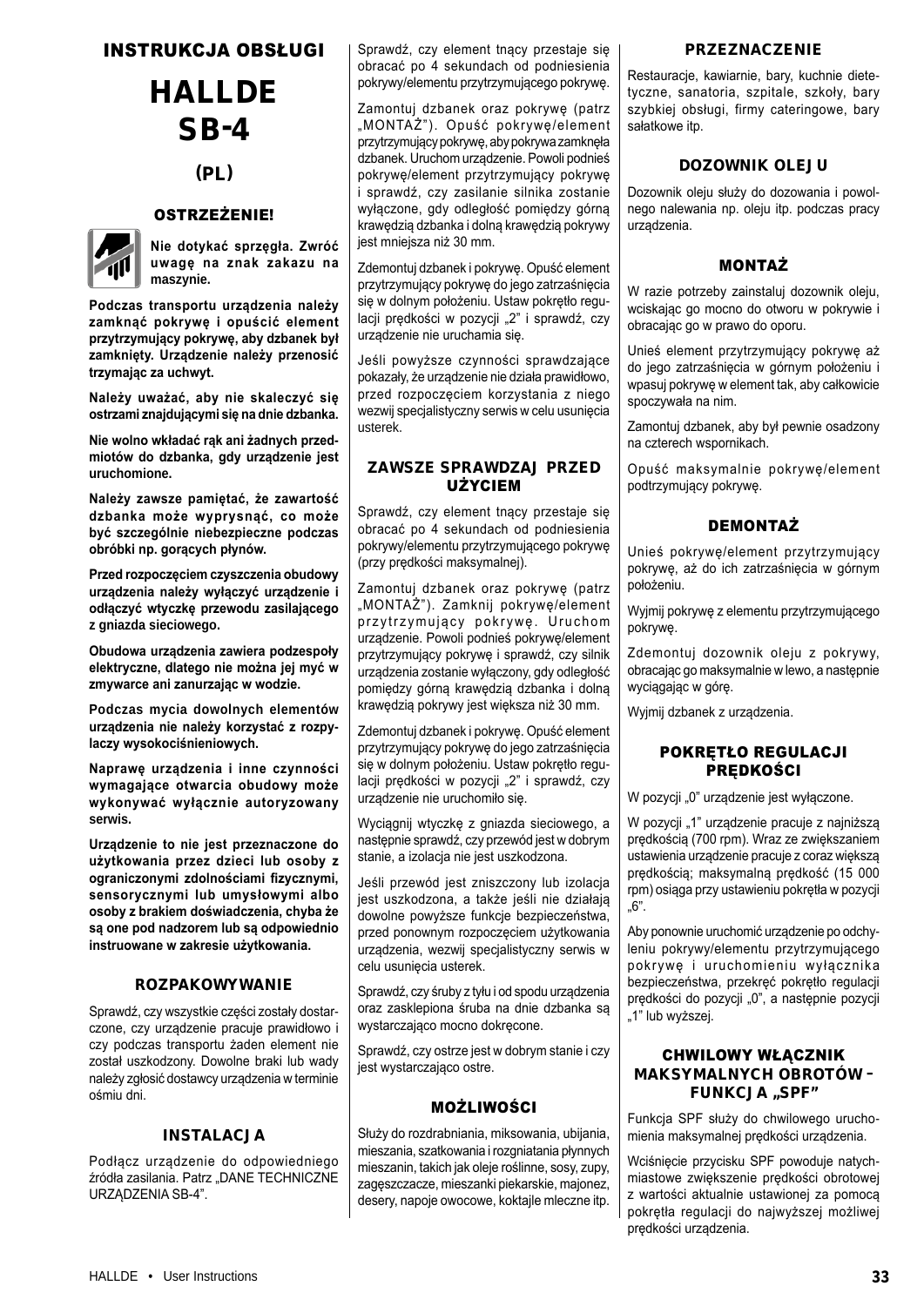# INSTRUKCJA OBSŁUGI

# HALLDE SB-4

## (PL)

### OSTRZEŻENIE!

**Nie dotykać sprzęgła. Zwróć uwagę na znak zakazu na maszynie.**

**Podczas transportu urządzenia należy zamknąć pokrywę i opuścić element przytrzymujący pokrywę, aby dzbanek był zamknięty. Urządzenie należy przenosić trzymając za uchwyt.**

**Należy uważać, aby nie skaleczyć się ostrzami znajdującymi się na dnie dzbanka.**

**Nie wolno wkładać rąk ani żadnych przedmiotów do dzbanka, gdy urządzenie jest uruchomione.**

**Należy zawsze pamiętać, że zawartość dzbanka może wyprysnąć, co może być szczególnie niebezpieczne podczas obróbki np. gorących płynów.**

**Przed rozpoczęciem czyszczenia obudowy urządzenia należy wyłączyć urządzenie i odłączyć wtyczkę przewodu zasilającego z gniazda sieciowego.**

**Obudowa urządzenia zawiera podzespoły elektryczne, dlatego nie można jej myć w zmywarce ani zanurzając w wodzie.**

**Podczas mycia dowolnych elementów urządzenia nie należy korzystać z rozpylaczy wysokociśnieniowych.**

**Naprawę urządzenia i inne czynności wymagające otwarcia obudowy może wykonywać wyłącznie autoryzowany serwis.**

**Urządzenie to nie jest przeznaczone do użytkowania przez dzieci lub osoby z ograniczonymi zdolnościami fizycznymi, sensorycznymi lub umysłowymi albo osoby z brakiem doświadczenia, chyba że są one pod nadzorem lub są odpowiednio instruowane w zakresie użytkowania.**

### ROZPAKOWYWANIE

Sprawdź, czy wszystkie części zostały dostarczone, czy urządzenie pracuje prawidłowo i czy podczas transportu żaden element nie został uszkodzony. Dowolne braki lub wady należy zgłosić dostawcy urządzenia w terminie ośmiu dni.

### INSTALACJA

Podłącz urządzenie do odpowiedniego źródła zasilania. Patrz „DANE TECHNICZNE URZĄDZENIA SB-4".

Sprawdź, czy element tnący przestaje się obracać po 4 sekundach od podniesienia pokrywy/elementu przytrzymującego pokrywę.

Zamontuj dzbanek oraz pokrywę (patrz „MONTAŻ"). Opuść pokrywę/element przytrzymujący pokrywę, aby pokrywa zamknęła dzbanek. Uruchom urządzenie. Powoli podnieś pokrywę/element przytrzymujący pokrywę i sprawdź, czy zasilanie silnika zostanie wyłączone, gdy odległość pomiędzy górną krawędzią dzbanka i dolną krawędzią pokrywy jest mniejsza niż 30 mm.

Zdemontuj dzbanek i pokrywę. Opuść element przytrzymujący pokrywę do jego zatrzaśnięcia się w dolnym położeniu. Ustaw pokrętło regulacji prędkości w pozycji „2" i sprawdź, czy urządzenie nie uruchamia się.

Jeśli powyższe czynności sprawdzające pokazały, że urządzenie nie działa prawidłowo, przed rozpoczęciem korzystania z niego wezwij specjalistyczny serwis w celu usunięcia usterek.

### ZAWSZE SPRAWDZAJ PRZED UŻYCIEM

Sprawdź, czy element tnący przestaje się obracać po 4 sekundach od podniesienia pokrywy/elementu przytrzymującego pokrywę (przy prędkości maksymalnej).

Zamontuj dzbanek oraz pokrywę (patrz „MONTAŻ"). Zamknij pokrywę/element przytrzymujący pokrywę. Uruchom urządzenie. Powoli podnieś pokrywę/element przytrzymujący pokrywę i sprawdź, czy silnik urządzenia zostanie wyłączony, gdy odległość pomiędzy górną krawędzią dzbanka i dolną krawędzią pokrywy jest większa niż 30 mm.

Zdemontuj dzbanek i pokrywę. Opuść element przytrzymujący pokrywę do jego zatrzaśnięcia się w dolnym położeniu. Ustaw pokrętło regulacji prędkości w pozycji „2" i sprawdź, czy urządzenie nie uruchomiło się.

Wyciągnij wtyczkę z gniazda sieciowego, a następnie sprawdź, czy przewód jest w dobrym stanie, a izolacja nie jest uszkodzona.

Jeśli przewód jest zniszczony lub izolacja jest uszkodzona, a także jeśli nie działają dowolne powyższe funkcje bezpieczeństwa, przed ponownym rozpoczęciem użytkowania urządzenia, wezwij specjalistyczny serwis w celu usunięcia usterek.

Sprawdź, czy śruby z tyłu i od spodu urządzenia oraz zasklepiona śruba na dnie dzbanka są wystarczająco mocno dokręcone.

Sprawdź, czy ostrze jest w dobrym stanie i czy jest wystarczająco ostre.

### MOŻLIWOŚCI

Służy do rozdrabniania, miksowania, ubijania, mieszania, szatkowania i rozgniatania płynnych mieszanin, takich jak oleje roślinne, sosy, zupy, zagęszczacze, mieszanki piekarskie, majonez, desery, napoje owocowe, koktajle mleczne itp.

### PRZEZNACZENIE

Restauracje, kawiarnie, bary, kuchnie dietetyczne, sanatoria, szpitale, szkoły, bary szybkiej obsługi, firmy cateringowe, bary sałatkowe itp.

### DOZOWNIK OLEJU

Dozownik oleju służy do dozowania i powolnego nalewania np. oleju itp. podczas pracy urządzenia.

### MONTAŻ

W razie potrzeby zainstaluj dozownik oleju, wciskając go mocno do otworu w pokrywie i obracając go w prawo do oporu.

Unieś element przytrzymujący pokrywę aż do jego zatrzaśnięcia w górnym położeniu i wpasuj pokrywę w element tak, aby całkowicie spoczywała na nim.

Zamontuj dzbanek, aby był pewnie osadzony na czterech wspornikach.

Opuść maksymalnie pokrywę/element podtrzymujący pokrywę.

### DEMONTAŻ

Unieś pokrywę/element przytrzymujący pokrywę, aż do ich zatrzaśnięcia w górnym położeniu.

Wyjmij pokrywę z elementu przytrzymującego pokrywę.

Zdemontuj dozownik oleju z pokrywy, obracając go maksymalnie w lewo, a następnie wyciągając w górę.

Wyjmij dzbanek z urządzenia.

### POKRĘTŁO REGULACJI PRĘDKOŚCI

W pozycji „0" urządzenie jest wyłączone.

W pozycji „1" urządzenie pracuje z najniższą prędkością (700 rpm). Wraz ze zwiększaniem ustawienia urządzenie pracuje z coraz większą prędkością; maksymalną prędkość (15 000 rpm) osiąga przy ustawieniu pokrętła w pozycji „6".

Aby ponownie uruchomić urządzenie po odchyleniu pokrywy/elementu przytrzymującego pokrywę i uruchomieniu wyłącznika bezpieczeństwa, przekręć pokrętło regulacji prędkości do pozycji „0", a następnie pozycji „1" lub wyższej.

### CHWILOWY WŁĄCZNIK MAKSYMALNYCH OBROTÓW – FUNKCJA „SPF"

Funkcja SPF służy do chwilowego uruchomienia maksymalnej prędkości urządzenia.

Wciśnięcie przycisku SPF powoduje natychmiastowe zwiększenie prędkości obrotowej z wartości aktualnie ustawionej za pomocą pokrętła regulacji do najwyższej możliwej prędkości urządzenia.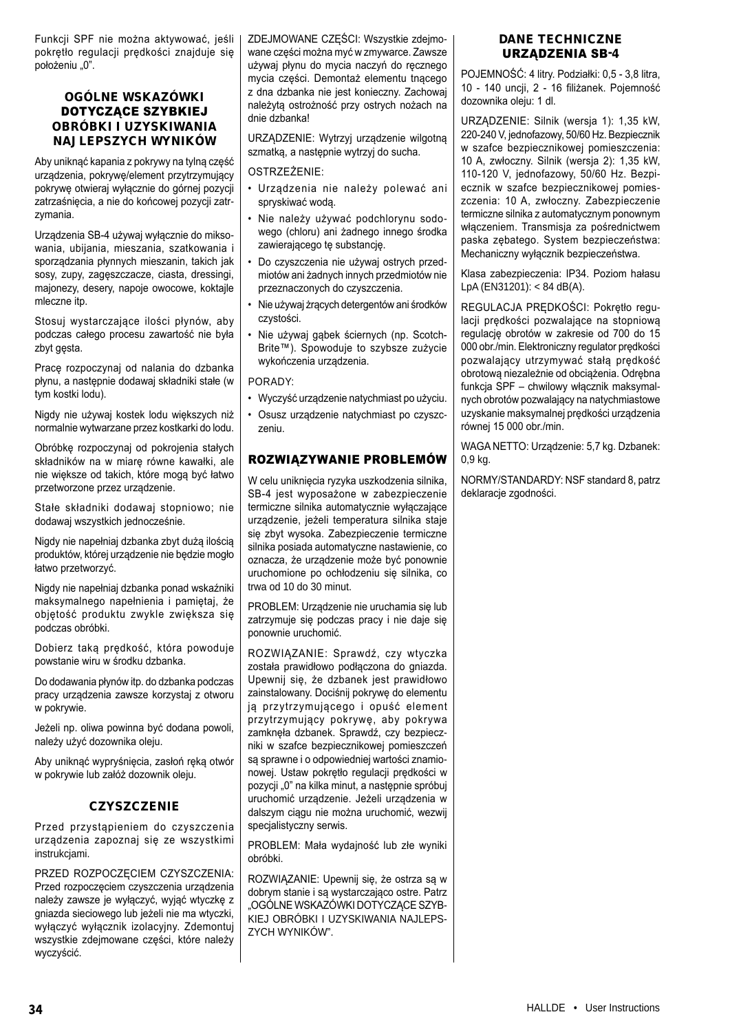Funkcji SPF nie można aktywować, jeśli pokrętło regulacji prędkości znajduje się położeniu „0".

### OGÓLNE WSKAZÓWKI DOTYCZĄCE SZYBKIEJ OBRÓBKI I UZYSKIWANIA NAJLEPSZYCH WYNIKÓW

Aby uniknąć kapania z pokrywy na tylną część urządzenia, pokrywę/element przytrzymujący pokrywę otwieraj wyłącznie do górnej pozycji zatrzaśnięcia, a nie do końcowej pozycji zatrzymania.

Urządzenia SB-4 używaj wyłącznie do miksowania, ubijania, mieszania, szatkowania i sporządzania płynnych mieszanin, takich jak sosy, zupy, zagęszczacze, ciasta, dressingi, majonezy, desery, napoje owocowe, koktajle mleczne itp.

Stosuj wystarczające ilości płynów, aby podczas całego procesu zawartość nie była zbyt gęsta.

Pracę rozpoczynaj od nalania do dzbanka płynu, a następnie dodawaj składniki stałe (w tym kostki lodu).

Nigdy nie używaj kostek lodu większych niż normalnie wytwarzane przez kostkarki do lodu.

Obróbkę rozpoczynaj od pokrojenia stałych składników na w miarę równe kawałki, ale nie większe od takich, które mogą być łatwo przetworzone przez urządzenie.

Stałe składniki dodawaj stopniowo; nie dodawaj wszystkich jednocześnie.

Nigdy nie napełniaj dzbanka zbyt dużą ilością produktów, której urządzenie nie będzie mogło łatwo przetworzyć.

Nigdy nie napełniaj dzbanka ponad wskaźniki maksymalnego napełnienia i pamiętaj, że objętość produktu zwykle zwiększa się podczas obróbki.

Dobierz taką prędkość, która powoduje powstanie wiru w środku dzbanka.

Do dodawania płynów itp. do dzbanka podczas pracy urządzenia zawsze korzystaj z otworu w pokrywie.

Jeżeli np. oliwa powinna być dodana powoli, należy użyć dozownika oleju.

Aby uniknąć wypryśnięcia, zasłoń ręką otwór w pokrywie lub załóż dozownik oleju.

### CZYSZCZENIE

Przed przystąpieniem do czyszczenia urządzenia zapoznaj się ze wszystkimi instrukcjami.

PRZED ROZPOCZĘCIEM CZYSZCZENIA: Przed rozpoczęciem czyszczenia urządzenia należy zawsze je wyłączyć, wyjąć wtyczkę z gniazda sieciowego lub jeżeli nie ma wtyczki, wyłączyć wyłącznik izolacyjny. Zdemontuj wszystkie zdejmowane części, które należy wyczyścić.

ZDEJMOWANE CZĘŚCI: Wszystkie zdejmowane części można myć w zmywarce. Zawsze używaj płynu do mycia naczyń do ręcznego mycia części. Demontaż elementu tnącego z dna dzbanka nie jest konieczny. Zachowaj należytą ostrożność przy ostrych nożach na dnie dzbanka!

URZĄDZENIE: Wytrzyj urządzenie wilgotną szmatką, a następnie wytrzyj do sucha.

OSTRZEŻENIE:

- Urządzenia nie należy polewać ani spryskiwać wodą.
- Nie należy używać podchlorynu sodowego (chloru) ani żadnego innego środka zawierającego tę substancję.
- Do czyszczenia nie używaj ostrych przedmiotów ani żadnych innych przedmiotów nie przeznaczonych do czyszczenia.
- Nie używaj żrących detergentów ani środków czystości.
- Nie używaj gąbek ściernych (np. Scotch-Brite™). Spowoduje to szybsze zużycie wykończenia urządzenia.

PORADY:

- Wyczyść urządzenie natychmiast po użyciu.
- Osusz urządzenie natychmiast po czyszczeniu.

### ROZWIĄZYWANIE PROBLEMÓW

W celu uniknięcia ryzyka uszkodzenia silnika, SB-4 jest wyposażone w zabezpieczenie termiczne silnika automatycznie wyłączające urządzenie, jeżeli temperatura silnika staje się zbyt wysoka. Zabezpieczenie termiczne silnika posiada automatyczne nastawienie, co oznacza, że urządzenie może być ponownie uruchomione po ochłodzeniu się silnika, co trwa od 10 do 30 minut.

PROBLEM: Urządzenie nie uruchamia się lub zatrzymuje się podczas pracy i nie daje się ponownie uruchomić.

ROZWIĄZANIE: Sprawdź, czy wtyczka została prawidłowo podłączona do gniazda. Upewnij się, że dzbanek jest prawidłowo zainstalowany. Dociśnij pokrywę do elementu ją przytrzymującego i opuść element przytrzymujący pokrywę, aby pokrywa zamknęła dzbanek. Sprawdź, czy bezpieczniki w szafce bezpiecznikowej pomieszczeń są sprawne i o odpowiedniej wartości znamionowej. Ustaw pokrętło regulacji prędkości w pozycji „0" na kilka minut, a następnie spróbuj uruchomić urządzenie. Jeżeli urządzenia w dalszym ciągu nie można uruchomić, wezwij specjalistyczny serwis.

PROBLEM: Mała wydajność lub złe wyniki obróbki.

ROZWIĄZANIE: Upewnij się, że ostrza są w dobrym stanie i są wystarczająco ostre. Patrz „OGÓLNE WSKAZÓWKI DOTYCZĄCE SZYBKIEJ OBRÓBKI I UZYSKIWANIA NAJLEPSZYCH WYNIKÓW".

### DANE TECHNICZNE URZĄDZENIA SB-4

POJEMNOŚĆ: 4 litry. Podziałki: 0,5 - 3,8 litra, 10 - 140 uncji, 2 - 16 filiżanek. Pojemność dozownika oleju: 1 dl.

URZĄDZENIE: Silnik (wersja 1): 1,35 kW, 220-240 V, jednofazowy, 50/60 Hz. Bezpiecznik w szafce bezpiecznikowej pomieszczenia: 10 A, zwłoczny. Silnik (wersja 2): 1,35 kW, 110-120 V, jednofazowy, 50/60 Hz. Bezpiecznik w szafce bezpiecznikowej pomieszczenia: 10 A, zwłoczny. Zabezpieczenie termiczne silnika z automatycznym ponownym włączeniem. Transmisja za pośrednictwem paska zębatego. System bezpieczeństwa: Mechaniczny wyłącznik bezpieczeństwa.

Klasa zabezpieczenia: IP34. Poziom hałasu LpA (EN31201): < 84 dB(A).

REGULACJA PRĘDKOŚCI: Pokrętło regulacji prędkości pozwalające na stopniową regulację obrotów w zakresie od 700 do 15 000 obr./min. Elektroniczny regulator prędkości pozwalający utrzymywać stałą prędkość obrotową niezależnie od obciążenia. Odrębna funkcja SPF – chwilowy włącznik maksymalnych obrotów pozwalający na natychmiastowe uzyskanie maksymalnej prędkości urządzenia równej 15 000 obr./min.

WAGA NETTO: Urządzenie: 5,7 kg. Dzbanek: 0,9 kg.

NORMY/STANDARDY: NSF standard 8, patrz deklaracje zgodności.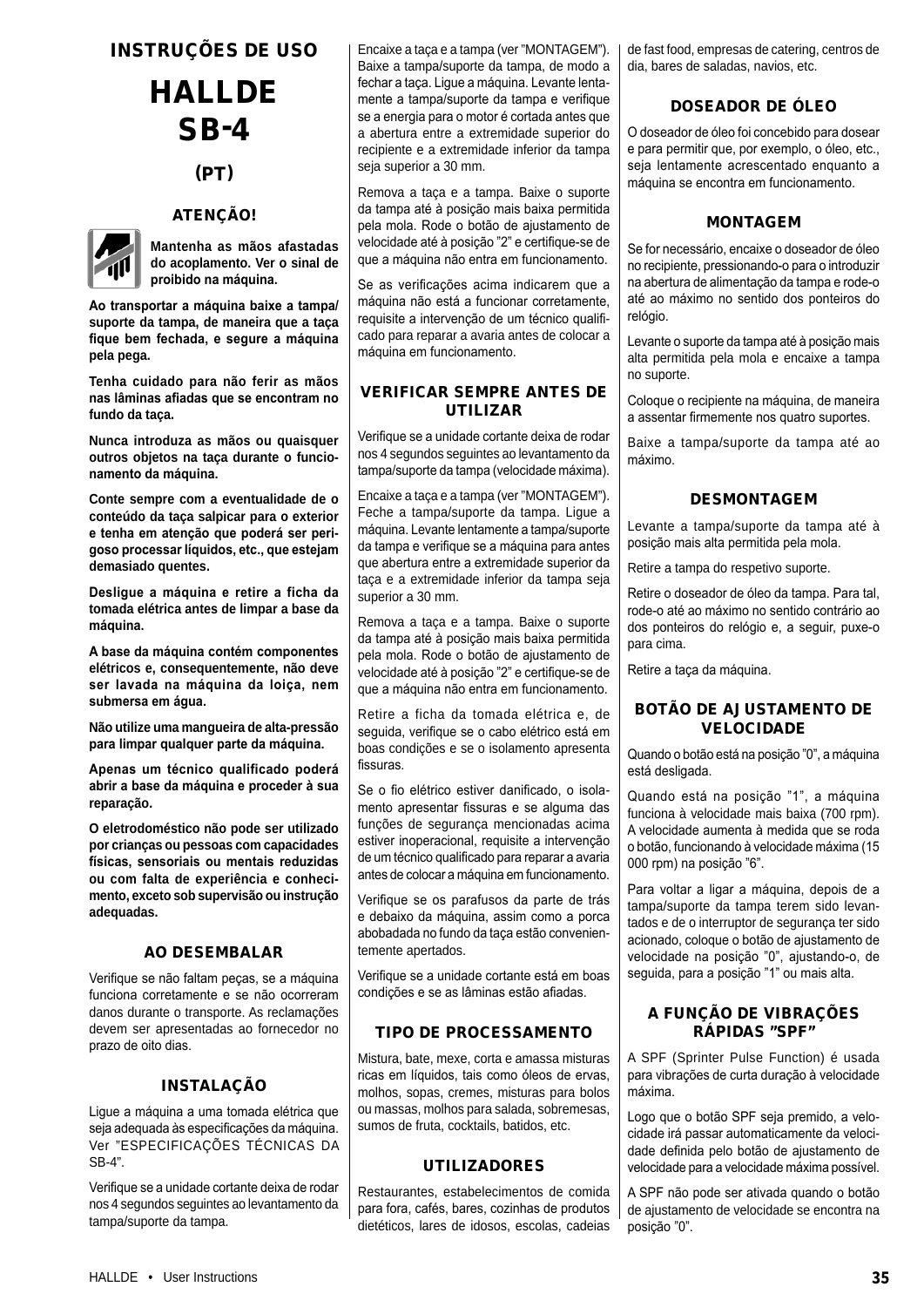# INSTRUÇÕES DE USO

# HALLDE SB-4

## (PT)

### ATENÇÃO!

**Mantenha as mãos afastadas do acoplamento. Ver o sinal de proibido na máquina.**

**Ao transportar a máquina baixe a tampa/suporte da tampa, de maneira que a taça fique bem fechada, e segure a máquina pela pega.**

**Tenha cuidado para não ferir as mãos nas lâminas afiadas que se encontram no fundo da taça.**

**Nunca introduza as mãos ou quaisquer outros objetos na taça durante o funcionamento da máquina.**

**Conte sempre com a eventualidade de o conteúdo da taça salpicar para o exterior e tenha em atenção que poderá ser perigoso processar líquidos, etc., que estejam demasiado quentes.**

**Desligue a máquina e retire a ficha da tomada elétrica antes de limpar a base da máquina.**

**A base da máquina contém componentes elétricos e, consequentemente, não deve ser lavada na máquina da loiça, nem submersa em água.**

**Não utilize uma mangueira de alta-pressão para limpar qualquer parte da máquina.**

**Apenas um técnico qualificado poderá abrir a base da máquina e proceder à sua reparação.**

**O eletrodoméstico não pode ser utilizado por crianças ou pessoas com capacidades físicas, sensoriais ou mentais reduzidas ou com falta de experiência e conhecimento, exceto sob supervisão ou instrução adequadas.**

### AO DESEMBALAR

Verifique se não faltam peças, se a máquina funciona corretamente e se não ocorreram danos durante o transporte. As reclamações devem ser apresentadas ao fornecedor no prazo de oito dias.

### INSTALAÇÃO

Ligue a máquina a uma tomada elétrica que seja adequada às especificações da máquina. Ver "ESPECIFICAÇÕES TÉCNICAS DA SB-4".

Verifique se a unidade cortante deixa de rodar nos 4 segundos seguintes ao levantamento da tampa/suporte da tampa.

Encaixe a taça e a tampa (ver "MONTAGEM"). Baixe a tampa/suporte da tampa, de modo a fechar a taça. Ligue a máquina. Levante lentamente a tampa/suporte da tampa e verifique se a energia para o motor é cortada antes que a abertura entre a extremidade superior do recipiente e a extremidade inferior da tampa seja superior a 30 mm.

Remova a taça e a tampa. Baixe o suporte da tampa até à posição mais baixa permitida pela mola. Rode o botão de ajustamento de velocidade até à posição "2" e certifique-se de que a máquina não entra em funcionamento.

Se as verificações acima indicarem que a máquina não está a funcionar corretamente, requisite a intervenção de um técnico qualificado para reparar a avaria antes de colocar a máquina em funcionamento.

### VERIFICAR SEMPRE ANTES DE UTILIZAR

Verifique se a unidade cortante deixa de rodar nos 4 segundos seguintes ao levantamento da tampa/suporte da tampa (velocidade máxima).

Encaixe a taça e a tampa (ver "MONTAGEM"). Feche a tampa/suporte da tampa. Ligue a máquina. Levante lentamente a tampa/suporte da tampa e verifique se a máquina para antes que abertura entre a extremidade superior da taça e a extremidade inferior da tampa seja superior a 30 mm.

Remova a taça e a tampa. Baixe o suporte da tampa até à posição mais baixa permitida pela mola. Rode o botão de ajustamento de velocidade até à posição "2" e certifique-se de que a máquina não entra em funcionamento.

Retire a ficha da tomada elétrica e, de seguida, verifique se o cabo elétrico está em boas condições e se o isolamento apresenta fissuras.

Se o fio elétrico estiver danificado, o isolamento apresentar fissuras e se alguma das funções de segurança mencionadas acima estiver inoperacional, requisite a intervenção de um técnico qualificado para reparar a avaria antes de colocar a máquina em funcionamento.

Verifique se os parafusos da parte de trás e debaixo da máquina, assim como a porca abobadada no fundo da taça estão convenientemente apertados.

Verifique se a unidade cortante está em boas condições e se as lâminas estão afiadas.

### TIPO DE PROCESSAMENTO

Mistura, bate, mexe, corta e amassa misturas ricas em líquidos, tais como óleos de ervas, molhos, sopas, cremes, misturas para bolos ou massas, molhos para salada, sobremesas, sumos de fruta, cocktails, batidos, etc.

### UTILIZADORES

Restaurantes, estabelecimentos de comida para fora, cafés, bares, cozinhas de produtos dietéticos, lares de idosos, escolas, cadeias de fast food, empresas de catering, centros de dia, bares de saladas, navios, etc.

### DOSEADOR DE ÓLEO

O doseador de óleo foi concebido para dosear e para permitir que, por exemplo, o óleo, etc., seja lentamente acrescentado enquanto a máquina se encontra em funcionamento.

### MONTAGEM

Se for necessário, encaixe o doseador de óleo no recipiente, pressionando-o para o introduzir na abertura de alimentação da tampa e rode-o até ao máximo no sentido dos ponteiros do relógio.

Levante o suporte da tampa até à posição mais alta permitida pela mola e encaixe a tampa no suporte.

Coloque o recipiente na máquina, de maneira a assentar firmemente nos quatro suportes.

Baixe a tampa/suporte da tampa até ao máximo.

### DESMONTAGEM

Levante a tampa/suporte da tampa até à posição mais alta permitida pela mola.

Retire a tampa do respetivo suporte.

Retire o doseador de óleo da tampa. Para tal, rode-o até ao máximo no sentido contrário ao dos ponteiros do relógio e, a seguir, puxe-o para cima.

Retire a taça da máquina.

### BOTÃO DE AJUSTAMENTO DE VELOCIDADE

Quando o botão está na posição "0", a máquina está desligada.

Quando está na posição "1", a máquina funciona à velocidade mais baixa (700 rpm). A velocidade aumenta à medida que se roda o botão, funcionando à velocidade máxima (15 000 rpm) na posição "6".

Para voltar a ligar a máquina, depois de a tampa/suporte da tampa terem sido levantados e de o interruptor de segurança ter sido acionado, coloque o botão de ajustamento de velocidade na posição "0", ajustando-o, de seguida, para a posição "1" ou mais alta.

### A FUNÇÃO DE VIBRAÇÕES RÁPIDAS "SPF"

A SPF (Sprinter Pulse Function) é usada para vibrações de curta duração à velocidade máxima.

Logo que o botão SPF seja premido, a velocidade irá passar automaticamente da velocidade definida pelo botão de ajustamento de velocidade para a velocidade máxima possível.

A SPF não pode ser ativada quando o botão de ajustamento de velocidade se encontra na posição "0".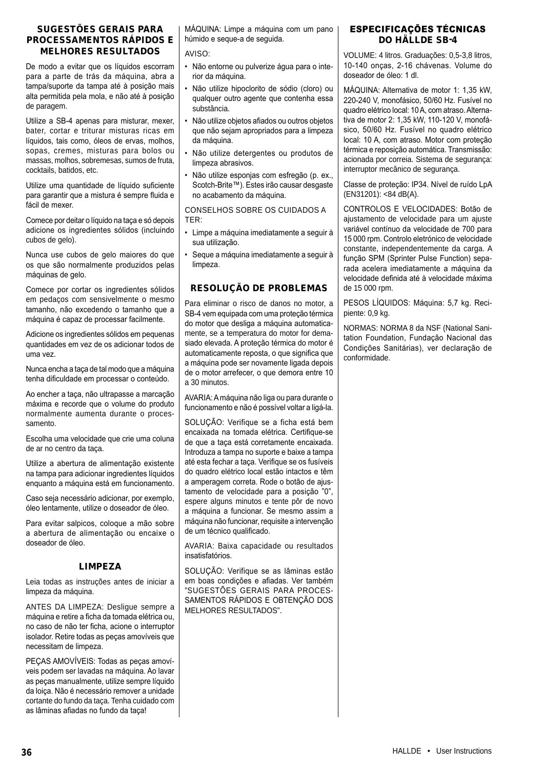## SUGESTÕES GERAIS PARA PROCESSAMENTOS RÁPIDOS E MELHORES RESULTADOS

De modo a evitar que os líquidos escorram para a parte de trás da máquina, abra a tampa/suporte da tampa até à posição mais alta permitida pela mola, e não até à posição de paragem.

Utilize a SB-4 apenas para misturar, mexer, bater, cortar e triturar misturas ricas em líquidos, tais como, óleos de ervas, molhos, sopas, cremes, misturas para bolos ou massas, molhos, sobremesas, sumos de fruta, cocktails, batidos, etc.

Utilize uma quantidade de líquido suficiente para garantir que a mistura é sempre fluida e fácil de mexer.

Comece por deitar o líquido na taça e só depois adicione os ingredientes sólidos (incluindo cubos de gelo).

Nunca use cubos de gelo maiores do que os que são normalmente produzidos pelas máquinas de gelo.

Comece por cortar os ingredientes sólidos em pedaços com sensivelmente o mesmo tamanho, não excedendo o tamanho que a máquina é capaz de processar facilmente.

Adicione os ingredientes sólidos em pequenas quantidades em vez de os adicionar todos de uma vez.

Nunca encha a taça de tal modo que a máquina tenha dificuldade em processar o conteúdo.

Ao encher a taça, não ultrapasse a marcação máxima e recorde que o volume do produto normalmente aumenta durante o processamento.

Escolha uma velocidade que crie uma coluna de ar no centro da taça.

Utilize a abertura de alimentação existente na tampa para adicionar ingredientes líquidos enquanto a máquina está em funcionamento.

Caso seja necessário adicionar, por exemplo, óleo lentamente, utilize o doseador de óleo.

Para evitar salpicos, coloque a mão sobre a abertura de alimentação ou encaixe o doseador de óleo.

## LIMPEZA

Leia todas as instruções antes de iniciar a limpeza da máquina.

ANTES DA LIMPEZA: Desligue sempre a máquina e retire a ficha da tomada elétrica ou, no caso de não ter ficha, acione o interruptor isolador. Retire todas as peças amovíveis que necessitam de limpeza.

PEÇAS AMOVÍVEIS: Todas as peças amovíveis podem ser lavadas na máquina. Ao lavar as peças manualmente, utilize sempre líquido da loiça. Não é necessário remover a unidade cortante do fundo da taça. Tenha cuidado com as lâminas afiadas no fundo da taça!

MÁQUINA: Limpe a máquina com um pano húmido e seque-a de seguida.

AVISO:

- Não entorne ou pulverize água para o interior da máquina.
- Não utilize hipoclorito de sódio (cloro) ou qualquer outro agente que contenha essa substância.
- Não utilize objetos afiados ou outros objetos que não sejam apropriados para a limpeza da máquina.
- Não utilize detergentes ou produtos de limpeza abrasivos.
- Não utilize esponjas com esfregão (p. ex., Scotch-Brite™). Estes irão causar desgaste no acabamento da máquina.

CONSELHOS SOBRE OS CUIDADOS A TER:

- Limpe a máquina imediatamente a seguir à sua utilização.
- Seque a máquina imediatamente a seguir à limpeza.

## RESOLUÇÃO DE PROBLEMAS

Para eliminar o risco de danos no motor, a SB-4 vem equipada com uma proteção térmica do motor que desliga a máquina automaticamente, se a temperatura do motor for demasiado elevada. A proteção térmica do motor é automaticamente reposta, o que significa que a máquina pode ser novamente ligada depois de o motor arrefecer, o que demora entre 10 a 30 minutos.

AVARIA: A máquina não liga ou para durante o funcionamento e não é possível voltar a ligá-la.

SOLUÇÃO: Verifique se a ficha está bem encaixada na tomada elétrica. Certifique-se de que a taça está corretamente encaixada. Introduza a tampa no suporte e baixe a tampa até esta fechar a taça. Verifique se os fusíveis do quadro elétrico local estão intactos e têm a amperagem correta. Rode o botão de ajustamento de velocidade para a posição "0", espere alguns minutos e tente pôr de novo a máquina a funcionar. Se mesmo assim a máquina não funcionar, requisite a intervenção de um técnico qualificado.

AVARIA: Baixa capacidade ou resultados insatisfatórios.

SOLUÇÃO: Verifique se as lâminas estão em boas condições e afiadas. Ver também "SUGESTÕES GERAIS PARA PROCESSAMENTOS RÁPIDOS E OBTENÇÃO DOS MELHORES RESULTADOS".

## ESPECIFICAÇÕES TÉCNICAS DO HÄLLDE SB-4

VOLUME: 4 litros. Graduações: 0,5-3,8 litros, 10-140 onças, 2-16 chávenas. Volume do doseador de óleo: 1 dl.

MÁQUINA: Alternativa de motor 1: 1,35 kW, 220-240 V, monofásico, 50/60 Hz. Fusível no quadro elétrico local: 10 A, com atraso. Alternativa de motor 2: 1,35 kW, 110-120 V, monofásico, 50/60 Hz. Fusível no quadro elétrico local: 10 A, com atraso. Motor com proteção térmica e reposição automática. Transmissão: acionada por correia. Sistema de segurança: interruptor mecânico de segurança.

Classe de proteção: IP34. Nível de ruído LpA (EN31201): <84 dB(A).

CONTROLOS E VELOCIDADES: Botão de ajustamento de velocidade para um ajuste variável contínuo da velocidade de 700 para 15 000 rpm. Controlo eletrónico de velocidade constante, independentemente da carga. A função SPM (Sprinter Pulse Function) separada acelera imediatamente a máquina da velocidade definida até à velocidade máxima de 15 000 rpm.

PESOS LÍQUIDOS: Máquina: 5,7 kg. Recipiente: 0,9 kg.

NORMAS: NORMA 8 da NSF (National Sanitation Foundation, Fundação Nacional das Condições Sanitárias), ver declaração de conformidade.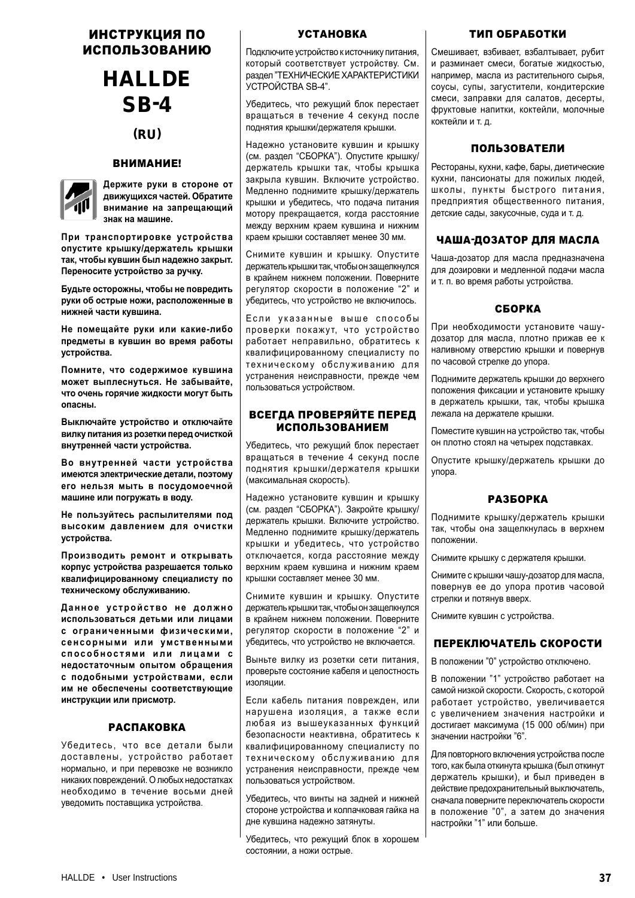# ИНСТРУКЦИЯ ПО ИСПОЛЬЗОВАНИЮ

# HALLDE SB-4

## (RU)

### ВНИМАНИЕ!

**Держите руки в стороне от движущихся частей. Обратите внимание на запрещающий знак на машине.**

**При транспортировке устройства опустите крышку/держатель крышки так, чтобы кувшин был надежно закрыт. Переносите устройство за ручку.**

**Будьте осторожны, чтобы не повредить руки об острые ножи, расположенные в нижней части кувшина.**

**Не помещайте руки или какие-либо предметы в кувшин во время работы устройства.**

**Помните, что содержимое кувшина может выплеснуться. Не забывайте, что очень горячие жидкости могут быть опасны.**

**Выключайте устройство и отключайте вилку питания из розетки перед очисткой внутренней части устройства.**

**Во внутренней части устройства имеются электрические детали, поэтому его нельзя мыть в посудомоечной машине или погружать в воду.**

**Не пользуйтесь распылителями под высоким давлением для очистки устройства.**

**Производить ремонт и открывать корпус устройства разрешается только квалифицированному специалисту по техническому обслуживанию.**

**Данное устройство не должно использоваться детьми или лицами с ограниченными физическими, сенсорными или умственными способностями или лицами с недостаточным опытом обращения с подобными устройствами, если им не обеспечены соответствующие инструкции или присмотр.**

### РАСПАКОВКА

Убедитесь, что все детали были доставлены, устройство работает нормально, и при перевозке не возникло никаких повреждений. О любых недостатках необходимо в течение восьми дней уведомить поставщика устройства.

### УСТАНОВКА

Подключите устройство к источнику питания, который соответствует устройству. См. раздел "ТЕХНИЧЕСКИЕ ХАРАКТЕРИСТИКИ УСТРОЙСТВА SB-4".

Убедитесь, что режущий блок перестает вращаться в течение 4 секунд после поднятия крышки/держателя крышки.

Надежно установите кувшин и крышку (см. раздел "СБОРКА"). Опустите крышку/держатель крышки так, чтобы крышка закрыла кувшин. Включите устройство. Медленно поднимите крышку/держатель крышки и убедитесь, что подача питания мотору прекращается, когда расстояние между верхним краем кувшина и нижним краем крышки составляет менее 30 мм.

Снимите кувшин и крышку. Опустите держатель крышки так, чтобы он защелкнулся в крайнем нижнем положении. Поверните регулятор скорости в положение "2" и убедитесь, что устройство не включилось.

Если указанные выше способы проверки покажут, что устройство работает неправильно, обратитесь к квалифицированному специалисту по техническому обслуживанию для устранения неисправности, прежде чем пользоваться устройством.

### ВСЕГДА ПРОВЕРЯЙТЕ ПЕРЕД ИСПОЛЬЗОВАНИЕМ

Убедитесь, что режущий блок перестает вращаться в течение 4 секунд после поднятия крышки/держателя крышки (максимальная скорость).

Надежно установите кувшин и крышку (см. раздел "СБОРКА"). Закройте крышку/держатель крышки. Включите устройство. Медленно поднимите крышку/держатель крышки и убедитесь, что устройство отключается, когда расстояние между верхним краем кувшина и нижним краем крышки составляет менее 30 мм.

Снимите кувшин и крышку. Опустите держатель крышки так, чтобы он защелкнулся в крайнем нижнем положении. Поверните регулятор скорости в положение "2" и убедитесь, что устройство не включается.

Выньте вилку из розетки сети питания, проверьте состояние кабеля и целостность изоляции.

Если кабель питания поврежден, или нарушена изоляция, а также если любая из вышеуказанных функций безопасности неактивна, обратитесь к квалифицированному специалисту по техническому обслуживанию для устранения неисправности, прежде чем пользоваться устройством.

Убедитесь, что винты на задней и нижней стороне устройства и колпачковая гайка на дне кувшина надежно затянуты.

Убедитесь, что режущий блок в хорошем состоянии, а ножи острые.

### ТИП ОБРАБОТКИ

Смешивает, взбивает, взбалтывает, рубит и разминает смеси, богатые жидкостью, например, масла из растительного сырья, соусы, супы, загустители, кондитерские смеси, заправки для салатов, десерты, фруктовые напитки, коктейли, молочные коктейли и т. д.

### ПОЛЬЗОВАТЕЛИ

Рестораны, кухни, кафе, бары, диетические кухни, пансионаты для пожилых людей, школы, пункты быстрого питания, предприятия общественного питания, детские сады, закусочные, суда и т. д.

### ЧАША-ДОЗАТОР ДЛЯ МАСЛА

Чаша-дозатор для масла предназначена для дозировки и медленной подачи масла и т. п. во время работы устройства.

### СБОРКА

При необходимости установите чашу-дозатор для масла, плотно прижав ее к наливному отверстию крышки и повернув по часовой стрелке до упора.

Поднимите держатель крышки до верхнего положения фиксации и установите крышку в держатель крышки, так, чтобы крышка лежала на держателе крышки.

Поместите кувшин на устройство так, чтобы он плотно стоял на четырех подставках.

Опустите крышку/держатель крышки до упора.

### РАЗБОРКА

Поднимите крышку/держатель крышки так, чтобы она защелкнулась в верхнем положении.

Снимите крышку с держателя крышки.

Снимите с крышки чашу-дозатор для масла, повернув ее до упора против часовой стрелки и потянув вверх.

Снимите кувшин с устройства.

### ПЕРЕКЛЮЧАТЕЛЬ СКОРОСТИ

В положении "0" устройство отключено.

В положении "1" устройство работает на самой низкой скорости. Скорость, с которой работает устройство, увеличивается с увеличением значения настройки и достигает максимума (15 000 об/мин) при значении настройки "6".

Для повторного включения устройства после того, как была откинута крышка (был откинут держатель крышки), и был приведен в действие предохранительный выключатель, сначала поверните переключатель скорости в положение "0", а затем до значения настройки "1" или больше.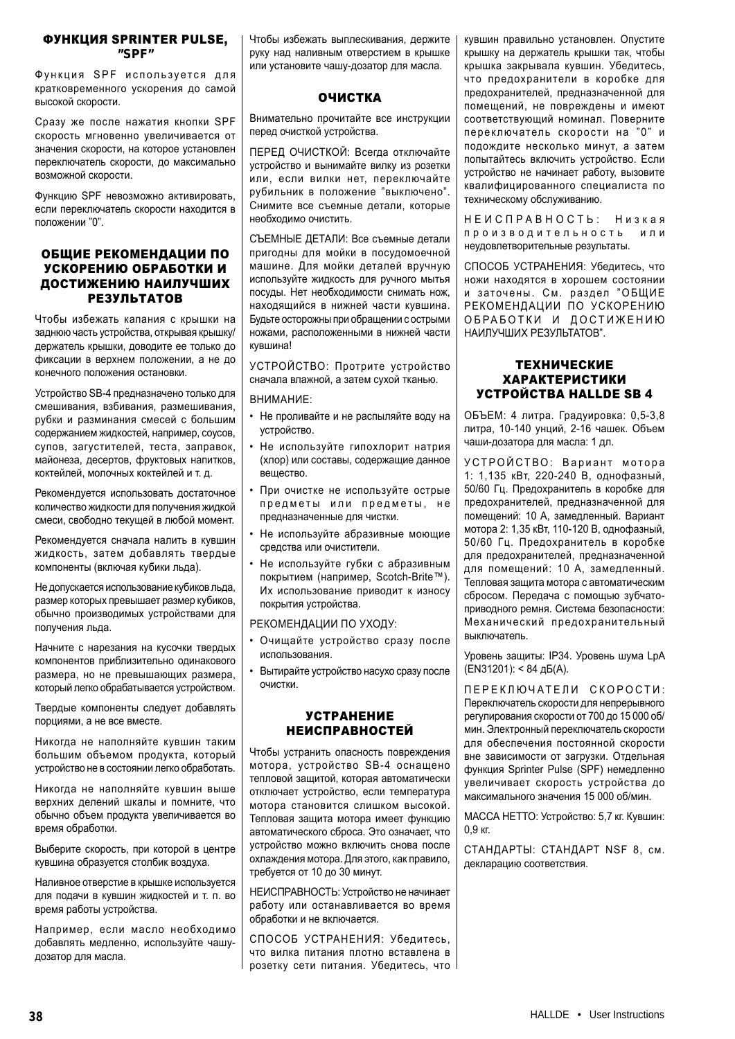## ФУНКЦИЯ SPRINTER PULSE, "SPF"

Функция SPF используется для кратковременного ускорения до самой высокой скорости.

Сразу же после нажатия кнопки SPF скорость мгновенно увеличивается от значения скорости, на которое установлен переключатель скорости, до максимально возможной скорости.

Функцию SPF невозможно активировать, если переключатель скорости находится в положении "0".

## ОБЩИЕ РЕКОМЕНДАЦИИ ПО УСКОРЕНИЮ ОБРАБОТКИ И ДОСТИЖЕНИЮ НАИЛУЧШИХ РЕЗУЛЬТАТОВ

Чтобы избежать капания с крышки на заднюю часть устройства, открывая крышку/держатель крышки, доводите ее только до фиксации в верхнем положении, а не до конечного положения остановки.

Устройство SB-4 предназначено только для смешивания, взбивания, размешивания, рубки и разминания смесей с большим содержанием жидкостей, например, соусов, супов, загустителей, теста, заправок, майонеза, десертов, фруктовых напитков, коктейлей, молочных коктейлей и т. д.

Рекомендуется использовать достаточное количество жидкости для получения жидкой смеси, свободно текущей в любой момент.

Рекомендуется сначала налить в кувшин жидкость, затем добавлять твердые компоненты (включая кубики льда).

Не допускается использование кубиков льда, размер которых превышает размер кубиков, обычно производимых устройствами для получения льда.

Начните с нарезания на кусочки твердых компонентов приблизительно одинакового размера, но не превышающих размера, который легко обрабатывается устройством.

Твердые компоненты следует добавлять порциями, а не все вместе.

Никогда не наполняйте кувшин таким большим объемом продукта, который устройство не в состоянии легко обработать.

Никогда не наполняйте кувшин выше верхних делений шкалы и помните, что обычно объем продукта увеличивается во время обработки.

Выберите скорость, при которой в центре кувшина образуется столбик воздуха.

Наливное отверстие в крышке используется для подачи в кувшин жидкостей и т. п. во время работы устройства.

Например, если масло необходимо добавлять медленно, используйте чашу-дозатор для масла.

Чтобы избежать выплескивания, держите руку над наливным отверстием в крышке или установите чашу-дозатор для масла.

## ОЧИСТКА

Внимательно прочитайте все инструкции перед очисткой устройства.

ПЕРЕД ОЧИСТКОЙ: Всегда отключайте устройство и вынимайте вилку из розетки или, если вилки нет, переключайте рубильник в положение "выключено". Снимите все съемные детали, которые необходимо очистить.

СЪЕМНЫЕ ДЕТАЛИ: Все съемные детали пригодны для мойки в посудомоечной машине. Для мойки деталей вручную используйте жидкость для ручного мытья посуды. Нет необходимости снимать нож, находящийся в нижней части кувшина. Будьте осторожны при обращении с острыми ножами, расположенными в нижней части кувшина!

УСТРОЙСТВО: Протрите устройство сначала влажной, а затем сухой тканью.

ВНИМАНИЕ:

- Не проливайте и не распыляйте воду на устройство.
- Не используйте гипохлорит натрия (хлор) или составы, содержащие данное вещество.
- При очистке не используйте острые предметы или предметы, не предназначенные для чистки.
- Не используйте абразивные моющие средства или очистители.
- Не используйте губки с абразивным покрытием (например, Scotch-Brite™). Их использование приводит к износу покрытия устройства.

РЕКОМЕНДАЦИИ ПО УХОДУ:

- Очищайте устройство сразу после использования.
- Вытирайте устройство насухо сразу после очистки.

## УСТРАНЕНИЕ НЕИСПРАВНОСТЕЙ

Чтобы устранить опасность повреждения мотора, устройство SB-4 оснащено тепловой защитой, которая автоматически отключает устройство, если температура мотора становится слишком высокой. Тепловая защита мотора имеет функцию автоматического сброса. Это означает, что устройство можно включить снова после охлаждения мотора. Для этого, как правило, требуется от 10 до 30 минут.

НЕИСПРАВНОСТЬ: Устройство не начинает работу или останавливается во время обработки и не включается.

СПОСОБ УСТРАНЕНИЯ: Убедитесь, что вилка питания плотно вставлена в розетку сети питания. Убедитесь, что кувшин правильно установлен. Опустите крышку на держатель крышки так, чтобы крышка закрывала кувшин. Убедитесь, что предохранители в коробке для предохранителей, предназначенной для помещений, не повреждены и имеют соответствующий номинал. Поверните переключатель скорости на "0" и подождите несколько минут, а затем попытайтесь включить устройство. Если устройство не начинает работу, вызовите квалифицированного специалиста по техническому обслуживанию.

НЕИСПРАВНОСТЬ: Низкая производительность или неудовлетворительные результаты.

СПОСОБ УСТРАНЕНИЯ: Убедитесь, что ножи находятся в хорошем состоянии и заточены. См. раздел "ОБЩИЕ РЕКОМЕНДАЦИИ ПО УСКОРЕНИЮ ОБРАБОТКИ И ДОСТИЖЕНИЮ НАИЛУЧШИХ РЕЗУЛЬТАТОВ".

## ТЕХНИЧЕСКИЕ ХАРАКТЕРИСТИКИ УСТРОЙСТВА HALLDE SB 4

ОБЪЕМ: 4 литра. Градуировка: 0,5-3,8 литра, 10-140 унций, 2-16 чашек. Объем чаши-дозатора для масла: 1 дл.

УСТРОЙСТВО: Вариант мотора 1: 1,135 кВт, 220-240 В, однофазный, 50/60 Гц. Предохранитель в коробке для предохранителей, предназначенной для помещений: 10 А, замедленный. Вариант мотора 2: 1,35 кВт, 110-120 В, однофазный, 50/60 Гц. Предохранитель в коробке для предохранителей, предназначенной для помещений: 10 А, замедленный. Тепловая защита мотора с автоматическим сбросом. Передача с помощью зубчато-приводного ремня. Система безопасности: Механический предохранительный выключатель.

Уровень защиты: IP34. Уровень шума LpA (EN31201): < 84 дБ(А).

ПЕРЕКЛЮЧАТЕЛИ СКОРОСТИ: Переключатель скорости для непрерывного регулирования скорости от 700 до 15 000 об/мин. Электронный переключатель скорости для обеспечения постоянной скорости вне зависимости от загрузки. Отдельная функция Sprinter Pulse (SPF) немедленно увеличивает скорость устройства до максимального значения 15 000 об/мин.

МАССА НЕТТО: Устройство: 5,7 кг. Кувшин: 0,9 кг.

СТАНДАРТЫ: СТАНДАРТ NSF 8, см. декларацию соответствия.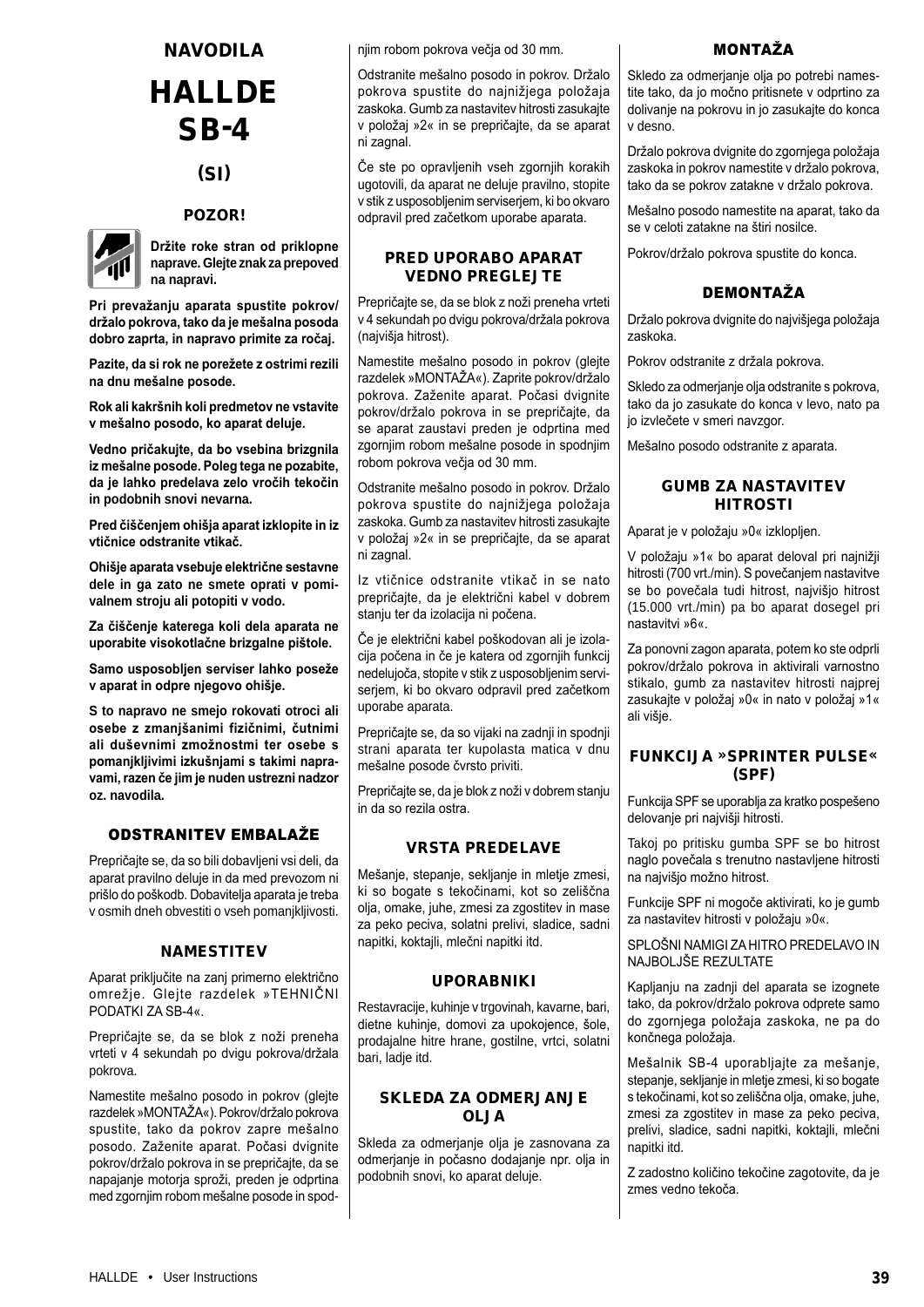# NAVODILA

# HALLDE SB-4

## (SI)

### POZOR!

**Držite roke stran od priklopne naprave. Glejte znak za prepoved na napravi.**

**Pri prevažanju aparata spustite pokrov/držalo pokrova, tako da je mešalna posoda dobro zaprta, in napravo primite za ročaj.**

**Pazite, da si rok ne porežete z ostrimi rezili na dnu mešalne posode.**

**Rok ali kakršnih koli predmetov ne vstavite v mešalno posodo, ko aparat deluje.**

**Vedno pričakujte, da bo vsebina brizgnila iz mešalne posode. Poleg tega ne pozabite, da je lahko predelava zelo vročih tekočin in podobnih snovi nevarna.**

**Pred čiščenjem ohišja aparat izklopite in iz vtičnice odstranite vtikač.**

**Ohišje aparata vsebuje električne sestavne dele in ga zato ne smete oprati v pomivalnem stroju ali potopiti v vodo.**

**Za čiščenje katerega koli dela aparata ne uporabite visokotlačne brizgalne pištole.**

**Samo usposobljen serviser lahko poseže v aparat in odpre njegovo ohišje.**

**S to napravo ne smejo rokovati otroci ali osebe z zmanjšanimi fizičnimi, čutnimi ali duševnimi zmožnostmi ter osebe s pomanjkljivimi izkušnjami s takimi napravami, razen če jim je nuden ustrezni nadzor oz. navodila.**

### ODSTRANITEV EMBALAŽE

Prepričajte se, da so bili dobavljeni vsi deli, da aparat pravilno deluje in da med prevozom ni prišlo do poškodb. Dobavitelja aparata je treba v osmih dneh obvestiti o vseh pomanjkljivostih.

### NAMESTITEV

Aparat priključite na zanj primerno električno omrežje. Glejte razdelek »TEHNIČNI PODATKI ZA SB-4«.

Prepričajte se, da se blok z noži preneha vrteti v 4 sekundah po dvigu pokrova/držala pokrova.

Namestite mešalno posodo in pokrov (glejte razdelek »MONTAŽA«). Pokrov/držalo pokrova spustite, tako da pokrov zapre mešalno posodo. Zaženite aparat. Počasi dvignite pokrov/držalo pokrova in se prepričajte, da se napajanje motorja sproži, preden je odprtina med zgornjim robom mešalne posode in spodnjim robom pokrova večja od 30 mm.

Odstranite mešalno posodo in pokrov. Držalo pokrova spustite do najnižjega položaja zaskoka. Gumb za nastavitev hitrosti zasukajte v položaj »2« in se prepričajte, da se aparat ni zagnal.

Če ste po opravljenih vseh zgornjih korakih ugotovili, da aparat ne deluje pravilno, stopite v stik z usposobljenim serviserjem, ki bo okvaro odpravil pred začetkom uporabe aparata.

### PRED UPORABO APARAT VEDNO PREGLEJTE

Prepričajte se, da se blok z noži preneha vrteti v 4 sekundah po dvigu pokrova/držala pokrova (najvišja hitrost).

Namestite mešalno posodo in pokrov (glejte razdelek »MONTAŽA«). Zaprite pokrov/držalo pokrova. Zaženite aparat. Počasi dvignite pokrov/držalo pokrova in se prepričajte, da se aparat zaustavi preden je odprtina med zgornjim robom mešalne posode in spodnjim robom pokrova večja od 30 mm.

Odstranite mešalno posodo in pokrov. Držalo pokrova spustite do najnižjega položaja zaskoka. Gumb za nastavitev hitrosti zasukajte v položaj »2« in se prepričajte, da se aparat ni zagnal.

Iz vtičnice odstranite vtikač in se nato prepričajte, da je električni kabel v dobrem stanju ter da izolacija ni počena.

Če je električni kabel poškodovan ali je izolacija počena in če je katera od zgornjih funkcij nedelujoča, stopite v stik z usposobljenim serviserjem, ki bo okvaro odpravil pred začetkom uporabe aparata.

Prepričajte se, da so vijaki na zadnji in spodnji strani aparata ter kupolasta matica v dnu mešalne posode čvrsto priviti.

Prepričajte se, da je blok z noži v dobrem stanju in da so rezila ostra.

### VRSTA PREDELAVE

Mešanje, stepanje, sekljanje in mletje zmesi, ki so bogate s tekočinami, kot so zeliščna olja, omake, juhe, zmesi za zgostitev in mase za peko peciva, solatni prelivi, sladice, sadni napitki, koktajli, mlečni napitki itd.

### UPORABNIKI

Restavracije, kuhinje v trgovinah, kavarne, bari, dietne kuhinje, domovi za upokojence, šole, prodajalne hitre hrane, gostilne, vrtci, solatni bari, ladje itd.

### SKLEDA ZA ODMERJANJE OLJA

Skleda za odmerjanje olja je zasnovana za odmerjanje in počasno dodajanje npr. olja in podobnih snovi, ko aparat deluje.

### MONTAŽA

Skledo za odmerjanje olja po potrebi namestite tako, da jo močno pritisnete v odprtino za dolivanje na pokrovu in jo zasukajte do konca v desno.

Držalo pokrova dvignite do zgornjega položaja zaskoka in pokrov namestite v držalo pokrova, tako da se pokrov zatakne v držalo pokrova.

Mešalno posodo namestite na aparat, tako da se v celoti zatakne na štiri nosilce.

Pokrov/držalo pokrova spustite do konca.

### DEMONTAŽA

Držalo pokrova dvignite do najvišjega položaja zaskoka.

Pokrov odstranite z držala pokrova.

Skledo za odmerjanje olja odstranite s pokrova, tako da jo zasukate do konca v levo, nato pa jo izvlečete v smeri navzgor.

Mešalno posodo odstranite z aparata.

### GUMB ZA NASTAVITEV HITROSTI

Aparat je v položaju »0« izklopljen.

V položaju »1« bo aparat deloval pri najnižji hitrosti (700 vrt./min). S povečanjem nastavitve se bo povečala tudi hitrost, najvišjo hitrost (15.000 vrt./min) pa bo aparat dosegel pri nastavitvi »6«.

Za ponovni zagon aparata, potem ko ste odprli pokrov/držalo pokrova in aktivirali varnostno stikalo, gumb za nastavitev hitrosti najprej zasukajte v položaj »0« in nato v položaj »1« ali višje.

### FUNKCIJA »SPRINTER PULSE« (SPF)

Funkcija SPF se uporablja za kratko pospešeno delovanje pri najvišji hitrosti.

Takoj po pritisku gumba SPF se bo hitrost naglo povečala s trenutno nastavljene hitrosti na najvišjo možno hitrost.

Funkcije SPF ni mogoče aktivirati, ko je gumb za nastavitev hitrosti v položaju »0«.

SPLOŠNI NAMIGI ZA HITRO PREDELAVO IN NAJBOLJŠE REZULTATE

Kapljanju na zadnji del aparata se izognete tako, da pokrov/držalo pokrova odprete samo do zgornjega položaja zaskoka, ne pa do končnega položaja.

Mešalnik SB-4 uporabljajte za mešanje, stepanje, sekljanje in mletje zmesi, ki so bogate s tekočinami, kot so zeliščna olja, omake, juhe, zmesi za zgostitev in mase za peko peciva, prelivi, sladice, sadni napitki, koktajli, mlečni napitki itd.

Z zadostno količino tekočine zagotovite, da je zmes vedno tekoča.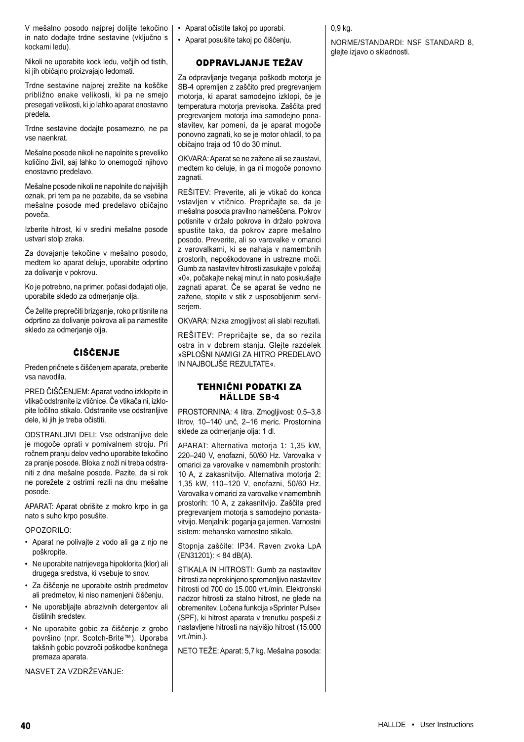V mešalno posodo najprej dolijte tekočino in nato dodajte trdne sestavine (vključno s kockami ledu).

Nikoli ne uporabite kock ledu, večjih od tistih, ki jih običajno proizvajajo ledomati.

Trdne sestavine najprej zrežite na koščke približno enake velikosti, ki pa ne smejo presegati velikosti, ki jo lahko aparat enostavno predela.

Trdne sestavine dodajte posamezno, ne pa vse naenkrat.

Mešalne posode nikoli ne napolnite s preveliko količino živil, saj lahko to onemogoči njihovo enostavno predelavo.

Mešalne posode nikoli ne napolnite do najvišjih oznak, pri tem pa ne pozabite, da se vsebina mešalne posode med predelavo običajno poveča.

Izberite hitrost, ki v sredini mešalne posode ustvari stolp zraka.

Za dovajanje tekočine v mešalno posodo, medtem ko aparat deluje, uporabite odprtino za dolivanje v pokrovu.

Ko je potrebno, na primer, počasi dodajati olje, uporabite skledo za odmerjanje olja.

Če želite preprečiti brizganje, roko pritisnite na odprtino za dolivanje pokrova ali pa namestite skledo za odmerjanje olja.

## ČIŠČENJE

Preden pričnete s čiščenjem aparata, preberite vsa navodila.

PRED ČIŠČENJEM: Aparat vedno izklopite in vtikač odstranite iz vtičnice. Če vtikača ni, izklopite ločilno stikalo. Odstranite vse odstranljive dele, ki jih je treba očistiti.

ODSTRANLJIVI DELI: Vse odstranljive dele je mogoče oprati v pomivalnem stroju. Pri ročnem pranju delov vedno uporabite tekočino za pranje posode. Bloka z noži ni treba odstraniti z dna mešalne posode. Pazite, da si rok ne porežete z ostrimi rezili na dnu mešalne posode.

APARAT: Aparat obrišite z mokro krpo in ga nato s suho krpo posušite.

OPOZORILO:

- Aparat ne polivajte z vodo ali ga z njo ne poškropite.
- Ne uporabite natrijevega hipoklorita (klor) ali drugega sredstva, ki vsebuje to snov.
- Za čiščenje ne uporabite ostrih predmetov ali predmetov, ki niso namenjeni čiščenju.
- Ne uporabljajte abrazivnih detergentov ali čistilnih sredstev.
- Ne uporabite gobic za čiščenje z grobo površino (npr. Scotch-Brite™). Uporaba takšnih gobic povzroči poškodbe končnega premaza aparata.

NASVET ZA VZDRŽEVANJE:

- Aparat očistite takoj po uporabi.
- Aparat posušite takoj po čiščenju.

## ODPRAVLJANJE TEŽAV

Za odpravljanje tveganja poškodb motorja je SB-4 opremljen z zaščito pred pregrevanjem motorja, ki aparat samodejno izklopi, če je temperatura motorja previsoka. Zaščita pred pregrevanjem motorja ima samodejno ponastavitev, kar pomeni, da je aparat mogoče ponovno zagnati, ko se je motor ohladil, to pa običajno traja od 10 do 30 minut.

OKVARA: Aparat se ne zažene ali se zaustavi, medtem ko deluje, in ga ni mogoče ponovno zagnati.

REŠITEV: Preverite, ali je vtikač do konca vstavljen v vtičnico. Prepričajte se, da je mešalna posoda pravilno nameščena. Pokrov potisnite v držalo pokrova in držalo pokrova spustite tako, da pokrov zapre mešalno posodo. Preverite, ali so varovalke v omarici z varovalkami, ki se nahaja v namembnih prostorih, nepoškodovane in ustrezne moči. Gumb za nastavitev hitrosti zasukajte v položaj »0«, počakajte nekaj minut in nato poskušajte zagnati aparat. Če se aparat še vedno ne zažene, stopite v stik z usposobljenim serviserjem.

OKVARA: Nizka zmogljivost ali slabi rezultati.

REŠITEV: Prepričajte se, da so rezila ostra in v dobrem stanju. Glejte razdelek »SPLOŠNI NAMIGI ZA HITRO PREDELAVO IN NAJBOLJŠE REZULTATE«.

## TEHNIČNI PODATKI ZA HÄLLDE SB-4

PROSTORNINA: 4 litra. Zmogljivost: 0,5–3,8 litrov, 10–140 unč, 2–16 meric. Prostornina sklede za odmerjanje olja: 1 dl.

APARAT: Alternativa motorja 1: 1,35 kW, 220–240 V, enofazni, 50/60 Hz. Varovalka v omarici za varovalke v namembnih prostorih: 10 A, z zakasnitvijo. Alternativa motorja 2: 1,35 kW, 110–120 V, enofazni, 50/60 Hz. Varovalka v omarici za varovalke v namembnih prostorih: 10 A, z zakasnitvijo. Zaščita pred pregrevanjem motorja s samodejno ponastavitvijo. Menjalnik: poganja ga jermen. Varnostni sistem: mehansko varnostno stikalo.

Stopnja zaščite: IP34. Raven zvoka LpA (EN31201): < 84 dB(A).

STIKALA IN HITROSTI: Gumb za nastavitev hitrosti za neprekinjeno spremenljivo nastavitev hitrosti od 700 do 15.000 vrt./min. Elektronski nadzor hitrosti za stalno hitrost, ne glede na obremenitev. Ločena funkcija »Sprinter Pulse« (SPF), ki hitrost aparata v trenutku pospeši z nastavljene hitrosti na najvišjo hitrost (15.000 vrt./min.).

NETO TEŽE: Aparat: 5,7 kg. Mešalna posoda: 0,9 kg.

NORME/STANDARDI: NSF STANDARD 8, glejte izjavo o skladnosti.